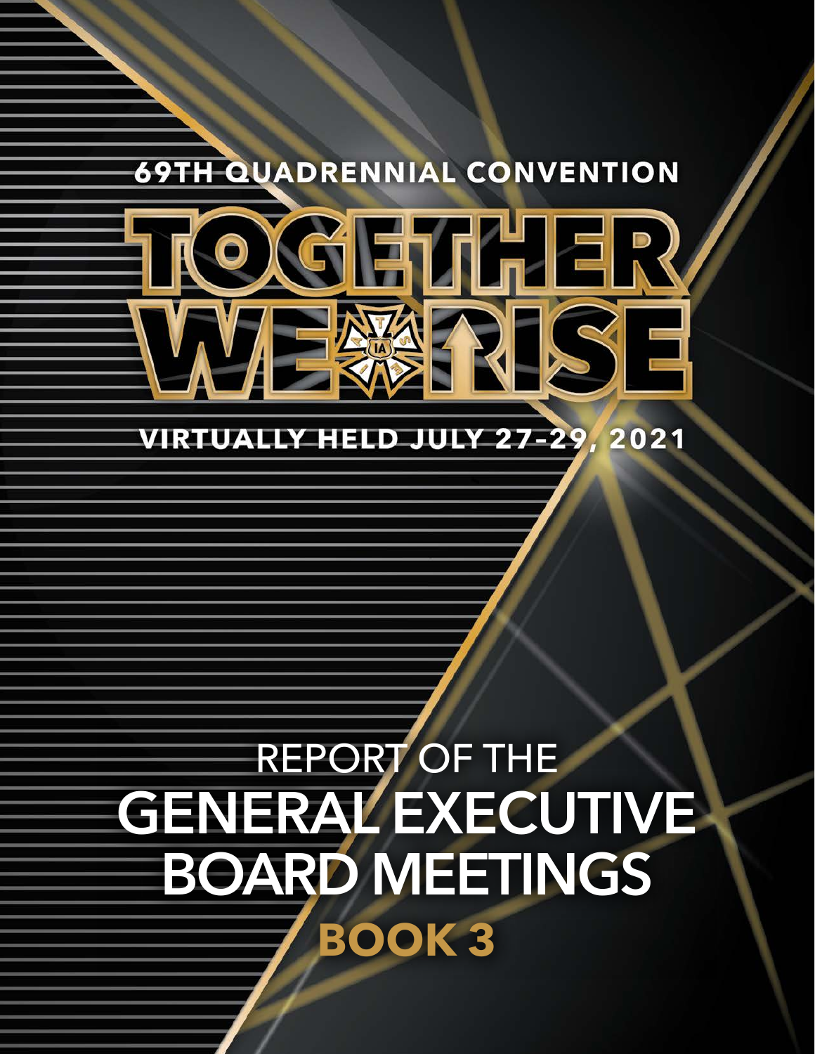69TH QUADRENNIAL CONVENTION

# TOGETHER WE RISE

VIRTUALLY HELD JULY 27–29, 2021

# REPORT OF THE GENERAL EXECUTIVE BOARD MEETINGS

## BOOK 3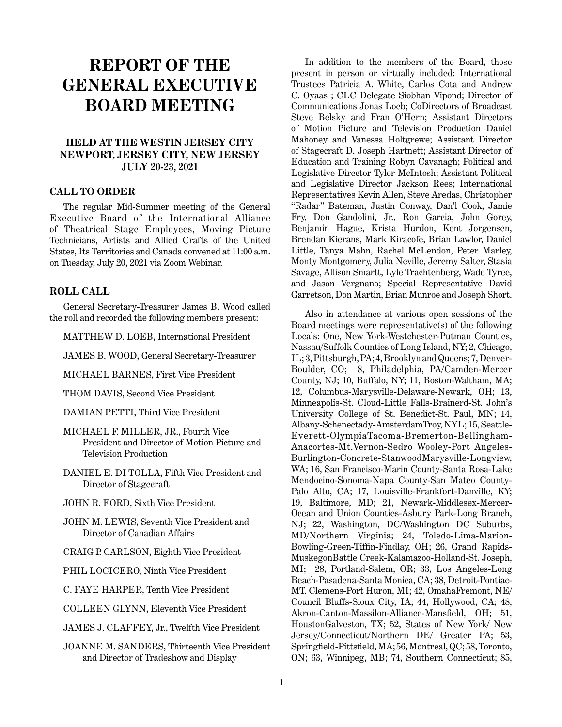# REPORT OF THE GENERAL EXECUTIVE BOARD MEETING

### HELD AT THE WESTIN JERSEY CITY NEWPORT, JERSEY CITY, NEW JERSEY JULY 20-23, 2021

## CALL TO ORDER

The regular Mid-Summer meeting of the General Executive Board of the International Alliance of Theatrical Stage Employees, Moving Picture Technicians, Artists and Allied Crafts of the United States, Its Territories and Canada convened at 11:00 a.m. on Tuesday, July 20, 2021 via Zoom Webinar.

## ROLL CALL

General Secretary-Treasurer James B. Wood called the roll and recorded the following members present:

MATTHEW D. LOEB, International President

JAMES B. WOOD, General Secretary-Treasurer

MICHAEL BARNES, First Vice President

THOM DAVIS, Second Vice President

DAMIAN PETTI, Third Vice President

MICHAEL F. MILLER, JR., Fourth Vice President and Director of Motion Picture and Television Production

DANIEL E. DI TOLLA, Fifth Vice President and Director of Stagecraft

JOHN R. FORD, Sixth Vice President

JOHN M. LEWIS, Seventh Vice President and Director of Canadian Affairs

CRAIG P. CARLSON, Eighth Vice President

PHIL LOCICERO, Ninth Vice President

C. FAYE HARPER, Tenth Vice President

COLLEEN GLYNN, Eleventh Vice President

JAMES J. CLAFFEY, Jr., Twelfth Vice President

JOANNE M. SANDERS, Thirteenth Vice President and Director of Tradeshow and Display

In addition to the members of the Board, those present in person or virtually included: International Trustees Patricia A. White, Carlos Cota and Andrew C. Oyaas ; CLC Delegate Siobhan Vipond; Director of Communications Jonas Loeb; CoDirectors of Broadcast Steve Belsky and Fran O'Hern; Assistant Directors of Motion Picture and Television Production Daniel Mahoney and Vanessa Holtgrewe; Assistant Director of Stagecraft D. Joseph Hartnett; Assistant Director of Education and Training Robyn Cavanagh; Political and Legislative Director Tyler McIntosh; Assistant Political and Legislative Director Jackson Rees; International Representatives Kevin Allen, Steve Aredas, Christopher "Radar" Bateman, Justin Conway, Dan'l Cook, Jamie Fry, Don Gandolini, Jr., Ron Garcia, John Gorey, Benjamin Hague, Krista Hurdon, Kent Jorgensen, Brendan Kierans, Mark Kiracofe, Brian Lawlor, Daniel Little, Tanya Mahn, Rachel McLendon, Peter Marley, Monty Montgomery, Julia Neville, Jeremy Salter, Stasia Savage, Allison Smartt, Lyle Trachtenberg, Wade Tyree, and Jason Vergnano; Special Representative David Garretson, Don Martin, Brian Munroe and Joseph Short.

Also in attendance at various open sessions of the Board meetings were representative(s) of the following Locals: One, New York-Westchester-Putman Counties, Nassau/Suffolk Counties of Long Island, NY; 2, Chicago, IL; 3, Pittsburgh, PA; 4, Brooklyn and Queens; 7, Denver-Boulder, CO; 8, Philadelphia, PA/Camden-Mercer County, NJ; 10, Buffalo, NY; 11, Boston-Waltham, MA; 12, Columbus-Marysville-Delaware-Newark, OH; 13, Minneapolis-St. Cloud-Little Falls-Brainerd-St. John's University College of St. Benedict-St. Paul, MN; 14, Albany-Schenectady-AmsterdamTroy, NYL; 15, Seattle-Everett-OlympiaTacoma-Bremerton-Bellingham-Anacortes-Mt.Vernon-Sedro Wooley-Port Angeles-Burlington-Concrete-StanwoodMarysville-Longview, WA; 16, San Francisco-Marin County-Santa Rosa-Lake Mendocino-Sonoma-Napa County-San Mateo County-Palo Alto, CA; 17, Louisville-Frankfort-Danville, KY; 19, Baltimore, MD; 21, Newark-Middlesex-Mercer-Ocean and Union Counties-Asbury Park-Long Branch, NJ; 22, Washington, DC/Washington DC Suburbs, MD/Northern Virginia; 24, Toledo-Lima-Marion-Bowling-Green-Tiffin-Findlay, OH; 26, Grand Rapids-MuskegonBattle Creek-Kalamazoo-Holland-St. Joseph, MI; 28, Portland-Salem, OR; 33, Los Angeles-Long Beach-Pasadena-Santa Monica, CA; 38, Detroit-Pontiac-MT. Clemens-Port Huron, MI; 42, OmahaFremont, NE/ Council Bluffs-Sioux City, IA; 44, Hollywood, CA; 48, Akron-Canton-Massilon-Alliance-Mansfield, OH; 51, HoustonGalveston, TX; 52, States of New York/ New Jersey/Connecticut/Northern DE/ Greater PA; 53, Springfield-Pittsfield, MA; 56, Montreal, QC; 58, Toronto, ON; 63, Winnipeg, MB; 74, Southern Connecticut; 85,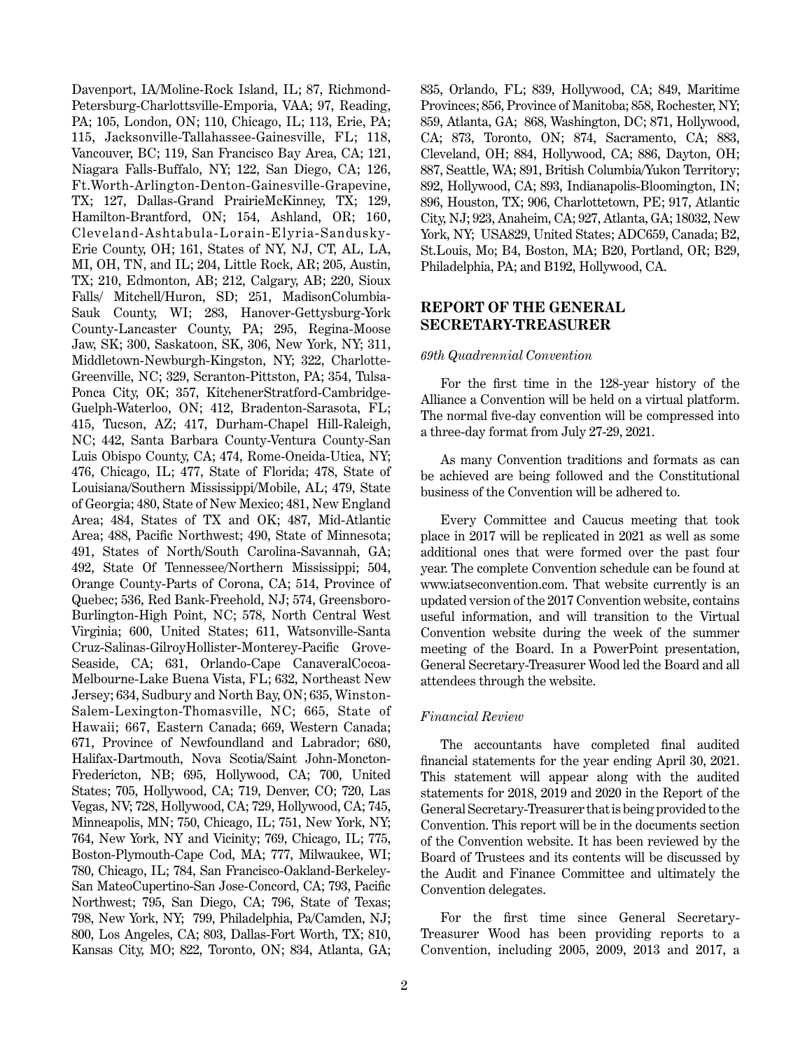Davenport, IA/Moline-Rock Island, IL; 87, Richmond-Petersburg-Charlottsville-Emporia, VAA; 97, Reading, PA; 105, London, ON; 110, Chicago, IL; 113, Erie, PA; 115, Jacksonville-Tallahassee-Gainesville, FL; 118, Vancouver, BC; 119, San Francisco Bay Area, CA; 121, Niagara Falls-Buffalo, NY; 122, San Diego, CA; 126, Ft.Worth-Arlington-Denton-Gainesville-Grapevine, TX; 127, Dallas-Grand PrairieMcKinney, TX; 129, Hamilton-Brantford, ON; 154, Ashland, OR; 160, Cleveland-Ashtabula-Lorain-Elyria-Sandusky-Erie County, OH; 161, States of NY, NJ, CT, AL, LA, MI, OH, TN, and IL; 204, Little Rock, AR; 205, Austin, TX; 210, Edmonton, AB; 212, Calgary, AB; 220, Sioux Falls/ Mitchell/Huron, SD; 251, MadisonColumbia-Sauk County, WI; 283, Hanover-Gettysburg-York County-Lancaster County, PA; 295, Regina-Moose Jaw, SK; 300, Saskatoon, SK, 306, New York, NY; 311, Middletown-Newburgh-Kingston, NY; 322, Charlotte-Greenville, NC; 329, Scranton-Pittston, PA; 354, Tulsa-Ponca City, OK; 357, KitchenerStratford-Cambridge-Guelph-Waterloo, ON; 412, Bradenton-Sarasota, FL; 415, Tucson, AZ; 417, Durham-Chapel Hill-Raleigh, NC; 442, Santa Barbara County-Ventura County-San Luis Obispo County, CA; 474, Rome-Oneida-Utica, NY; 476, Chicago, IL; 477, State of Florida; 478, State of Louisiana/Southern Mississippi/Mobile, AL; 479, State of Georgia; 480, State of New Mexico; 481, New England Area; 484, States of TX and OK; 487, Mid-Atlantic Area; 488, Pacific Northwest; 490, State of Minnesota; 491, States of North/South Carolina-Savannah, GA; 492, State Of Tennessee/Northern Mississippi; 504, Orange County-Parts of Corona, CA; 514, Province of Quebec; 536, Red Bank-Freehold, NJ; 574, Greensboro-Burlington-High Point, NC; 578, North Central West Virginia; 600, United States; 611, Watsonville-Santa Cruz-Salinas-GilroyHollister-Monterey-Pacific Grove-Seaside, CA; 631, Orlando-Cape CanaveralCocoa-Melbourne-Lake Buena Vista, FL; 632, Northeast New Jersey; 634, Sudbury and North Bay, ON; 635, Winston-Salem-Lexington-Thomasville, NC; 665, State of Hawaii; 667, Eastern Canada; 669, Western Canada; 671, Province of Newfoundland and Labrador; 680, Halifax-Dartmouth, Nova Scotia/Saint John-Moncton-Fredericton, NB; 695, Hollywood, CA; 700, United States; 705, Hollywood, CA; 719, Denver, CO; 720, Las Vegas, NV; 728, Hollywood, CA; 729, Hollywood, CA; 745, Minneapolis, MN; 750, Chicago, IL; 751, New York, NY; 764, New York, NY and Vicinity; 769, Chicago, IL; 775, Boston-Plymouth-Cape Cod, MA; 777, Milwaukee, WI; 780, Chicago, IL; 784, San Francisco-Oakland-Berkeley-San MateoCupertino-San Jose-Concord, CA; 793, Pacific Northwest; 795, San Diego, CA; 796, State of Texas; 798, New York, NY; 799, Philadelphia, Pa/Camden, NJ; 800, Los Angeles, CA; 803, Dallas-Fort Worth, TX; 810, Kansas City, MO; 822, Toronto, ON; 834, Atlanta, GA; 835, Orlando, FL; 839, Hollywood, CA; 849, Maritime Provinces; 856, Province of Manitoba; 858, Rochester, NY; 859, Atlanta, GA; 868, Washington, DC; 871, Hollywood, CA; 873, Toronto, ON; 874, Sacramento, CA; 883, Cleveland, OH; 884, Hollywood, CA; 886, Dayton, OH; 887, Seattle, WA; 891, British Columbia/Yukon Territory; 892, Hollywood, CA; 893, Indianapolis-Bloomington, IN; 896, Houston, TX; 906, Charlottetown, PE; 917, Atlantic City, NJ; 923, Anaheim, CA; 927, Atlanta, GA; 18032, New York, NY; USA829, United States; ADC659, Canada; B2, St.Louis, Mo; B4, Boston, MA; B20, Portland, OR; B29, Philadelphia, PA; and B192, Hollywood, CA.

## REPORT OF THE GENERAL SECRETARY-TREASURER

*69th Quadrennial Convention*

For the first time in the 128-year history of the Alliance a Convention will be held on a virtual platform. The normal five-day convention will be compressed into a three-day format from July 27-29, 2021.

As many Convention traditions and formats as can be achieved are being followed and the Constitutional business of the Convention will be adhered to.

Every Committee and Caucus meeting that took place in 2017 will be replicated in 2021 as well as some additional ones that were formed over the past four year. The complete Convention schedule can be found at www.iatseconvention.com. That website currently is an updated version of the 2017 Convention website, contains useful information, and will transition to the Virtual Convention website during the week of the summer meeting of the Board. In a PowerPoint presentation, General Secretary-Treasurer Wood led the Board and all attendees through the website.

*Financial Review*

The accountants have completed final audited financial statements for the year ending April 30, 2021. This statement will appear along with the audited statements for 2018, 2019 and 2020 in the Report to the General Secretary-Treasurer that is being provided to the Convention. This report will be in the documents section of the Convention website. It has been reviewed by the Board of Trustees and its contents will be discussed by the Audit and Finance Committee and ultimately the Convention delegates.

For the first time since General Secretary-Treasurer Wood has been providing reports to a Convention, including 2005, 2009, 2013 and 2017, a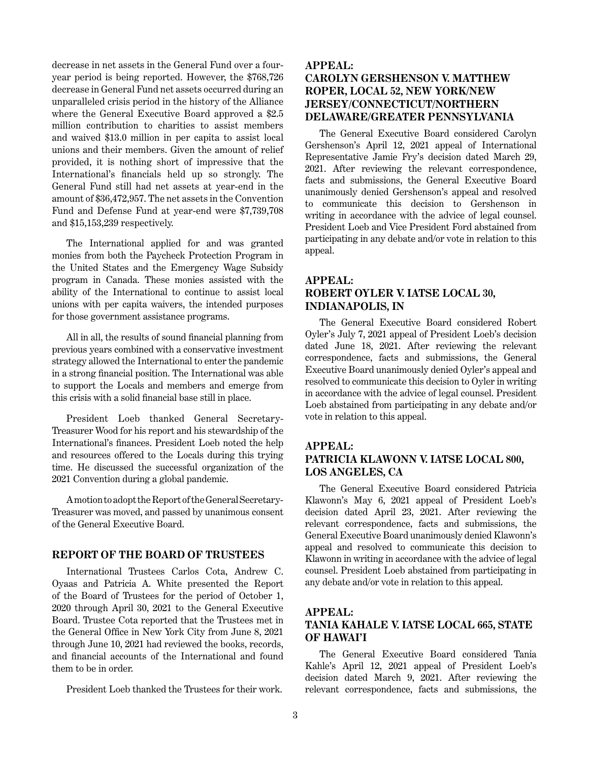decrease in net assets in the General Fund over a four-year period is being reported. However, the $768,726 decrease in General Fund net assets occurred during an unparalleled crisis period in the history of the Alliance where the General Executive Board approved a $2.5 million contribution to charities to assist members and waived $13.0 million in per capita to assist local unions and their members. Given the amount of relief provided, it is nothing short of impressive that the International's financials held up so strongly. The General Fund still had net assets at year-end in the amount of $36,472,957. The net assets in the Convention Fund and Defense Fund at year-end were $7,739,708 and $15,153,239 respectively.

The International applied for and was granted monies from both the Paycheck Protection Program in the United States and the Emergency Wage Subsidy program in Canada. These monies assisted with the ability of the International to continue to assist local unions with per capita waivers, the intended purposes for those government assistance programs.

All in all, the results of sound financial planning from previous years combined with a conservative investment strategy allowed the International to enter the pandemic in a strong financial position. The International was able to support the Locals and members and emerge from this crisis with a solid financial base still in place.

President Loeb thanked General Secretary-Treasurer Wood for his report and his stewardship of the International's finances. President Loeb noted the help and resources offered to the Locals during this trying time. He discussed the successful organization of the 2021 Convention during a global pandemic.

A motion to adopt the Report of the General Secretary-Treasurer was moved, and passed by unanimous consent of the General Executive Board.

## REPORT OF THE BOARD OF TRUSTEES

International Trustees Carlos Cota, Andrew C. Oyaas and Patricia A. White presented the Report of the Board of Trustees for the period of October 1, 2020 through April 30, 2021 to the General Executive Board. Trustee Cota reported that the Trustees met in the General Office in New York City from June 8, 2021 through June 10, 2021 had reviewed the books, records, and financial accounts of the International and found them to be in order.

President Loeb thanked the Trustees for their work.

## APPEAL: CAROLYN GERSHENSON V. MATTHEW ROPER, LOCAL 52, NEW YORK/NEW JERSEY/CONNECTICUT/NORTHERN DELAWARE/GREATER PENNSYLVANIA

The General Executive Board considered Carolyn Gershenson's April 12, 2021 appeal of International Representative Jamie Fry's decision dated March 29, 2021. After reviewing the relevant correspondence, facts and submissions, the General Executive Board unanimously denied Gershenson's appeal and resolved to communicate this decision to Gershenson in writing in accordance with the advice of legal counsel. President Loeb and Vice President Ford abstained from participating in any debate and/or vote in relation to this appeal.

## APPEAL: ROBERT OYLER V. IATSE LOCAL 30, INDIANAPOLIS, IN

The General Executive Board considered Robert Oyler's July 7, 2021 appeal of President Loeb's decision dated June 18, 2021. After reviewing the relevant correspondence, facts and submissions, the General Executive Board unanimously denied Oyler's appeal and resolved to communicate this decision to Oyler in writing in accordance with the advice of legal counsel. President Loeb abstained from participating in any debate and/or vote in relation to this appeal.

## APPEAL: PATRICIA KLAWONN V. IATSE LOCAL 800, LOS ANGELES, CA

The General Executive Board considered Patricia Klawonn's May 6, 2021 appeal of President Loeb's decision dated April 23, 2021. After reviewing the relevant correspondence, facts and submissions, the General Executive Board unanimously denied Klawonn's appeal and resolved to communicate this decision to Klawonn in writing in accordance with the advice of legal counsel. President Loeb abstained from participating in any debate and/or vote in relation to this appeal.

## APPEAL: TANIA KAHALE V. IATSE LOCAL 665, STATE OF HAWAI'I

The General Executive Board considered Tania Kahle's April 12, 2021 appeal of President Loeb's decision dated March 9, 2021. After reviewing the relevant correspondence, facts and submissions, the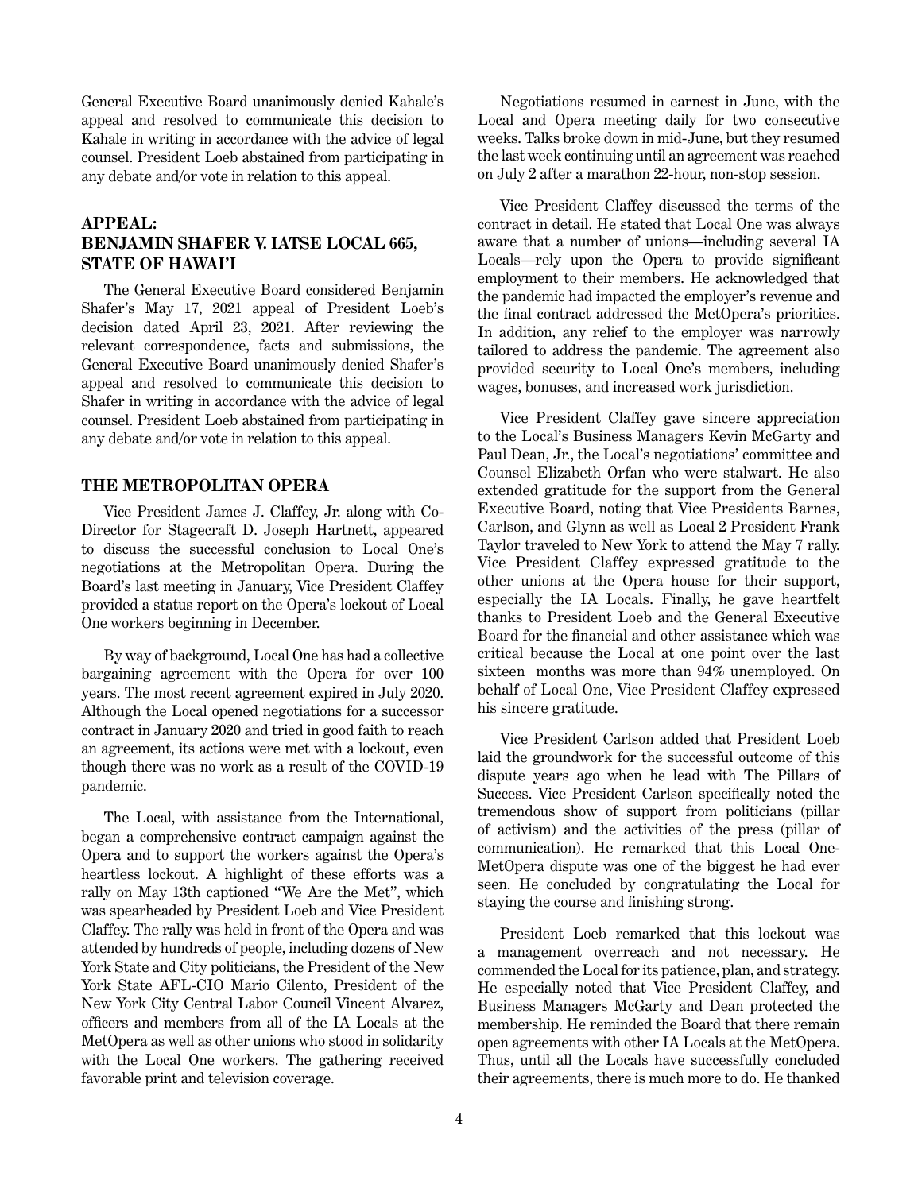General Executive Board unanimously denied Kahale's appeal and resolved to communicate this decision to Kahale in writing in accordance with the advice of legal counsel. President Loeb abstained from participating in any debate and/or vote in relation to this appeal.

## APPEAL: BENJAMIN SHAFER V. IATSE LOCAL 665, STATE OF HAWAI'I

The General Executive Board considered Benjamin Shafer's May 17, 2021 appeal of President Loeb's decision dated April 23, 2021. After reviewing the relevant correspondence, facts and submissions, the General Executive Board unanimously denied Shafer's appeal and resolved to communicate this decision to Shafer in writing in accordance with the advice of legal counsel. President Loeb abstained from participating in any debate and/or vote in relation to this appeal.

## THE METROPOLITAN OPERA

Vice President James J. Claffey, Jr. along with Co-Director for Stagecraft D. Joseph Hartnett, appeared to discuss the successful conclusion to Local One's negotiations at the Metropolitan Opera. During the Board's last meeting in January, Vice President Claffey provided a status report on the Opera's lockout of Local One workers beginning in December.

By way of background, Local One has had a collective bargaining agreement with the Opera for over 100 years. The most recent agreement expired in July 2020. Although the Local opened negotiations for a successor contract in January 2020 and tried in good faith to reach an agreement, its actions were met with a lockout, even though there was no work as a result of the COVID-19 pandemic.

The Local, with assistance from the International, began a comprehensive contract campaign against the Opera and to support the workers against the Opera's heartless lockout. A highlight of these efforts was a rally on May 13th captioned "We Are the Met", which was spearheaded by President Loeb and Vice President Claffey. The rally was held in front of the Opera and was attended by hundreds of people, including dozens of New York State and City politicians, the President of the New York State AFL-CIO Mario Cilento, President of the New York City Central Labor Council Vincent Alvarez, officers and members from all of the IA Locals at the MetOpera as well as other unions who stood in solidarity with the Local One workers. The gathering received favorable print and television coverage.

Negotiations resumed in earnest in June, with the Local and Opera meeting daily for two consecutive weeks. Talks broke down in mid-June, but they resumed the last week continuing until an agreement was reached on July 2 after a marathon 22-hour, non-stop session.

Vice President Claffey discussed the terms of the contract in detail. He stated that Local One was always aware that a number of unions—including several IA Locals—rely upon the Opera to provide significant employment to their members. He acknowledged that the pandemic had impacted the employer's revenue and the final contract addressed the MetOpera's priorities. In addition, any relief to the employer was narrowly tailored to address the pandemic. The agreement also provided security to Local One's members, including wages, bonuses, and increased work jurisdiction.

Vice President Claffey gave sincere appreciation to the Local's Business Managers Kevin McGarty and Paul Dean, Jr., the Local's negotiations' committee and Counsel Elizabeth Orfan who were stalwart. He also extended gratitude for the support from the General Executive Board, noting that Vice Presidents Barnes, Carlson, and Glynn as well as Local 2 President Frank Taylor traveled to New York to attend the May 7 rally. Vice President Claffey expressed gratitude to the other unions at the Opera house for their support, especially the IA Locals. Finally, he gave heartfelt thanks to President Loeb and the General Executive Board for the financial and other assistance which was critical because the Local at one point over the last sixteen months was more than 94% unemployed. On behalf of Local One, Vice President Claffey expressed his sincere gratitude.

Vice President Carlson added that President Loeb laid the groundwork for the successful outcome of this dispute years ago when he lead with The Pillars of Success. Vice President Carlson specifically noted the tremendous show of support from politicians (pillar of activism) and the activities of the press (pillar of communication). He remarked that this Local One-MetOpera dispute was one of the biggest he had ever seen. He concluded by congratulating the Local for staying the course and finishing strong.

President Loeb remarked that this lockout was a management overreach and not necessary. He commended the Local for its patience, plan, and strategy. He especially noted that Vice President Claffey, and Business Managers McGarty and Dean protected the membership. He reminded the Board that there remain open agreements with other IA Locals at the MetOpera. Thus, until all the Locals have successfully concluded their agreements, there is much more to do. He thanked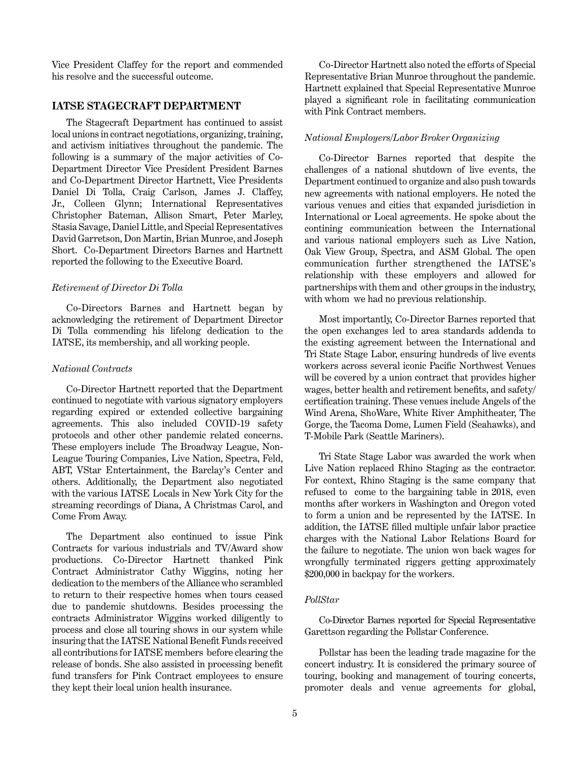Vice President Claffey for the report and commended his resolve and the successful outcome.

## IATSE STAGECRAFT DEPARTMENT

The Stagecraft Department has continued to assist local unions in contract negotiations, organizing, training, and activism initiatives throughout the pandemic. The following is a summary of the major activities of Co-Department Director Vice President President Barnes and Co-Department Director Hartnett, Vice Presidents Daniel Di Tolla, Craig Carlson, James J. Claffey, Jr., Colleen Glynn; International Representatives Christopher Bateman, Allison Smart, Peter Marley, Stasia Savage, Daniel Little, and Special Representatives David Garretson, Don Martin, Brian Munroe, and Joseph Short. Co-Department Directors Barnes and Hartnett reported the following to the Executive Board.

*Retirement of Director Di Tolla*

Co-Directors Barnes and Hartnett began by acknowledging the retirement of Department Director Di Tolla commending his lifelong dedication to the IATSE, its membership, and all working people.

*National Contracts*

Co-Director Hartnett reported that the Department continued to negotiate with various signatory employers regarding expired or extended collective bargaining agreements. This also included COVID-19 safety protocols and other other pandemic related concerns. These employers include The Broadway League, Non-League Touring Companies, Live Nation, Spectra, Feld, ABT, VStar Entertainment, the Barclay's Center and others. Additionally, the Department also negotiated with the various IATSE Locals in New York City for the streaming recordings of Diana, A Christmas Carol, and Come From Away.

The Department also continued to issue Pink Contracts for various industrials and TV/Award show productions. Co-Director Hartnett thanked Pink Contract Administrator Cathy Wiggins, noting her dedication to the members of the Alliance who scrambled to return to their respective homes when tours ceased due to pandemic shutdowns. Besides processing the contracts Administrator Wiggins worked diligently to process and close all touring shows in our system while insuring that the IATSE National Benefit Funds received all contributions for IATSE members before clearing the release of bonds. She also assisted in processing benefit fund transfers for Pink Contract employees to ensure they kept their local union health insurance.

Co-Director Hartnett also noted the efforts of Special Representative Brian Munroe throughout the pandemic. Hartnett explained that Special Representative Munroe played a significant role in facilitating communication with Pink Contract members.

*National Employers/Labor Broker Organizing*

Co-Director Barnes reported that despite the challenges of a national shutdown of live events, the Department continued to organize and also push towards new agreements with national employers. He noted the various venues and cities that expanded jurisdiction in International or Local agreements. He spoke about the contining communication between the International and various national employers such as Live Nation, Oak View Group, Spectra, and ASM Global. The open communication further strengthened the IATSE's relationship with these employers and allowed for partnerships with them and other groups in the industry, with whom we had no previous relationship.

Most importantly, Co-Director Barnes reported that the open exchanges led to area standards addenda to the existing agreement between the International and Tri State Stage Labor, ensuring hundreds of live events workers across several iconic Pacific Northwest Venues will be covered by a union contract that provides higher wages, better health and retirement benefits, and safety/certification training. These venues include Angels of the Wind Arena, ShoWare, White River Amphitheater, The Gorge, the Tacoma Dome, Lumen Field (Seahawks), and T-Mobile Park (Seattle Mariners).

Tri State Stage Labor was awarded the work when Live Nation replaced Rhino Staging as the contractor. For context, Rhino Staging is the same company that refused to come to the bargaining table in 2018, even months after workers in Washington and Oregon voted to form a union and be represented by the IATSE. In addition, the IATSE filled multiple unfair labor practice charges with the National Labor Relations Board for the failure to negotiate. The union won back wages for wrongfully terminated riggers getting approximately $200,000 in backpay for the workers.

*PollStar*

Co-Director Barnes reported for Special Representative Garettson regarding the Pollstar Conference.

Pollstar has been the leading trade magazine for the concert industry. It is considered the primary source of touring, booking and management of touring concerts, promoter deals and venue agreements for global,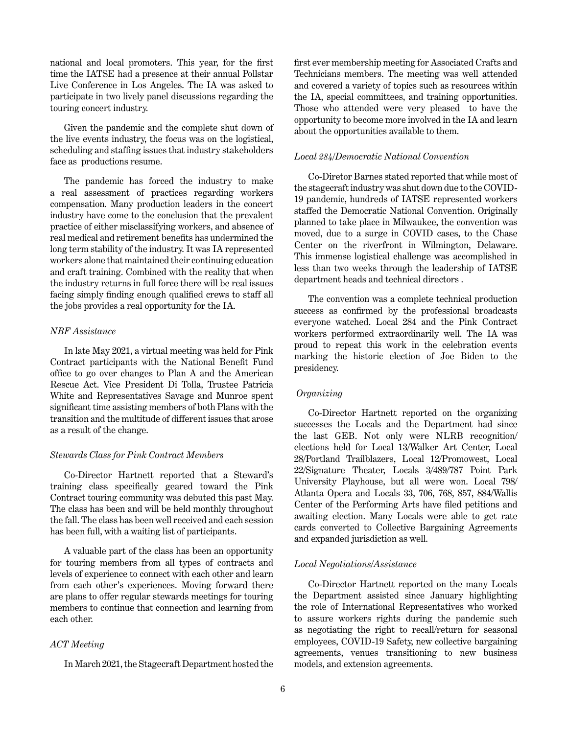national and local promoters. This year, for the first time the IATSE had a presence at their annual Pollstar Live Conference in Los Angeles. The IA was asked to participate in two lively panel discussions regarding the touring concert industry.

Given the pandemic and the complete shut down of the live events industry, the focus was on the logistical, scheduling and staffing issues that industry stakeholders face as productions resume.

The pandemic has forced the industry to make a real assessment of practices regarding workers compensation. Many production leaders in the concert industry have come to the conclusion that the prevalent practice of either misclassifying workers, and absence of real medical and retirement benefits has undermined the long term stability of the industry. It was IA represented workers alone that maintained their continuing education and craft training. Combined with the reality that when the industry returns in full force there will be real issues facing simply finding enough qualified crews to staff all the jobs provides a real opportunity for the IA.

*NBF Assistance*

In late May 2021, a virtual meeting was held for Pink Contract participants with the National Benefit Fund office to go over changes to Plan A and the American Rescue Act. Vice President Di Tolla, Trustee Patricia White and Representatives Savage and Munroe spent significant time assisting members of both Plans with the transition and the multitude of different issues that arose as a result of the change.

*Stewards Class for Pink Contract Members*

Co-Director Hartnett reported that a Steward's training class specifically geared toward the Pink Contract touring community was debuted this past May. The class has been and will be held monthly throughout the fall. The class has been well received and each session has been full, with a waiting list of participants.

A valuable part of the class has been an opportunity for touring members from all types of contracts and levels of experience to connect with each other and learn from each other's experiences. Moving forward there are plans to offer regular stewards meetings for touring members to continue that connection and learning from each other.

*ACT Meeting*

In March 2021, the Stagecraft Department hosted the first ever membership meeting for Associated Crafts and Technicians members. The meeting was well attended and covered a variety of topics such as resources within the IA, special committees, and training opportunities. Those who attended were very pleased to have the opportunity to become more involved in the IA and learn about the opportunities available to them.

*Local 284/Democratic National Convention*

Co-Diretor Barnes stated reported that while most of the stagecraft industry was shut down due to the COVID-19 pandemic, hundreds of IATSE represented workers staffed the Democratic National Convention. Originally planned to take place in Milwaukee, the convention was moved, due to a surge in COVID cases, to the Chase Center on the riverfront in Wilmington, Delaware. This immense logistical challenge was accomplished in less than two weeks through the leadership of IATSE department heads and technical directors .

The convention was a complete technical production success as confirmed by the professional broadcasts everyone watched. Local 284 and the Pink Contract workers performed extraordinarily well. The IA was proud to repeat this work in the celebration events marking the historic election of Joe Biden to the presidency.

*Organizing*

Co-Director Hartnett reported on the organizing successes the Locals and the Department had since the last GEB. Not only were NLRB recognition/ elections held for Local 13/Walker Art Center, Local 28/Portland Trailblazers, Local 12/Promowest, Local 22/Signature Theater, Locals 3/489/787 Point Park University Playhouse, but all were won. Local 798/ Atlanta Opera and Locals 33, 706, 768, 857, 884/Wallis Center of the Performing Arts have filed petitions and awaiting election. Many Locals were able to get rate cards converted to Collective Bargaining Agreements and expanded jurisdiction as well.

*Local Negotiations/Assistance*

Co-Director Hartnett reported on the many Locals the Department assisted since January highlighting the role of International Representatives who worked to assure workers rights during the pandemic such as negotiating the right to recall/return for seasonal employees, COVID-19 Safety, new collective bargaining agreements, venues transitioning to new business models, and extension agreements.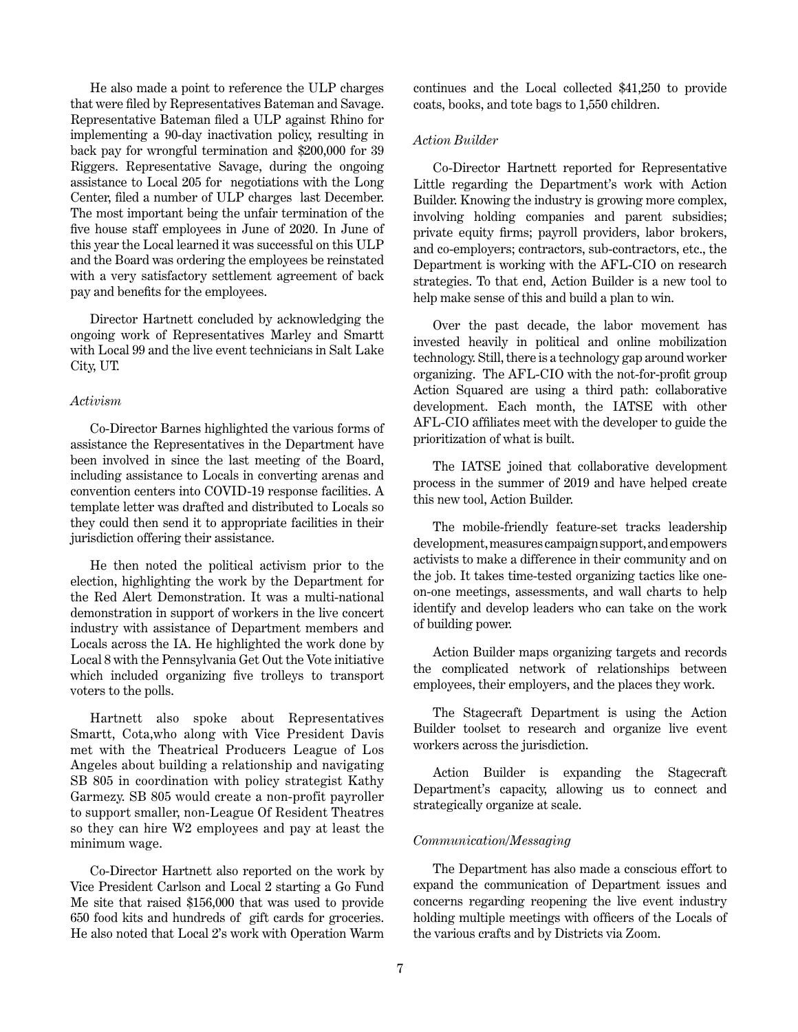He also made a point to reference the ULP charges that were filed by Representatives Bateman and Savage. Representative Bateman filed a ULP against Rhino for implementing a 90-day inactivation policy, resulting in back pay for wrongful termination and $200,000 for 39 Riggers. Representative Savage, during the ongoing assistance to Local 205 for negotiations with the Long Center, filed a number of ULP charges last December. The most important being the unfair termination of the five house staff employees in June of 2020. In June of this year the Local learned it was successful on this ULP and the Board was ordering the employees be reinstated with a very satisfactory settlement agreement of back pay and benefits for the employees.

Director Hartnett concluded by acknowledging the ongoing work of Representatives Marley and Smartt with Local 99 and the live event technicians in Salt Lake City, UT.

*Activism*

Co-Director Barnes highlighted the various forms of assistance the Representatives in the Department have been involved in since the last meeting of the Board, including assistance to Locals in converting arenas and convention centers into COVID-19 response facilities. A template letter was drafted and distributed to Locals so they could then send it to appropriate facilities in their jurisdiction offering their assistance.

He then noted the political activism prior to the election, highlighting the work by the Department for the Red Alert Demonstration. It was a multi-national demonstration in support of workers in the live concert industry with assistance of Department members and Locals across the IA. He highlighted the work done by Local 8 with the Pennsylvania Get Out the Vote initiative which included organizing five trolleys to transport voters to the polls.

Hartnett also spoke about Representatives Smartt, Cota,who along with Vice President Davis met with the Theatrical Producers League of Los Angeles about building a relationship and navigating SB 805 in coordination with policy strategist Kathy Garmezy. SB 805 would create a non-profit payroller to support smaller, non-League Of Resident Theatres so they can hire W2 employees and pay at least the minimum wage.

Co-Director Hartnett also reported on the work by Vice President Carlson and Local 2 starting a Go Fund Me site that raised $156,000 that was used to provide 650 food kits and hundreds of gift cards for groceries. He also noted that Local 2's work with Operation Warm continues and the Local collected $41,250 to provide coats, books, and tote bags to 1,550 children.

*Action Builder*

Co-Director Hartnett reported for Representative Little regarding the Department's work with Action Builder. Knowing the industry is growing more complex, involving holding companies and parent subsidies; private equity firms; payroll providers, labor brokers, and co-employers; contractors, sub-contractors, etc., the Department is working with the AFL-CIO on research strategies. To that end, Action Builder is a new tool to help make sense of this and build a plan to win.

Over the past decade, the labor movement has invested heavily in political and online mobilization technology. Still, there is a technology gap around worker organizing. The AFL-CIO with the not-for-profit group Action Squared are using a third path: collaborative development. Each month, the IATSE with other AFL-CIO affiliates meet with the developer to guide the prioritization of what is built.

The IATSE joined that collaborative development process in the summer of 2019 and have helped create this new tool, Action Builder.

The mobile-friendly feature-set tracks leadership development, measures campaign support, and empowers activists to make a difference in their community and on the job. It takes time-tested organizing tactics like one-on-one meetings, assessments, and wall charts to help identify and develop leaders who can take on the work of building power.

Action Builder maps organizing targets and records the complicated network of relationships between employees, their employers, and the places they work.

The Stagecraft Department is using the Action Builder toolset to research and organize live event workers across the jurisdiction.

Action Builder is expanding the Stagecraft Department's capacity, allowing us to connect and strategically organize at scale.

*Communication/Messaging*

The Department has also made a conscious effort to expand the communication of Department issues and concerns regarding reopening the live event industry holding multiple meetings with officers of the Locals of the various crafts and by Districts via Zoom.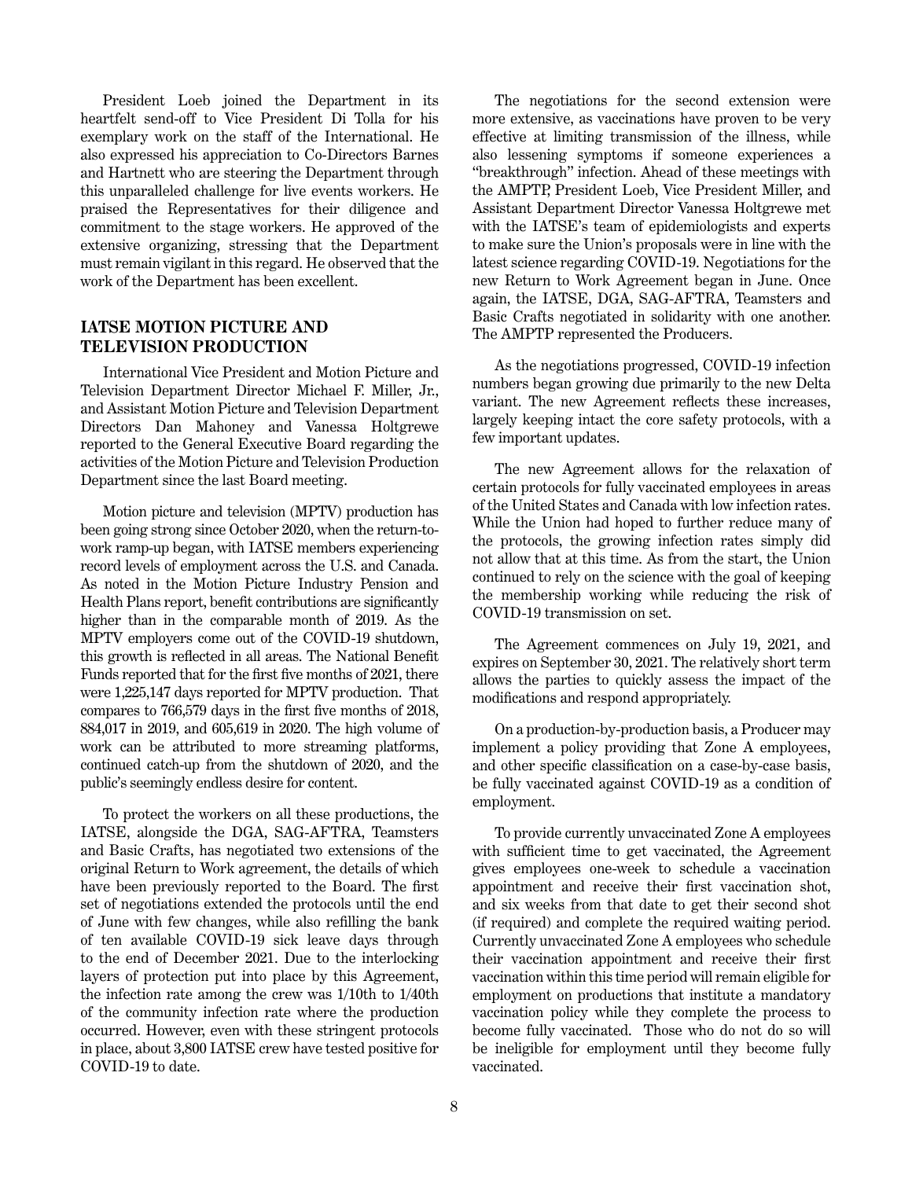President Loeb joined the Department in its heartfelt send-off to Vice President Di Tolla for his exemplary work on the staff of the International. He also expressed his appreciation to Co-Directors Barnes and Hartnett who are steering the Department through this unparalleled challenge for live events workers. He praised the Representatives for their diligence and commitment to the stage workers. He approved of the extensive organizing, stressing that the Department must remain vigilant in this regard. He observed that the work of the Department has been excellent.

## IATSE MOTION PICTURE AND TELEVISION PRODUCTION

International Vice President and Motion Picture and Television Department Director Michael F. Miller, Jr., and Assistant Motion Picture and Television Department Directors Dan Mahoney and Vanessa Holtgrewe reported to the General Executive Board regarding the activities of the Motion Picture and Television Production Department since the last Board meeting.

Motion picture and television (MPTV) production has been going strong since October 2020, when the return-to-work ramp-up began, with IATSE members experiencing record levels of employment across the U.S. and Canada. As noted in the Motion Picture Industry Pension and Health Plans report, benefit contributions are significantly higher than in the comparable month of 2019. As the MPTV employers come out of the COVID-19 shutdown, this growth is reflected in all areas. The National Benefit Funds reported that for the first five months of 2021, there were 1,225,147 days reported for MPTV production. That compares to 766,579 days in the first five months of 2018, 884,017 in 2019, and 605,619 in 2020. The high volume of work can be attributed to more streaming platforms, continued catch-up from the shutdown of 2020, and the public's seemingly endless desire for content.

To protect the workers on all these productions, the IATSE, alongside the DGA, SAG-AFTRA, Teamsters and Basic Crafts, has negotiated two extensions of the original Return to Work agreement, the details of which have been previously reported to the Board. The first set of negotiations extended the protocols until the end of June with few changes, while also refilling the bank of ten available COVID-19 sick leave days through to the end of December 2021. Due to the interlocking layers of protection put into place by this Agreement, the infection rate among the crew was 1/10th to 1/40th of the community infection rate where the production occurred. However, even with these stringent protocols in place, about 3,800 IATSE crew have tested positive for COVID-19 to date.

The negotiations for the second extension were more extensive, as vaccinations have proven to be very effective at limiting transmission of the illness, while also lessening symptoms if someone experiences a "breakthrough" infection. Ahead of these meetings with the AMPTP, President Loeb, Vice President Miller, and Assistant Department Director Vanessa Holtgrewe met with the IATSE's team of epidemiologists and experts to make sure the Union's proposals were in line with the latest science regarding COVID-19. Negotiations for the new Return to Work Agreement began in June. Once again, the IATSE, DGA, SAG-AFTRA, Teamsters and Basic Crafts negotiated in solidarity with one another. The AMPTP represented the Producers.

As the negotiations progressed, COVID-19 infection numbers began growing due primarily to the new Delta variant. The new Agreement reflects these increases, largely keeping intact the core safety protocols, with a few important updates.

The new Agreement allows for the relaxation of certain protocols for fully vaccinated employees in areas of the United States and Canada with low infection rates. While the Union had hoped to further reduce many of the protocols, the growing infection rates simply did not allow that at this time. As from the start, the Union continued to rely on the science with the goal of keeping the membership working while reducing the risk of COVID-19 transmission on set.

The Agreement commences on July 19, 2021, and expires on September 30, 2021. The relatively short term allows the parties to quickly assess the impact of the modifications and respond appropriately.

On a production-by-production basis, a Producer may implement a policy providing that Zone A employees, and other specific classification on a case-by-case basis, be fully vaccinated against COVID-19 as a condition of employment.

To provide currently unvaccinated Zone A employees with sufficient time to get vaccinated, the Agreement gives employees one-week to schedule a vaccination appointment and receive their first vaccination shot, and six weeks from that date to get their second shot (if required) and complete the required waiting period. Currently unvaccinated Zone A employees who schedule their vaccination appointment and receive their first vaccination within this time period will remain eligible for employment on productions that institute a mandatory vaccination policy while they complete the process to become fully vaccinated. Those who do not do so will be ineligible for employment until they become fully vaccinated.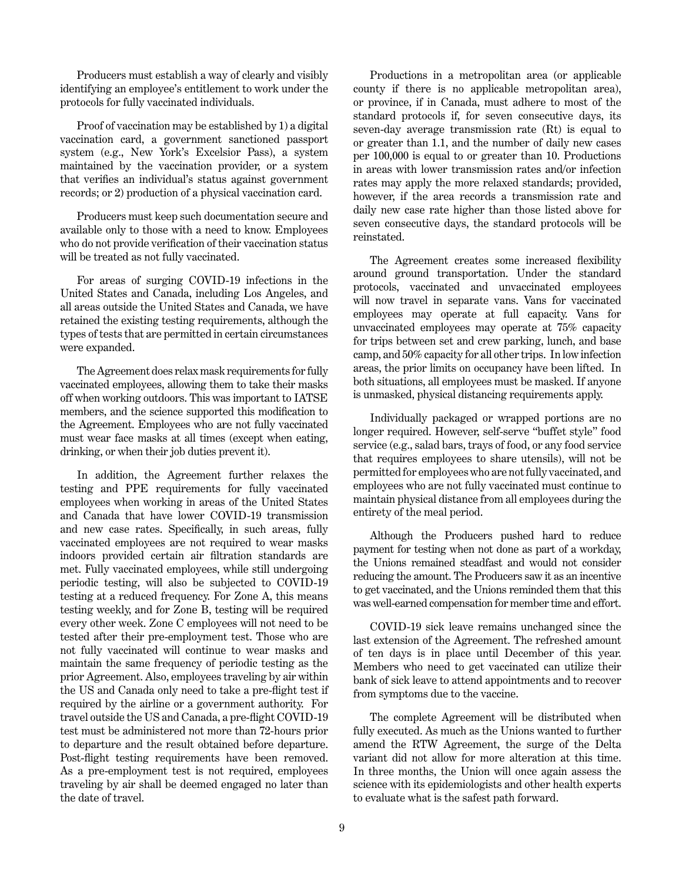Producers must establish a way of clearly and visibly identifying an employee's entitlement to work under the protocols for fully vaccinated individuals.

Proof of vaccination may be established by 1) a digital vaccination card, a government sanctioned passport system (e.g., New York's Excelsior Pass), a system maintained by the vaccination provider, or a system that verifies an individual's status against government records; or 2) production of a physical vaccination card.

Producers must keep such documentation secure and available only to those with a need to know. Employees who do not provide verification of their vaccination status will be treated as not fully vaccinated.

For areas of surging COVID-19 infections in the United States and Canada, including Los Angeles, and all areas outside the United States and Canada, we have retained the existing testing requirements, although the types of tests that are permitted in certain circumstances were expanded.

The Agreement does relax mask requirements for fully vaccinated employees, allowing them to take their masks off when working outdoors. This was important to IATSE members, and the science supported this modification to the Agreement. Employees who are not fully vaccinated must wear face masks at all times (except when eating, drinking, or when their job duties prevent it).

In addition, the Agreement further relaxes the testing and PPE requirements for fully vaccinated employees when working in areas of the United States and Canada that have lower COVID-19 transmission and new case rates. Specifically, in such areas, fully vaccinated employees are not required to wear masks indoors provided certain air filtration standards are met. Fully vaccinated employees, while still undergoing periodic testing, will also be subjected to COVID-19 testing at a reduced frequency. For Zone A, this means testing weekly, and for Zone B, testing will be required every other week. Zone C employees will not need to be tested after their pre-employment test. Those who are not fully vaccinated will continue to wear masks and maintain the same frequency of periodic testing as the prior Agreement. Also, employees traveling by air within the US and Canada only need to take a pre-flight test if required by the airline or a government authority. For travel outside the US and Canada, a pre-flight COVID-19 test must be administered not more than 72-hours prior to departure and the result obtained before departure. Post-flight testing requirements have been removed. As a pre-employment test is not required, employees traveling by air shall be deemed engaged no later than the date of travel.

Productions in a metropolitan area (or applicable county if there is no applicable metropolitan area), or province, if in Canada, must adhere to most of the standard protocols if, for seven consecutive days, its seven-day average transmission rate (Rt) is equal to or greater than 1.1, and the number of daily new cases per 100,000 is equal to or greater than 10. Productions in areas with lower transmission rates and/or infection rates may apply the more relaxed standards; provided, however, if the area records a transmission rate and daily new case rate higher than those listed above for seven consecutive days, the standard protocols will be reinstated.

The Agreement creates some increased flexibility around ground transportation. Under the standard protocols, vaccinated and unvaccinated employees will now travel in separate vans. Vans for vaccinated employees may operate at full capacity. Vans for unvaccinated employees may operate at 75% capacity for trips between set and crew parking, lunch, and base camp, and 50% capacity for all other trips. In low infection areas, the prior limits on occupancy have been lifted. In both situations, all employees must be masked. If anyone is unmasked, physical distancing requirements apply.

Individually packaged or wrapped portions are no longer required. However, self-serve "buffet style" food service (e.g., salad bars, trays of food, or any food service that requires employees to share utensils), will not be permitted for employees who are not fully vaccinated, and employees who are not fully vaccinated must continue to maintain physical distance from all employees during the entirety of the meal period.

Although the Producers pushed hard to reduce payment for testing when not done as part of a workday, the Unions remained steadfast and would not consider reducing the amount. The Producers saw it as an incentive to get vaccinated, and the Unions reminded them that this was well-earned compensation for member time and effort.

COVID-19 sick leave remains unchanged since the last extension of the Agreement. The refreshed amount of ten days is in place until December of this year. Members who need to get vaccinated can utilize their bank of sick leave to attend appointments and to recover from symptoms due to the vaccine.

The complete Agreement will be distributed when fully executed. As much as the Unions wanted to further amend the RTW Agreement, the surge of the Delta variant did not allow for more alteration at this time. In three months, the Union will once again assess the science with its epidemiologists and other health experts to evaluate what is the safest path forward.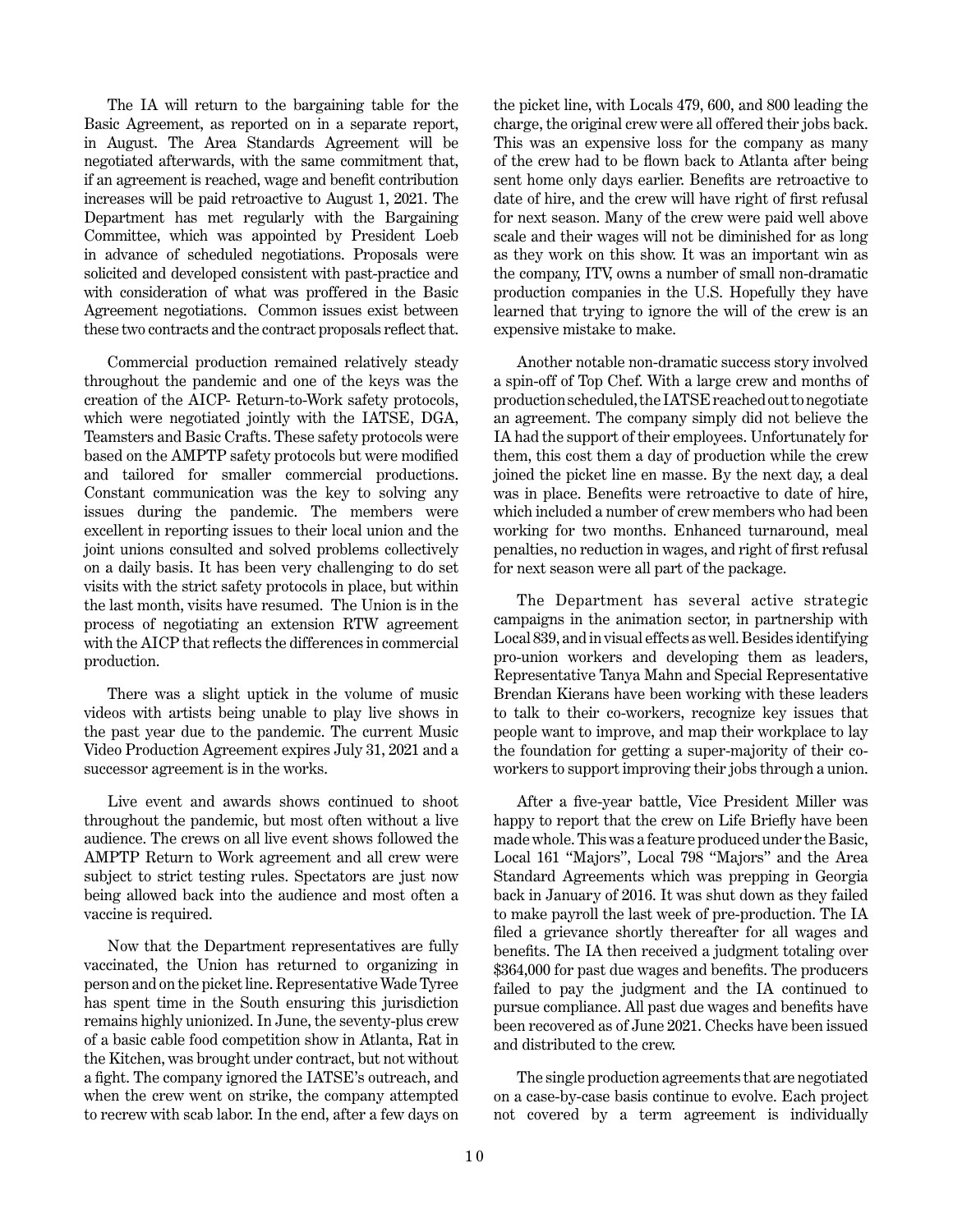The IA will return to the bargaining table for the Basic Agreement, as reported on in a separate report, in August. The Area Standards Agreement will be negotiated afterwards, with the same commitment that, if an agreement is reached, wage and benefit contribution increases will be paid retroactive to August 1, 2021. The Department has met regularly with the Bargaining Committee, which was appointed by President Loeb in advance of scheduled negotiations. Proposals were solicited and developed consistent with past-practice and with consideration of what was proffered in the Basic Agreement negotiations. Common issues exist between these two contracts and the contract proposals reflect that.

Commercial production remained relatively steady throughout the pandemic and one of the keys was the creation of the AICP- Return-to-Work safety protocols, which were negotiated jointly with the IATSE, DGA, Teamsters and Basic Crafts. These safety protocols were based on the AMPTP safety protocols but were modified and tailored for smaller commercial productions. Constant communication was the key to solving any issues during the pandemic. The members were excellent in reporting issues to their local union and the joint unions consulted and solved problems collectively on a daily basis. It has been very challenging to do set visits with the strict safety protocols in place, but within the last month, visits have resumed. The Union is in the process of negotiating an extension RTW agreement with the AICP that reflects the differences in commercial production.

There was a slight uptick in the volume of music videos with artists being unable to play live shows in the past year due to the pandemic. The current Music Video Production Agreement expires July 31, 2021 and a successor agreement is in the works.

Live event and awards shows continued to shoot throughout the pandemic, but most often without a live audience. The crews on all live event shows followed the AMPTP Return to Work agreement and all crew were subject to strict testing rules. Spectators are just now being allowed back into the audience and most often a vaccine is required.

Now that the Department representatives are fully vaccinated, the Union has returned to organizing in person and on the picket line. Representative Wade Tyree has spent time in the South ensuring this jurisdiction remains highly unionized. In June, the seventy-plus crew of a basic cable food competition show in Atlanta, Rat in the Kitchen, was brought under contract, but not without a fight. The company ignored the IATSE's outreach, and when the crew went on strike, the company attempted to recrew with scab labor. In the end, after a few days on the picket line, with Locals 479, 600, and 800 leading the charge, the original crew were all offered their jobs back. This was an expensive loss for the company as many of the crew had to be flown back to Atlanta after being sent home only days earlier. Benefits are retroactive to date of hire, and the crew will have right of first refusal for next season. Many of the crew were paid well above scale and their wages will not be diminished for as long as they work on this show. It was an important win as the company, ITV, owns a number of small non-dramatic production companies in the U.S. Hopefully they have learned that trying to ignore the will of the crew is an expensive mistake to make.

Another notable non-dramatic success story involved a spin-off of Top Chef. With a large crew and months of production scheduled, the IATSE reached out to negotiate an agreement. The company simply did not believe the IA had the support of their employees. Unfortunately for them, this cost them a day of production while the crew joined the picket line en masse. By the next day, a deal was in place. Benefits were retroactive to date of hire, which included a number of crew members who had been working for two months. Enhanced turnaround, meal penalties, no reduction in wages, and right of first refusal for next season were all part of the package.

The Department has several active strategic campaigns in the animation sector, in partnership with Local 839, and in visual effects as well. Besides identifying pro-union workers and developing them as leaders, Representative Tanya Mahn and Special Representative Brendan Kierans have been working with these leaders to talk to their co-workers, recognize key issues that people want to improve, and map their workplace to lay the foundation for getting a super-majority of their co-workers to support improving their jobs through a union.

After a five-year battle, Vice President Miller was happy to report that the crew on Life Briefly have been made whole. This was a feature produced under the Basic, Local 161 "Majors", Local 798 "Majors" and the Area Standard Agreements which was prepping in Georgia back in January of 2016. It was shut down as they failed to make payroll the last week of pre-production. The IA filed a grievance shortly thereafter for all wages and benefits. The IA then received a judgment totaling over $364,000 for past due wages and benefits. The producers failed to pay the judgment and the IA continued to pursue compliance. All past due wages and benefits have been recovered as of June 2021. Checks have been issued and distributed to the crew.

The single production agreements that are negotiated on a case-by-case basis continue to evolve. Each project not covered by a term agreement is individually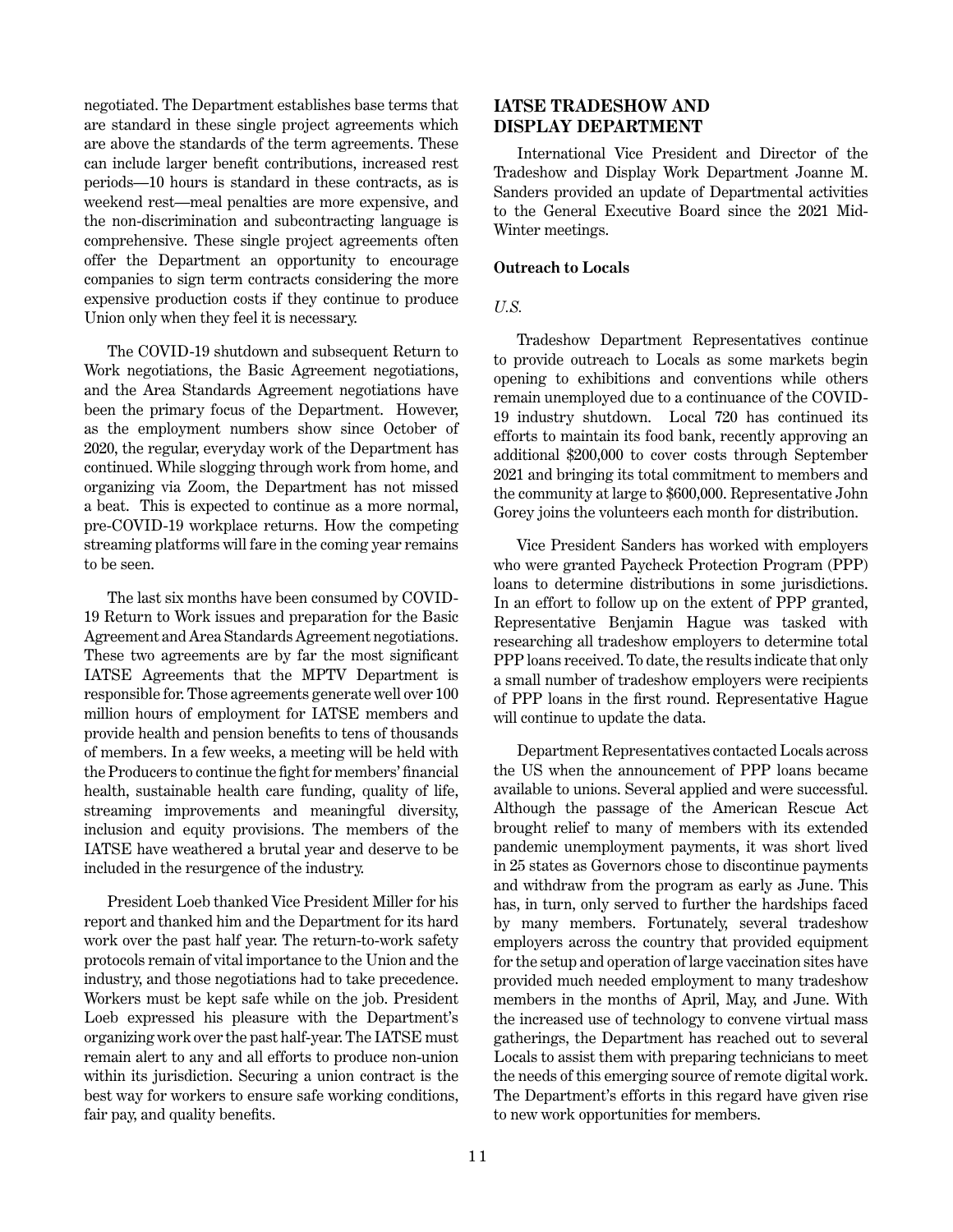negotiated. The Department establishes base terms that are standard in these single project agreements which are above the standards of the term agreements. These can include larger benefit contributions, increased rest periods—10 hours is standard in these contracts, as is weekend rest—meal penalties are more expensive, and the non-discrimination and subcontracting language is comprehensive. These single project agreements often offer the Department an opportunity to encourage companies to sign term contracts considering the more expensive production costs if they continue to produce Union only when they feel it is necessary.

The COVID-19 shutdown and subsequent Return to Work negotiations, the Basic Agreement negotiations, and the Area Standards Agreement negotiations have been the primary focus of the Department. However, as the employment numbers show since October of 2020, the regular, everyday work of the Department has continued. While slogging through work from home, and organizing via Zoom, the Department has not missed a beat. This is expected to continue as a more normal, pre-COVID-19 workplace returns. How the competing streaming platforms will fare in the coming year remains to be seen.

The last six months have been consumed by COVID-19 Return to Work issues and preparation for the Basic Agreement and Area Standards Agreement negotiations. These two agreements are by far the most significant IATSE Agreements that the MPTV Department is responsible for. Those agreements generate well over 100 million hours of employment for IATSE members and provide health and pension benefits to tens of thousands of members. In a few weeks, a meeting will be held with the Producers to continue the fight for members' financial health, sustainable health care funding, quality of life, streaming improvements and meaningful diversity, inclusion and equity provisions. The members of the IATSE have weathered a brutal year and deserve to be included in the resurgence of the industry.

President Loeb thanked Vice President Miller for his report and thanked him and the Department for its hard work over the past half year. The return-to-work safety protocols remain of vital importance to the Union and the industry, and those negotiations had to take precedence. Workers must be kept safe while on the job. President Loeb expressed his pleasure with the Department's organizing work over the past half-year. The IATSE must remain alert to any and all efforts to produce non-union within its jurisdiction. Securing a union contract is the best way for workers to ensure safe working conditions, fair pay, and quality benefits.

## IATSE TRADESHOW AND DISPLAY DEPARTMENT

International Vice President and Director of the Tradeshow and Display Work Department Joanne M. Sanders provided an update of Departmental activities to the General Executive Board since the 2021 Mid-Winter meetings.

### Outreach to Locals

*U.S.*

Tradeshow Department Representatives continue to provide outreach to Locals as some markets begin opening to exhibitions and conventions while others remain unemployed due to a continuance of the COVID-19 industry shutdown. Local 720 has continued its efforts to maintain its food bank, recently approving an additional $200,000 to cover costs through September 2021 and bringing its total commitment to members and the community at large to $600,000. Representative John Gorey joins the volunteers each month for distribution.

Vice President Sanders has worked with employers who were granted Paycheck Protection Program (PPP) loans to determine distributions in some jurisdictions. In an effort to follow up on the extent of PPP granted, Representative Benjamin Hague was tasked with researching all tradeshow employers to determine total PPP loans received. To date, the results indicate that only a small number of tradeshow employers were recipients of PPP loans in the first round. Representative Hague will continue to update the data.

Department Representatives contacted Locals across the US when the announcement of PPP loans became available to unions. Several applied and were successful. Although the passage of the American Rescue Act brought relief to many of members with its extended pandemic unemployment payments, it was short lived in 25 states as Governors chose to discontinue payments and withdraw from the program as early as June. This has, in turn, only served to further the hardships faced by many members. Fortunately, several tradeshow employers across the country that provided equipment for the setup and operation of large vaccination sites have provided much needed employment to many tradeshow members in the months of April, May, and June. With the increased use of technology to convene virtual mass gatherings, the Department has reached out to several Locals to assist them with preparing technicians to meet the needs of this emerging source of remote digital work. The Department's efforts in this regard have given rise to new work opportunities for members.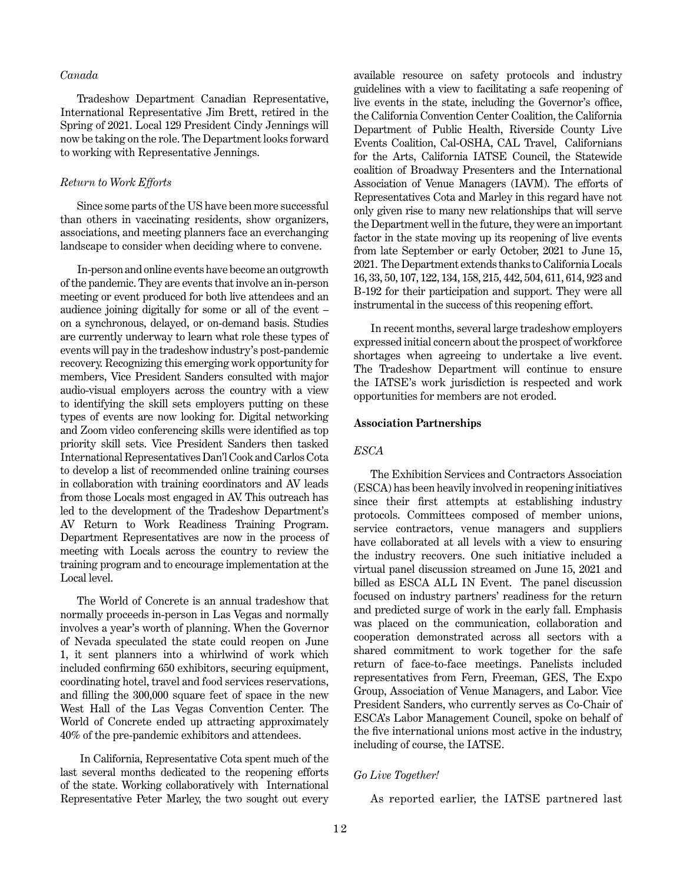*Canada*

Tradeshow Department Canadian Representative, International Representative Jim Brett, retired in the Spring of 2021. Local 129 President Cindy Jennings will now be taking on the role. The Department looks forward to working with Representative Jennings.

*Return to Work Efforts*

Since some parts of the US have been more successful than others in vaccinating residents, show organizers, associations, and meeting planners face an everchanging landscape to consider when deciding where to convene.

In-person and online events have become an outgrowth of the pandemic. They are events that involve an in-person meeting or event produced for both live attendees and an audience joining digitally for some or all of the event – on a synchronous, delayed, or on-demand basis. Studies are currently underway to learn what role these types of events will pay in the tradeshow industry's post-pandemic recovery. Recognizing this emerging work opportunity for members, Vice President Sanders consulted with major audio-visual employers across the country with a view to identifying the skill sets employers putting on these types of events are now looking for. Digital networking and Zoom video conferencing skills were identified as top priority skill sets. Vice President Sanders then tasked International Representatives Dan'l Cook and Carlos Cota to develop a list of recommended online training courses in collaboration with training coordinators and AV leads from those Locals most engaged in AV. This outreach has led to the development of the Tradeshow Department's AV Return to Work Readiness Training Program. Department Representatives are now in the process of meeting with Locals across the country to review the training program and to encourage implementation at the Local level.

The World of Concrete is an annual tradeshow that normally proceeds in-person in Las Vegas and normally involves a year's worth of planning. When the Governor of Nevada speculated the state could reopen on June 1, it sent planners into a whirlwind of work which included confirming 650 exhibitors, securing equipment, coordinating hotel, travel and food services reservations, and filling the 300,000 square feet of space in the new West Hall of the Las Vegas Convention Center. The World of Concrete ended up attracting approximately 40% of the pre-pandemic exhibitors and attendees.

In California, Representative Cota spent much of the last several months dedicated to the reopening efforts of the state. Working collaboratively with International Representative Peter Marley, the two sought out every available resource on safety protocols and industry guidelines with a view to facilitating a safe reopening of live events in the state, including the Governor's office, the California Convention Center Coalition, the California Department of Public Health, Riverside County Live Events Coalition, Cal-OSHA, CAL Travel, Californians for the Arts, California IATSE Council, the Statewide coalition of Broadway Presenters and the International Association of Venue Managers (IAVM). The efforts of Representatives Cota and Marley in this regard have not only given rise to many new relationships that will serve the Department well in the future, they were an important factor in the state moving up its reopening of live events from late September or early October, 2021 to June 15, 2021. The Department extends thanks to California Locals 16, 33, 50, 107, 122, 134, 158, 215, 442, 504, 611, 614, 923 and B-192 for their participation and support. They were all instrumental in the success of this reopening effort.

In recent months, several large tradeshow employers expressed initial concern about the prospect of workforce shortages when agreeing to undertake a live event. The Tradeshow Department will continue to ensure the IATSE's work jurisdiction is respected and work opportunities for members are not eroded.

**Association Partnerships**

*ESCA*

The Exhibition Services and Contractors Association (ESCA) has been heavily involved in reopening initiatives since their first attempts at establishing industry protocols. Committees composed of member unions, service contractors, venue managers and suppliers have collaborated at all levels with a view to ensuring the industry recovers. One such initiative included a virtual panel discussion streamed on June 15, 2021 and billed as ESCA ALL IN Event. The panel discussion focused on industry partners' readiness for the return and predicted surge of work in the early fall. Emphasis was placed on the communication, collaboration and cooperation demonstrated across all sectors with a shared commitment to work together for the safe return of face-to-face meetings. Panelists included representatives from Fern, Freeman, GES, The Expo Group, Association of Venue Managers, and Labor. Vice President Sanders, who currently serves as Co-Chair of ESCA's Labor Management Council, spoke on behalf of the five international unions most active in the industry, including of course, the IATSE.

*Go Live Together!*

As reported earlier, the IATSE partnered last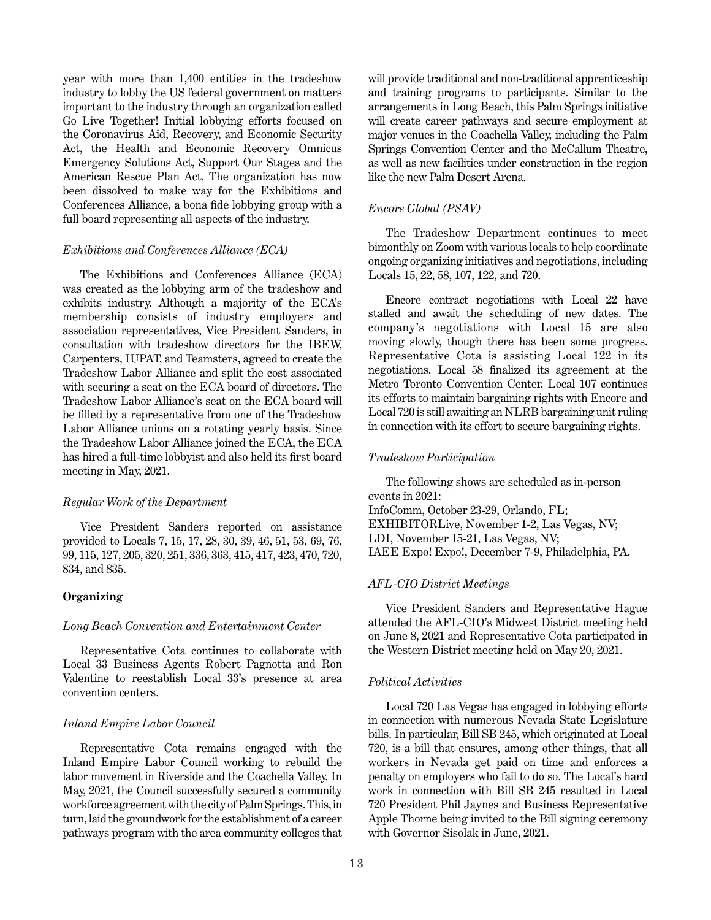year with more than 1,400 entities in the tradeshow industry to lobby the US federal government on matters important to the industry through an organization called Go Live Together! Initial lobbying efforts focused on the Coronavirus Aid, Recovery, and Economic Security Act, the Health and Economic Recovery Omnicus Emergency Solutions Act, Support Our Stages and the American Rescue Plan Act. The organization has now been dissolved to make way for the Exhibitions and Conferences Alliance, a bona fide lobbying group with a full board representing all aspects of the industry.

*Exhibitions and Conferences Alliance (ECA)*

The Exhibitions and Conferences Alliance (ECA) was created as the lobbying arm of the tradeshow and exhibits industry. Although a majority of the ECA's membership consists of industry employers and association representatives, Vice President Sanders, in consultation with tradeshow directors for the IBEW, Carpenters, IUPAT, and Teamsters, agreed to create the Tradeshow Labor Alliance and split the cost associated with securing a seat on the ECA board of directors. The Tradeshow Labor Alliance's seat on the ECA board will be filled by a representative from one of the Tradeshow Labor Alliance unions on a rotating yearly basis. Since the Tradeshow Labor Alliance joined the ECA, the ECA has hired a full-time lobbyist and also held its first board meeting in May, 2021.

*Regular Work of the Department*

Vice President Sanders reported on assistance provided to Locals 7, 15, 17, 28, 30, 39, 46, 51, 53, 69, 76, 99, 115, 127, 205, 320, 251, 336, 363, 415, 417, 423, 470, 720, 834, and 835.

**Organizing**

*Long Beach Convention and Entertainment Center*

Representative Cota continues to collaborate with Local 33 Business Agents Robert Pagnotta and Ron Valentine to reestablish Local 33's presence at area convention centers.

*Inland Empire Labor Council*

Representative Cota remains engaged with the Inland Empire Labor Council working to rebuild the labor movement in Riverside and the Coachella Valley. In May, 2021, the Council successfully secured a community workforce agreement with the city of Palm Springs. This, in turn, laid the groundwork for the establishment of a career pathways program with the area community colleges that will provide traditional and non-traditional apprenticeship and training programs to participants. Similar to the arrangements in Long Beach, this Palm Springs initiative will create career pathways and secure employment at major venues in the Coachella Valley, including the Palm Springs Convention Center and the McCallum Theatre, as well as new facilities under construction in the region like the new Palm Desert Arena.

*Encore Global (PSAV)*

The Tradeshow Department continues to meet bimonthly on Zoom with various locals to help coordinate ongoing organizing initiatives and negotiations, including Locals 15, 22, 58, 107, 122, and 720.

Encore contract negotiations with Local 22 have stalled and await the scheduling of new dates. The company's negotiations with Local 15 are also moving slowly, though there has been some progress. Representative Cota is assisting Local 122 in its negotiations. Local 58 finalized its agreement at the Metro Toronto Convention Center. Local 107 continues its efforts to maintain bargaining rights with Encore and Local 720 is still awaiting an NLRB bargaining unit ruling in connection with its effort to secure bargaining rights.

*Tradeshow Participation*

The following shows are scheduled as in-person events in 2021:
InfoComm, October 23-29, Orlando, FL;
EXHIBITORLive, November 1-2, Las Vegas, NV;
LDI, November 15-21, Las Vegas, NV;
IAEE Expo! Expo!, December 7-9, Philadelphia, PA.

*AFL-CIO District Meetings*

Vice President Sanders and Representative Hague attended the AFL-CIO's Midwest District meeting held on June 8, 2021 and Representative Cota participated in the Western District meeting held on May 20, 2021.

*Political Activities*

Local 720 Las Vegas has engaged in lobbying efforts in connection with numerous Nevada State Legislature bills. In particular, Bill SB 245, which originated at Local 720, is a bill that ensures, among other things, that all workers in Nevada get paid on time and enforces a penalty on employers who fail to do so. The Local's hard work in connection with Bill SB 245 resulted in Local 720 President Phil Jaynes and Business Representative Apple Thorne being invited to the Bill signing ceremony with Governor Sisolak in June, 2021.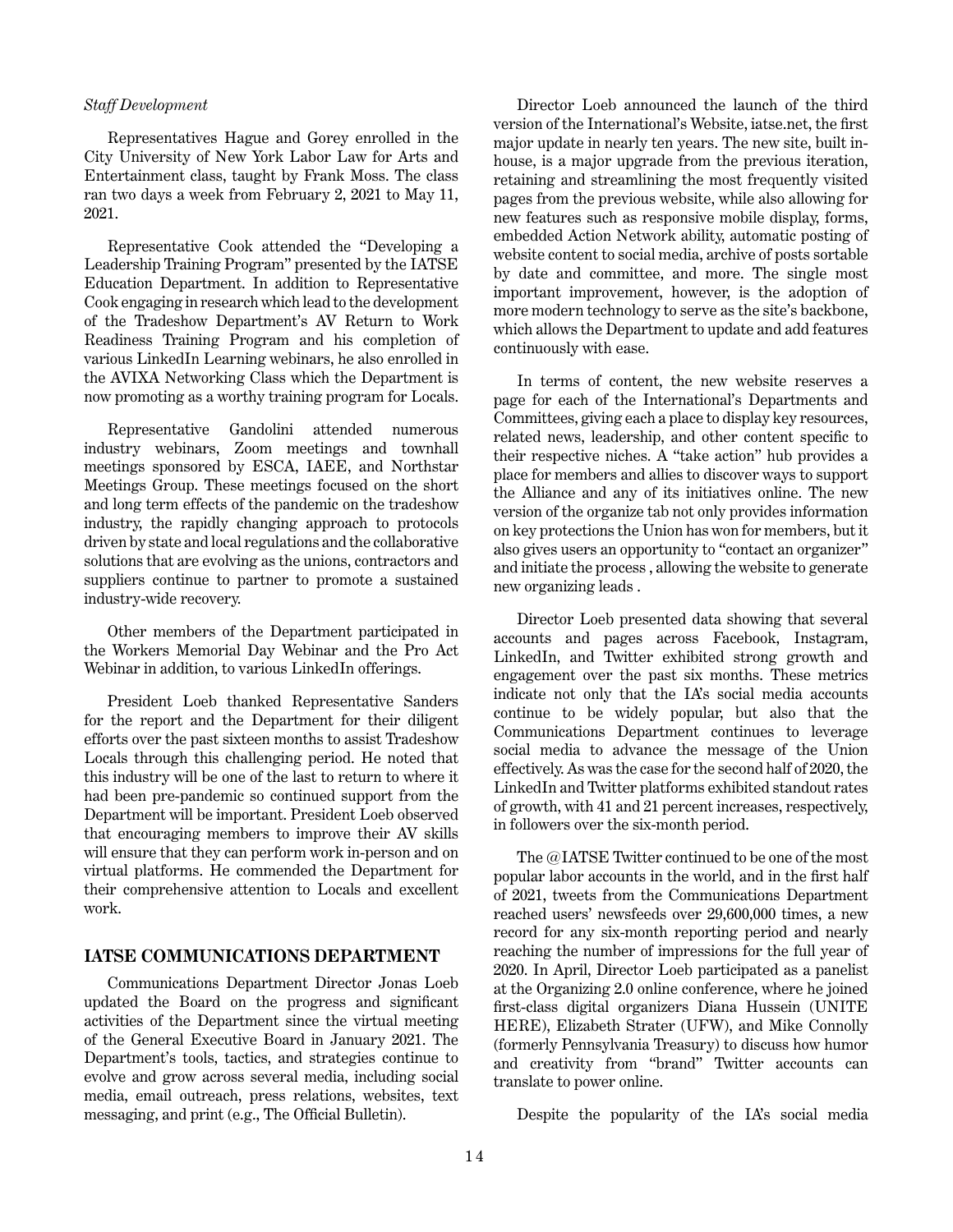*Staff Development*

Representatives Hague and Gorey enrolled in the City University of New York Labor Law for Arts and Entertainment class, taught by Frank Moss. The class ran two days a week from February 2, 2021 to May 11, 2021.

Representative Cook attended the "Developing a Leadership Training Program" presented by the IATSE Education Department. In addition to Representative Cook engaging in research which lead to the development of the Tradeshow Department's AV Return to Work Readiness Training Program and his completion of various LinkedIn Learning webinars, he also enrolled in the AVIXA Networking Class which the Department is now promoting as a worthy training program for Locals.

Representative Gandolini attended numerous industry webinars, Zoom meetings and townhall meetings sponsored by ESCA, IAEE, and Northstar Meetings Group. These meetings focused on the short and long term effects of the pandemic on the tradeshow industry, the rapidly changing approach to protocols driven by state and local regulations and the collaborative solutions that are evolving as the unions, contractors and suppliers continue to partner to promote a sustained industry-wide recovery.

Other members of the Department participated in the Workers Memorial Day Webinar and the Pro Act Webinar in addition, to various LinkedIn offerings.

President Loeb thanked Representative Sanders for the report and the Department for their diligent efforts over the past sixteen months to assist Tradeshow Locals through this challenging period. He noted that this industry will be one of the last to return to where it had been pre-pandemic so continued support from the Department will be important. President Loeb observed that encouraging members to improve their AV skills will ensure that they can perform work in-person and on virtual platforms. He commended the Department for their comprehensive attention to Locals and excellent work.

## IATSE COMMUNICATIONS DEPARTMENT

Communications Department Director Jonas Loeb updated the Board on the progress and significant activities of the Department since the virtual meeting of the General Executive Board in January 2021. The Department's tools, tactics, and strategies continue to evolve and grow across several media, including social media, email outreach, press relations, websites, text messaging, and print (e.g., The Official Bulletin).

Director Loeb announced the launch of the third version of the International's Website, iatse.net, the first major update in nearly ten years. The new site, built in-house, is a major upgrade from the previous iteration, retaining and streamlining the most frequently visited pages from the previous website, while also allowing for new features such as responsive mobile display, forms, embedded Action Network ability, automatic posting of website content to social media, archive of posts sortable by date and committee, and more. The single most important improvement, however, is the adoption of more modern technology to serve as the site's backbone, which allows the Department to update and add features continuously with ease.

In terms of content, the new website reserves a page for each of the International's Departments and Committees, giving each a place to display key resources, related news, leadership, and other content specific to their respective niches. A "take action" hub provides a place for members and allies to discover ways to support the Alliance and any of its initiatives online. The new version of the organize tab not only provides information on key protections the Union has won for members, but it also gives users an opportunity to "contact an organizer" and initiate the process , allowing the website to generate new organizing leads .

Director Loeb presented data showing that several accounts and pages across Facebook, Instagram, LinkedIn, and Twitter exhibited strong growth and engagement over the past six months. These metrics indicate not only that the IA's social media accounts continue to be widely popular, but also that the Communications Department continues to leverage social media to advance the message of the Union effectively. As was the case for the second half of 2020, the LinkedIn and Twitter platforms exhibited standout rates of growth, with 41 and 21 percent increases, respectively, in followers over the six-month period.

The @IATSE Twitter continued to be one of the most popular labor accounts in the world, and in the first half of 2021, tweets from the Communications Department reached users' newsfeeds over 29,600,000 times, a new record for any six-month reporting period and nearly reaching the number of impressions for the full year of 2020. In April, Director Loeb participated as a panelist at the Organizing 2.0 online conference, where he joined first-class digital organizers Diana Hussein (UNITE HERE), Elizabeth Strater (UFW), and Mike Connolly (formerly Pennsylvania Treasury) to discuss how humor and creativity from "brand" Twitter accounts can translate to power online.

Despite the popularity of the IA's social media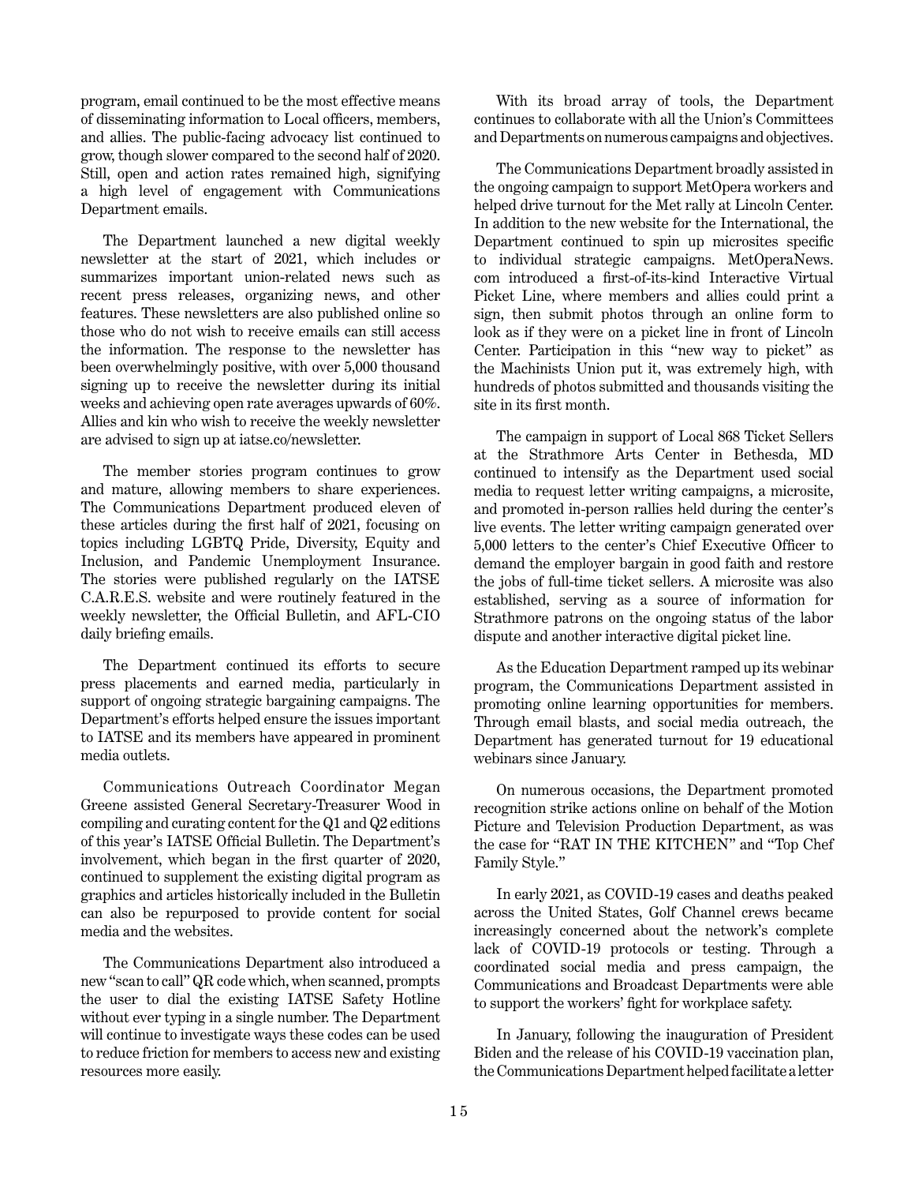program, email continued to be the most effective means of disseminating information to Local officers, members, and allies. The public-facing advocacy list continued to grow, though slower compared to the second half of 2020. Still, open and action rates remained high, signifying a high level of engagement with Communications Department emails.

The Department launched a new digital weekly newsletter at the start of 2021, which includes or summarizes important union-related news such as recent press releases, organizing news, and other features. These newsletters are also published online so those who do not wish to receive emails can still access the information. The response to the newsletter has been overwhelmingly positive, with over 5,000 thousand signing up to receive the newsletter during its initial weeks and achieving open rate averages upwards of 60%. Allies and kin who wish to receive the weekly newsletter are advised to sign up at iatse.co/newsletter.

The member stories program continues to grow and mature, allowing members to share experiences. The Communications Department produced eleven of these articles during the first half of 2021, focusing on topics including LGBTQ Pride, Diversity, Equity and Inclusion, and Pandemic Unemployment Insurance. The stories were published regularly on the IATSE C.A.R.E.S. website and were routinely featured in the weekly newsletter, the Official Bulletin, and AFL-CIO daily briefing emails.

The Department continued its efforts to secure press placements and earned media, particularly in support of ongoing strategic bargaining campaigns. The Department's efforts helped ensure the issues important to IATSE and its members have appeared in prominent media outlets.

Communications Outreach Coordinator Megan Greene assisted General Secretary-Treasurer Wood in compiling and curating content for the Q1 and Q2 editions of this year's IATSE Official Bulletin. The Department's involvement, which began in the first quarter of 2020, continued to supplement the existing digital program as graphics and articles historically included in the Bulletin can also be repurposed to provide content for social media and the websites.

The Communications Department also introduced a new "scan to call" QR code which, when scanned, prompts the user to dial the existing IATSE Safety Hotline without ever typing in a single number. The Department will continue to investigate ways these codes can be used to reduce friction for members to access new and existing resources more easily.

With its broad array of tools, the Department continues to collaborate with all the Union's Committees and Departments on numerous campaigns and objectives.

The Communications Department broadly assisted in the ongoing campaign to support MetOpera workers and helped drive turnout for the Met rally at Lincoln Center. In addition to the new website for the International, the Department continued to spin up microsites specific to individual strategic campaigns. MetOperaNews.com introduced a first-of-its-kind Interactive Virtual Picket Line, where members and allies could print a sign, then submit photos through an online form to look as if they were on a picket line in front of Lincoln Center. Participation in this "new way to picket" as the Machinists Union put it, was extremely high, with hundreds of photos submitted and thousands visiting the site in its first month.

The campaign in support of Local 868 Ticket Sellers at the Strathmore Arts Center in Bethesda, MD continued to intensify as the Department used social media to request letter writing campaigns, a microsite, and promoted in-person rallies held during the center's live events. The letter writing campaign generated over 5,000 letters to the center's Chief Executive Officer to demand the employer bargain in good faith and restore the jobs of full-time ticket sellers. A microsite was also established, serving as a source of information for Strathmore patrons on the ongoing status of the labor dispute and another interactive digital picket line.

As the Education Department ramped up its webinar program, the Communications Department assisted in promoting online learning opportunities for members. Through email blasts, and social media outreach, the Department has generated turnout for 19 educational webinars since January.

On numerous occasions, the Department promoted recognition strike actions online on behalf of the Motion Picture and Television Production Department, as was the case for "RAT IN THE KITCHEN" and "Top Chef Family Style."

In early 2021, as COVID-19 cases and deaths peaked across the United States, Golf Channel crews became increasingly concerned about the network's complete lack of COVID-19 protocols or testing. Through a coordinated social media and press campaign, the Communications and Broadcast Departments were able to support the workers' fight for workplace safety.

In January, following the inauguration of President Biden and the release of his COVID-19 vaccination plan, the Communications Department helped facilitate a letter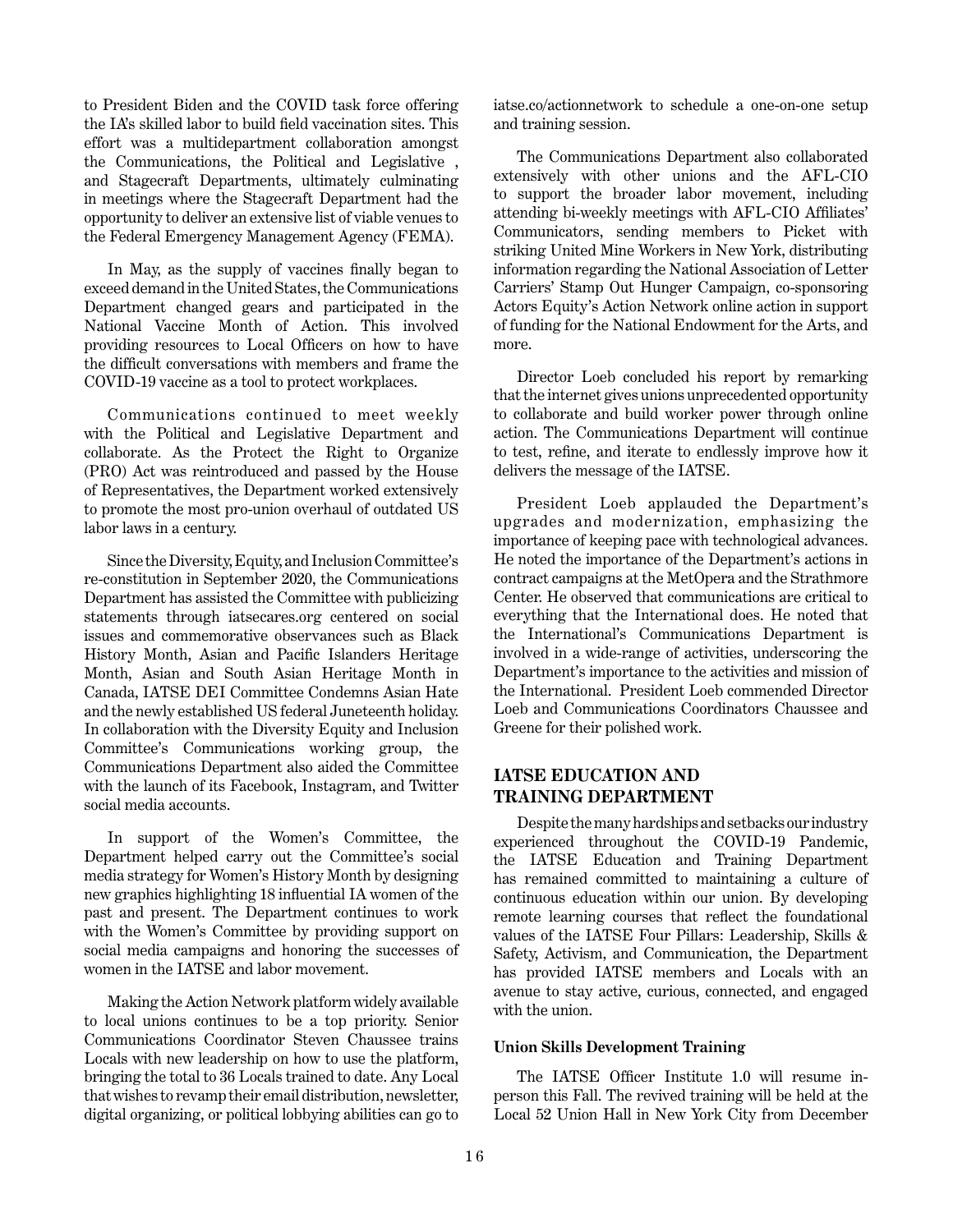to President Biden and the COVID task force offering the IA's skilled labor to build field vaccination sites. This effort was a multidepartment collaboration amongst the Communications, the Political and Legislative , and Stagecraft Departments, ultimately culminating in meetings where the Stagecraft Department had the opportunity to deliver an extensive list of viable venues to the Federal Emergency Management Agency (FEMA).

In May, as the supply of vaccines finally began to exceed demand in the United States, the Communications Department changed gears and participated in the National Vaccine Month of Action. This involved providing resources to Local Officers on how to have the difficult conversations with members and frame the COVID-19 vaccine as a tool to protect workplaces.

Communications continued to meet weekly with the Political and Legislative Department and collaborate. As the Protect the Right to Organize (PRO) Act was reintroduced and passed by the House of Representatives, the Department worked extensively to promote the most pro-union overhaul of outdated US labor laws in a century.

Since the Diversity, Equity, and Inclusion Committee's re-constitution in September 2020, the Communications Department has assisted the Committee with publicizing statements through iatsecares.org centered on social issues and commemorative observances such as Black History Month, Asian and Pacific Islanders Heritage Month, Asian and South Asian Heritage Month in Canada, IATSE DEI Committee Condemns Asian Hate and the newly established US federal Juneteenth holiday. In collaboration with the Diversity Equity and Inclusion Committee's Communications working group, the Communications Department also aided the Committee with the launch of its Facebook, Instagram, and Twitter social media accounts.

In support of the Women's Committee, the Department helped carry out the Committee's social media strategy for Women's History Month by designing new graphics highlighting 18 influential IA women of the past and present. The Department continues to work with the Women's Committee by providing support on social media campaigns and honoring the successes of women in the IATSE and labor movement.

Making the Action Network platform widely available to local unions continues to be a top priority. Senior Communications Coordinator Steven Chaussee trains Locals with new leadership on how to use the platform, bringing the total to 36 Locals trained to date. Any Local that wishes to revamp their email distribution, newsletter, digital organizing, or political lobbying abilities can go to iatse.co/actionnetwork to schedule a one-on-one setup and training session.

The Communications Department also collaborated extensively with other unions and the AFL-CIO to support the broader labor movement, including attending bi-weekly meetings with AFL-CIO Affiliates' Communicators, sending members to Picket with striking United Mine Workers in New York, distributing information regarding the National Association of Letter Carriers' Stamp Out Hunger Campaign, co-sponsoring Actors Equity's Action Network online action in support of funding for the National Endowment for the Arts, and more.

Director Loeb concluded his report by remarking that the internet gives unions unprecedented opportunity to collaborate and build worker power through online action. The Communications Department will continue to test, refine, and iterate to endlessly improve how it delivers the message of the IATSE.

President Loeb applauded the Department's upgrades and modernization, emphasizing the importance of keeping pace with technological advances. He noted the importance of the Department's actions in contract campaigns at the MetOpera and the Strathmore Center. He observed that communications are critical to everything that the International does. He noted that the International's Communications Department is involved in a wide-range of activities, underscoring the Department's importance to the activities and mission of the International. President Loeb commended Director Loeb and Communications Coordinators Chaussee and Greene for their polished work.

## IATSE EDUCATION AND TRAINING DEPARTMENT

Despite the many hardships and setbacks our industry experienced throughout the COVID-19 Pandemic, the IATSE Education and Training Department has remained committed to maintaining a culture of continuous education within our union. By developing remote learning courses that reflect the foundational values of the IATSE Four Pillars: Leadership, Skills & Safety, Activism, and Communication, the Department has provided IATSE members and Locals with an avenue to stay active, curious, connected, and engaged with the union.

#### Union Skills Development Training

The IATSE Officer Institute 1.0 will resume in-person this Fall. The revived training will be held at the Local 52 Union Hall in New York City from December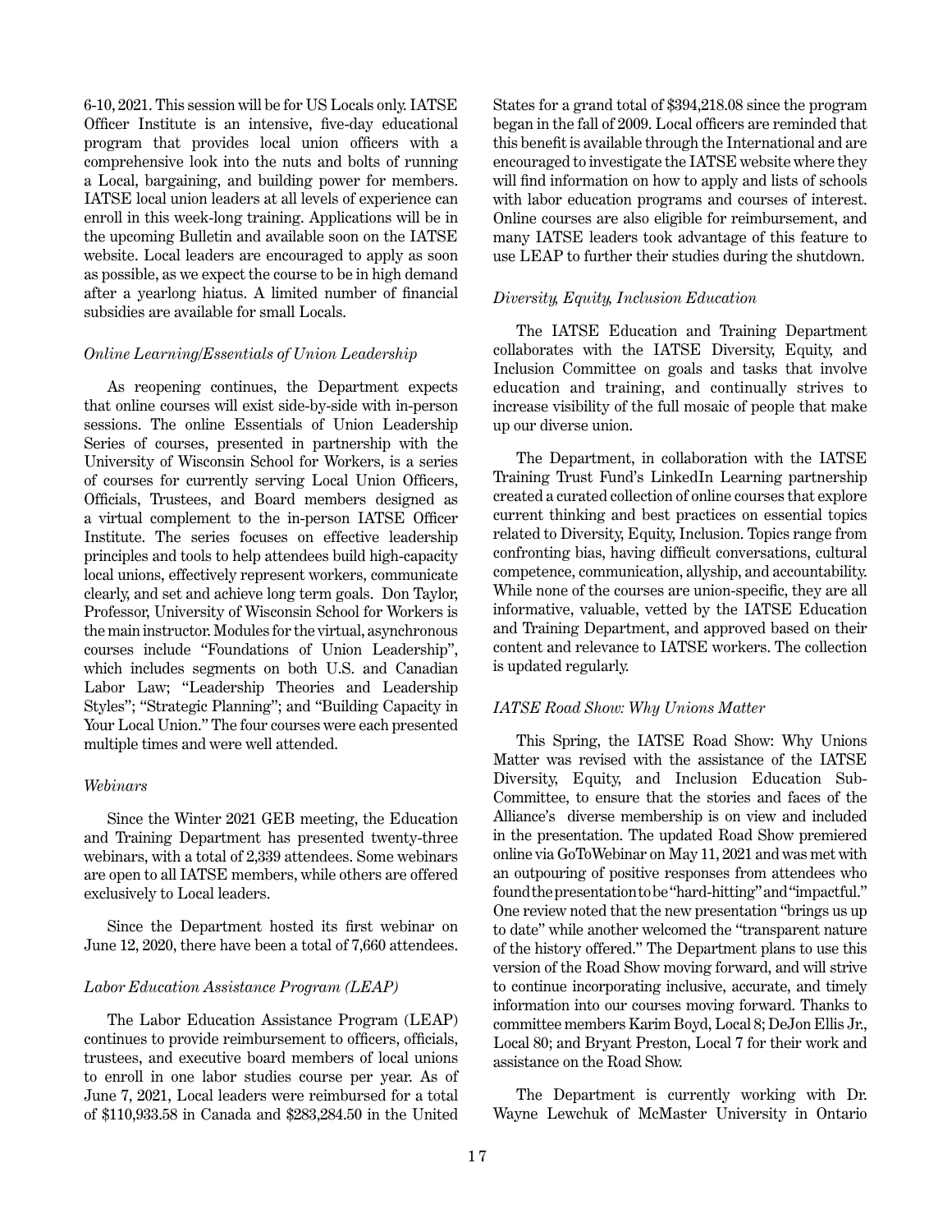6-10, 2021. This session will be for US Locals only. IATSE Officer Institute is an intensive, five-day educational program that provides local union officers with a comprehensive look into the nuts and bolts of running a Local, bargaining, and building power for members. IATSE local union leaders at all levels of experience can enroll in this week-long training. Applications will be in the upcoming Bulletin and available soon on the IATSE website. Local leaders are encouraged to apply as soon as possible, as we expect the course to be in high demand after a yearlong hiatus. A limited number of financial subsidies are available for small Locals.

*Online Learning/Essentials of Union Leadership*

As reopening continues, the Department expects that online courses will exist side-by-side with in-person sessions. The online Essentials of Union Leadership Series of courses, presented in partnership with the University of Wisconsin School for Workers, is a series of courses for currently serving Local Union Officers, Officials, Trustees, and Board members designed as a virtual complement to the in-person IATSE Officer Institute. The series focuses on effective leadership principles and tools to help attendees build high-capacity local unions, effectively represent workers, communicate clearly, and set and achieve long term goals. Don Taylor, Professor, University of Wisconsin School for Workers is the main instructor. Modules for the virtual, asynchronous courses include "Foundations of Union Leadership", which includes segments on both U.S. and Canadian Labor Law; "Leadership Theories and Leadership Styles"; "Strategic Planning"; and "Building Capacity in Your Local Union." The four courses were each presented multiple times and were well attended.

*Webinars*

Since the Winter 2021 GEB meeting, the Education and Training Department has presented twenty-three webinars, with a total of 2,339 attendees. Some webinars are open to all IATSE members, while others are offered exclusively to Local leaders.

Since the Department hosted its first webinar on June 12, 2020, there have been a total of 7,660 attendees.

*Labor Education Assistance Program (LEAP)*

The Labor Education Assistance Program (LEAP) continues to provide reimbursement to officers, officials, trustees, and executive board members of local unions to enroll in one labor studies course per year. As of June 7, 2021, Local leaders were reimbursed for a total of $110,933.58 in Canada and $283,284.50 in the United States for a grand total of $394,218.08 since the program began in the fall of 2009. Local officers are reminded that this benefit is available through the International and are encouraged to investigate the IATSE website where they will find information on how to apply and lists of schools with labor education programs and courses of interest. Online courses are also eligible for reimbursement, and many IATSE leaders took advantage of this feature to use LEAP to further their studies during the shutdown.

*Diversity, Equity, Inclusion Education*

The IATSE Education and Training Department collaborates with the IATSE Diversity, Equity, and Inclusion Committee on goals and tasks that involve education and training, and continually strives to increase visibility of the full mosaic of people that make up our diverse union.

The Department, in collaboration with the IATSE Training Trust Fund's LinkedIn Learning partnership created a curated collection of online courses that explore current thinking and best practices on essential topics related to Diversity, Equity, Inclusion. Topics range from confronting bias, having difficult conversations, cultural competence, communication, allyship, and accountability. While none of the courses are union-specific, they are all informative, valuable, vetted by the IATSE Education and Training Department, and approved based on their content and relevance to IATSE workers. The collection is updated regularly.

*IATSE Road Show: Why Unions Matter*

This Spring, the IATSE Road Show: Why Unions Matter was revised with the assistance of the IATSE Diversity, Equity, and Inclusion Education Sub-Committee, to ensure that the stories and faces of the Alliance's diverse membership is on view and included in the presentation. The updated Road Show premiered online via GoToWebinar on May 11, 2021 and was met with an outpouring of positive responses from attendees who found the presentation to be "hard-hitting" and "impactful." One review noted that the new presentation "brings us up to date" while another welcomed the "transparent nature of the history offered." The Department plans to use this version of the Road Show moving forward, and will strive to continue incorporating inclusive, accurate, and timely information into our courses moving forward. Thanks to committee members Karim Boyd, Local 8; DeJon Ellis Jr., Local 80; and Bryant Preston, Local 7 for their work and assistance on the Road Show.

The Department is currently working with Dr. Wayne Lewchuk of McMaster University in Ontario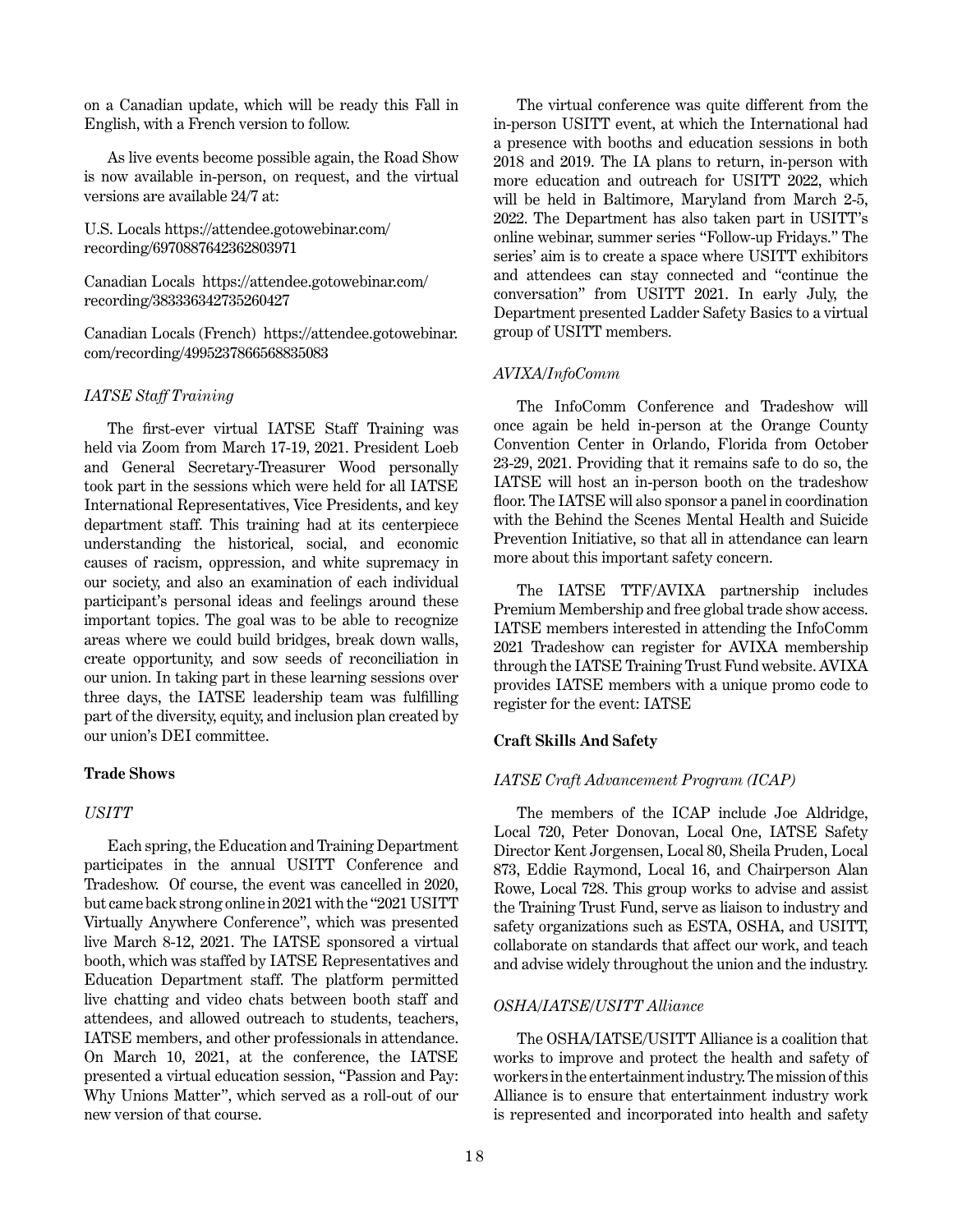on a Canadian update, which will be ready this Fall in English, with a French version to follow.

As live events become possible again, the Road Show is now available in-person, on request, and the virtual versions are available 24/7 at:

U.S. Locals https://attendee.gotowebinar.com/recording/6970887642362803971

Canadian Locals https://attendee.gotowebinar.com/recording/383336342735260427

Canadian Locals (French) https://attendee.gotowebinar.com/recording/4995237866568835083

*IATSE Staff Training*

The first-ever virtual IATSE Staff Training was held via Zoom from March 17-19, 2021. President Loeb and General Secretary-Treasurer Wood personally took part in the sessions which were held for all IATSE International Representatives, Vice Presidents, and key department staff. This training had at its centerpiece understanding the historical, social, and economic causes of racism, oppression, and white supremacy in our society, and also an examination of each individual participant's personal ideas and feelings around these important topics. The goal was to be able to recognize areas where we could build bridges, break down walls, create opportunity, and sow seeds of reconciliation in our union. In taking part in these learning sessions over three days, the IATSE leadership team was fulfilling part of the diversity, equity, and inclusion plan created by our union's DEI committee.

**Trade Shows**

*USITT*

Each spring, the Education and Training Department participates in the annual USITT Conference and Tradeshow. Of course, the event was cancelled in 2020, but came back strong online in 2021 with the "2021 USITT Virtually Anywhere Conference", which was presented live March 8-12, 2021. The IATSE sponsored a virtual booth, which was staffed by IATSE Representatives and Education Department staff. The platform permitted live chatting and video chats between booth staff and attendees, and allowed outreach to students, teachers, IATSE members, and other professionals in attendance. On March 10, 2021, at the conference, the IATSE presented a virtual education session, "Passion and Pay: Why Unions Matter", which served as a roll-out of our new version of that course.

The virtual conference was quite different from the in-person USITT event, at which the International had a presence with booths and education sessions in both 2018 and 2019. The IA plans to return, in-person with more education and outreach for USITT 2022, which will be held in Baltimore, Maryland from March 2-5, 2022. The Department has also taken part in USITT's online webinar, summer series "Follow-up Fridays." The series' aim is to create a space where USITT exhibitors and attendees can stay connected and "continue the conversation" from USITT 2021. In early July, the Department presented Ladder Safety Basics to a virtual group of USITT members.

*AVIXA/InfoComm*

The InfoComm Conference and Tradeshow will once again be held in-person at the Orange County Convention Center in Orlando, Florida from October 23-29, 2021. Providing that it remains safe to do so, the IATSE will host an in-person booth on the tradeshow floor. The IATSE will also sponsor a panel in coordination with the Behind the Scenes Mental Health and Suicide Prevention Initiative, so that all in attendance can learn more about this important safety concern.

The IATSE TTF/AVIXA partnership includes Premium Membership and free global trade show access. IATSE members interested in attending the InfoComm 2021 Tradeshow can register for AVIXA membership through the IATSE Training Trust Fund website. AVIXA provides IATSE members with a unique promo code to register for the event: IATSE

**Craft Skills And Safety**

*IATSE Craft Advancement Program (ICAP)*

The members of the ICAP include Joe Aldridge, Local 720, Peter Donovan, Local One, IATSE Safety Director Kent Jorgensen, Local 80, Sheila Pruden, Local 873, Eddie Raymond, Local 16, and Chairperson Alan Rowe, Local 728. This group works to advise and assist the Training Trust Fund, serve as liaison to industry and safety organizations such as ESTA, OSHA, and USITT, collaborate on standards that affect our work, and teach and advise widely throughout the union and the industry.

*OSHA/IATSE/USITT Alliance*

The OSHA/IATSE/USITT Alliance is a coalition that works to improve and protect the health and safety of workers in the entertainment industry. The mission of this Alliance is to ensure that entertainment industry work is represented and incorporated into health and safety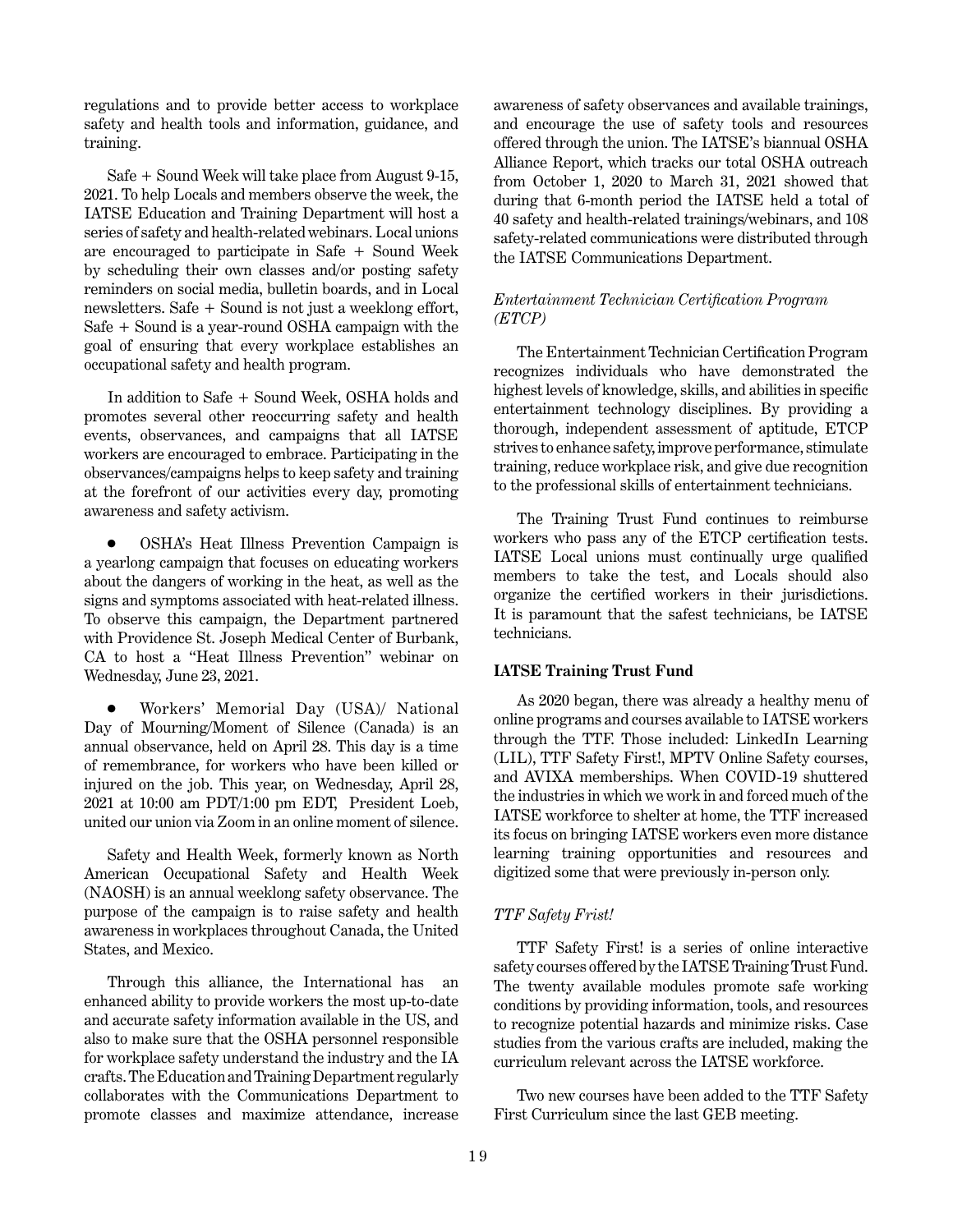regulations and to provide better access to workplace safety and health tools and information, guidance, and training.

Safe + Sound Week will take place from August 9-15, 2021. To help Locals and members observe the week, the IATSE Education and Training Department will host a series of safety and health-related webinars. Local unions are encouraged to participate in Safe + Sound Week by scheduling their own classes and/or posting safety reminders on social media, bulletin boards, and in Local newsletters. Safe + Sound is not just a weeklong effort, Safe + Sound is a year-round OSHA campaign with the goal of ensuring that every workplace establishes an occupational safety and health program.

In addition to Safe + Sound Week, OSHA holds and promotes several other reoccurring safety and health events, observances, and campaigns that all IATSE workers are encouraged to embrace. Participating in the observances/campaigns helps to keep safety and training at the forefront of our activities every day, promoting awareness and safety activism.

- OSHA's Heat Illness Prevention Campaign is a yearlong campaign that focuses on educating workers about the dangers of working in the heat, as well as the signs and symptoms associated with heat-related illness. To observe this campaign, the Department partnered with Providence St. Joseph Medical Center of Burbank, CA to host a "Heat Illness Prevention" webinar on Wednesday, June 23, 2021.

- Workers' Memorial Day (USA)/ National Day of Mourning/Moment of Silence (Canada) is an annual observance, held on April 28. This day is a time of remembrance, for workers who have been killed or injured on the job. This year, on Wednesday, April 28, 2021 at 10:00 am PDT/1:00 pm EDT, President Loeb, united our union via Zoom in an online moment of silence.

Safety and Health Week, formerly known as North American Occupational Safety and Health Week (NAOSH) is an annual weeklong safety observance. The purpose of the campaign is to raise safety and health awareness in workplaces throughout Canada, the United States, and Mexico.

Through this alliance, the International has an enhanced ability to provide workers the most up-to-date and accurate safety information available in the US, and also to make sure that the OSHA personnel responsible for workplace safety understand the industry and the IA crafts. The Education and Training Department regularly collaborates with the Communications Department to promote classes and maximize attendance, increase awareness of safety observances and available trainings, and encourage the use of safety tools and resources offered through the union. The IATSE's biannual OSHA Alliance Report, which tracks our total OSHA outreach from October 1, 2020 to March 31, 2021 showed that during that 6-month period the IATSE held a total of 40 safety and health-related trainings/webinars, and 108 safety-related communications were distributed through the IATSE Communications Department.

*Entertainment Technician Certification Program (ETCP)*

The Entertainment Technician Certification Program recognizes individuals who have demonstrated the highest levels of knowledge, skills, and abilities in specific entertainment technology disciplines. By providing a thorough, independent assessment of aptitude, ETCP strives to enhance safety, improve performance, stimulate training, reduce workplace risk, and give due recognition to the professional skills of entertainment technicians.

The Training Trust Fund continues to reimburse workers who pass any of the ETCP certification tests. IATSE Local unions must continually urge qualified members to take the test, and Locals should also organize the certified workers in their jurisdictions. It is paramount that the safest technicians, be IATSE technicians.

**IATSE Training Trust Fund**

As 2020 began, there was already a healthy menu of online programs and courses available to IATSE workers through the TTF. Those included: LinkedIn Learning (LIL), TTF Safety First!, MPTV Online Safety courses, and AVIXA memberships. When COVID-19 shuttered the industries in which we work in and forced much of the IATSE workforce to shelter at home, the TTF increased its focus on bringing IATSE workers even more distance learning training opportunities and resources and digitized some that were previously in-person only.

*TTF Safety Frist!*

TTF Safety First! is a series of online interactive safety courses offered by the IATSE Training Trust Fund. The twenty available modules promote safe working conditions by providing information, tools, and resources to recognize potential hazards and minimize risks. Case studies from the various crafts are included, making the curriculum relevant across the IATSE workforce.

Two new courses have been added to the TTF Safety First Curriculum since the last GEB meeting.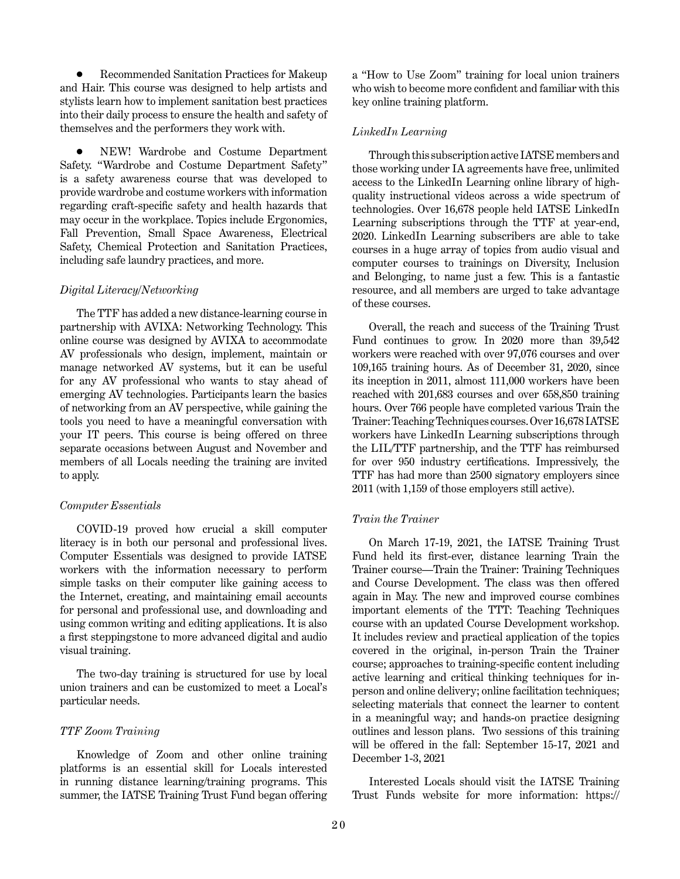- Recommended Sanitation Practices for Makeup and Hair. This course was designed to help artists and stylists learn how to implement sanitation best practices into their daily process to ensure the health and safety of themselves and the performers they work with.

- NEW! Wardrobe and Costume Department Safety. "Wardrobe and Costume Department Safety" is a safety awareness course that was developed to provide wardrobe and costume workers with information regarding craft-specific safety and health hazards that may occur in the workplace. Topics include Ergonomics, Fall Prevention, Small Space Awareness, Electrical Safety, Chemical Protection and Sanitation Practices, including safe laundry practices, and more.

*Digital Literacy/Networking*

The TTF has added a new distance-learning course in partnership with AVIXA: Networking Technology. This online course was designed by AVIXA to accommodate AV professionals who design, implement, maintain or manage networked AV systems, but it can be useful for any AV professional who wants to stay ahead of emerging AV technologies. Participants learn the basics of networking from an AV perspective, while gaining the tools you need to have a meaningful conversation with your IT peers. This course is being offered on three separate occasions between August and November and members of all Locals needing the training are invited to apply.

*Computer Essentials*

COVID-19 proved how crucial a skill computer literacy is in both our personal and professional lives. Computer Essentials was designed to provide IATSE workers with the information necessary to perform simple tasks on their computer like gaining access to the Internet, creating, and maintaining email accounts for personal and professional use, and downloading and using common writing and editing applications. It is also a first steppingstone to more advanced digital and audio visual training.

The two-day training is structured for use by local union trainers and can be customized to meet a Local's particular needs.

*TTF Zoom Training*

Knowledge of Zoom and other online training platforms is an essential skill for Locals interested in running distance learning/training programs. This summer, the IATSE Training Trust Fund began offering a "How to Use Zoom" training for local union trainers who wish to become more confident and familiar with this key online training platform.

*LinkedIn Learning*

Through this subscription active IATSE members and those working under IA agreements have free, unlimited access to the LinkedIn Learning online library of high-quality instructional videos across a wide spectrum of technologies. Over 16,678 people held IATSE LinkedIn Learning subscriptions through the TTF at year-end, 2020. LinkedIn Learning subscribers are able to take courses in a huge array of topics from audio visual and computer courses to trainings on Diversity, Inclusion and Belonging, to name just a few. This is a fantastic resource, and all members are urged to take advantage of these courses.

Overall, the reach and success of the Training Trust Fund continues to grow. In 2020 more than 39,542 workers were reached with over 97,076 courses and over 109,165 training hours. As of December 31, 2020, since its inception in 2011, almost 111,000 workers have been reached with 201,683 courses and over 658,850 training hours. Over 766 people have completed various Train the Trainer: Teaching Techniques courses. Over 16,678 IATSE workers have LinkedIn Learning subscriptions through the LIL/TTF partnership, and the TTF has reimbursed for over 950 industry certifications. Impressively, the TTF has had more than 2500 signatory employers since 2011 (with 1,159 of those employers still active).

*Train the Trainer*

On March 17-19, 2021, the IATSE Training Trust Fund held its first-ever, distance learning Train the Trainer course—Train the Trainer: Training Techniques and Course Development. The class was then offered again in May. The new and improved course combines important elements of the TTT: Teaching Techniques course with an updated Course Development workshop. It includes review and practical application of the topics covered in the original, in-person Train the Trainer course; approaches to training-specific content including active learning and critical thinking techniques for in-person and online delivery; online facilitation techniques; selecting materials that connect the learner to content in a meaningful way; and hands-on practice designing outlines and lesson plans. Two sessions of this training will be offered in the fall: September 15-17, 2021 and December 1-3, 2021

Interested Locals should visit the IATSE Training Trust Funds website for more information: https://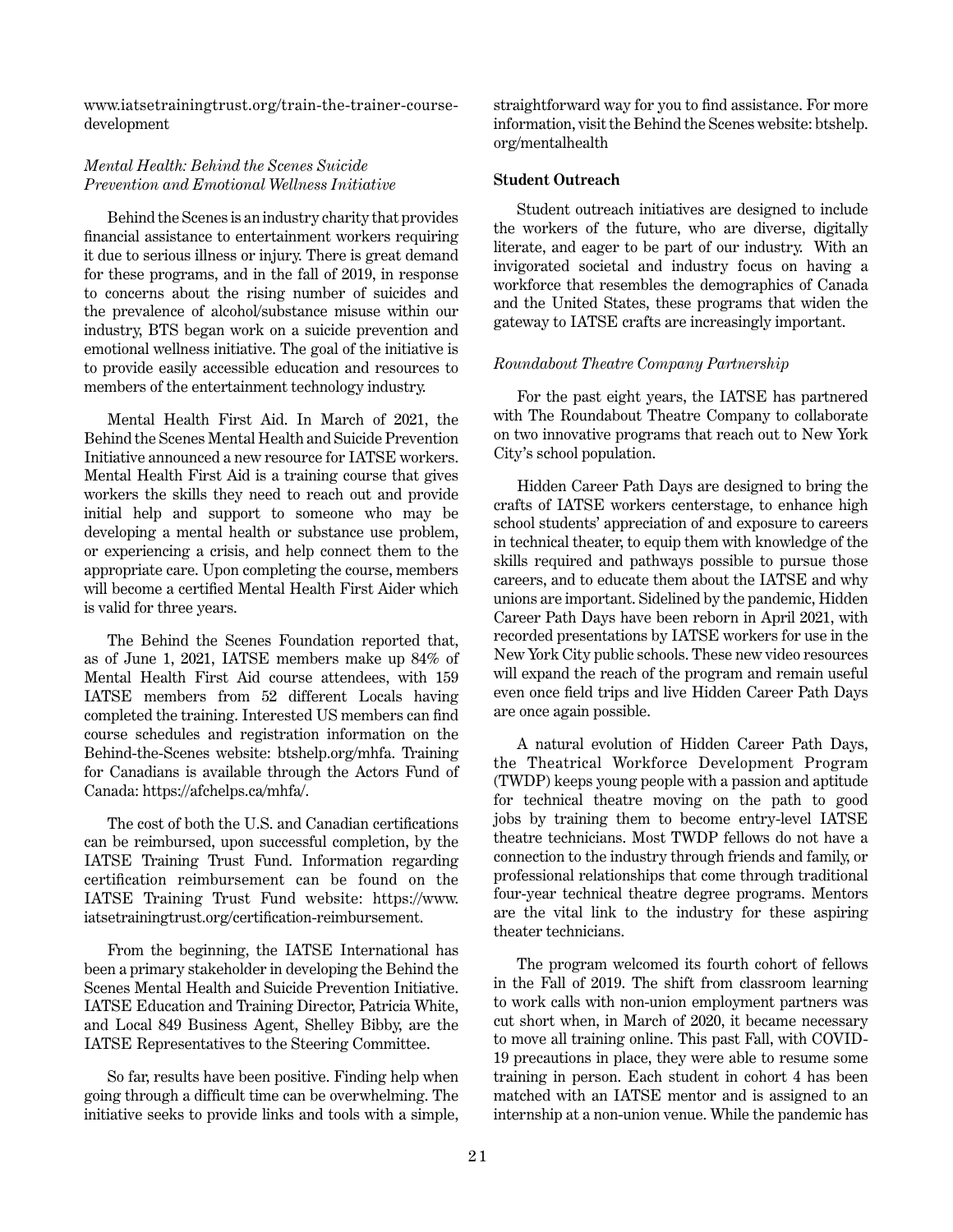www.iatsetrainingtrust.org/train-the-trainer-course-development

*Mental Health: Behind the Scenes Suicide Prevention and Emotional Wellness Initiative*

Behind the Scenes is an industry charity that provides financial assistance to entertainment workers requiring it due to serious illness or injury. There is great demand for these programs, and in the fall of 2019, in response to concerns about the rising number of suicides and the prevalence of alcohol/substance misuse within our industry, BTS began work on a suicide prevention and emotional wellness initiative. The goal of the initiative is to provide easily accessible education and resources to members of the entertainment technology industry.

Mental Health First Aid. In March of 2021, the Behind the Scenes Mental Health and Suicide Prevention Initiative announced a new resource for IATSE workers. Mental Health First Aid is a training course that gives workers the skills they need to reach out and provide initial help and support to someone who may be developing a mental health or substance use problem, or experiencing a crisis, and help connect them to the appropriate care. Upon completing the course, members will become a certified Mental Health First Aider which is valid for three years.

The Behind the Scenes Foundation reported that, as of June 1, 2021, IATSE members make up 84% of Mental Health First Aid course attendees, with 159 IATSE members from 52 different Locals having completed the training. Interested US members can find course schedules and registration information on the Behind-the-Scenes website: btshelp.org/mhfa. Training for Canadians is available through the Actors Fund of Canada: https://afchelps.ca/mhfa/.

The cost of both the U.S. and Canadian certifications can be reimbursed, upon successful completion, by the IATSE Training Trust Fund. Information regarding certification reimbursement can be found on the IATSE Training Trust Fund website: https://www.iatsetrainingtrust.org/certification-reimbursement.

From the beginning, the IATSE International has been a primary stakeholder in developing the Behind the Scenes Mental Health and Suicide Prevention Initiative. IATSE Education and Training Director, Patricia White, and Local 849 Business Agent, Shelley Bibby, are the IATSE Representatives to the Steering Committee.

So far, results have been positive. Finding help when going through a difficult time can be overwhelming. The initiative seeks to provide links and tools with a simple, straightforward way for you to find assistance. For more information, visit the Behind the Scenes website: btshelp.org/mentalhealth

**Student Outreach**

Student outreach initiatives are designed to include the workers of the future, who are diverse, digitally literate, and eager to be part of our industry. With an invigorated societal and industry focus on having a workforce that resembles the demographics of Canada and the United States, these programs that widen the gateway to IATSE crafts are increasingly important.

*Roundabout Theatre Company Partnership*

For the past eight years, the IATSE has partnered with The Roundabout Theatre Company to collaborate on two innovative programs that reach out to New York City's school population.

Hidden Career Path Days are designed to bring the crafts of IATSE workers centerstage, to enhance high school students' appreciation of and exposure to careers in technical theater, to equip them with knowledge of the skills required and pathways possible to pursue those careers, and to educate them about the IATSE and why unions are important. Sidelined by the pandemic, Hidden Career Path Days have been reborn in April 2021, with recorded presentations by IATSE workers for use in the New York City public schools. These new video resources will expand the reach of the program and remain useful even once field trips and live Hidden Career Path Days are once again possible.

A natural evolution of Hidden Career Path Days, the Theatrical Workforce Development Program (TWDP) keeps young people with a passion and aptitude for technical theatre moving on the path to good jobs by training them to become entry-level IATSE theatre technicians. Most TWDP fellows do not have a connection to the industry through friends and family, or professional relationships that come through traditional four-year technical theatre degree programs. Mentors are the vital link to the industry for these aspiring theater technicians.

The program welcomed its fourth cohort of fellows in the Fall of 2019. The shift from classroom learning to work calls with non-union employment partners was cut short when, in March of 2020, it became necessary to move all training online. This past Fall, with COVID-19 precautions in place, they were able to resume some training in person. Each student in cohort 4 has been matched with an IATSE mentor and is assigned to an internship at a non-union venue. While the pandemic has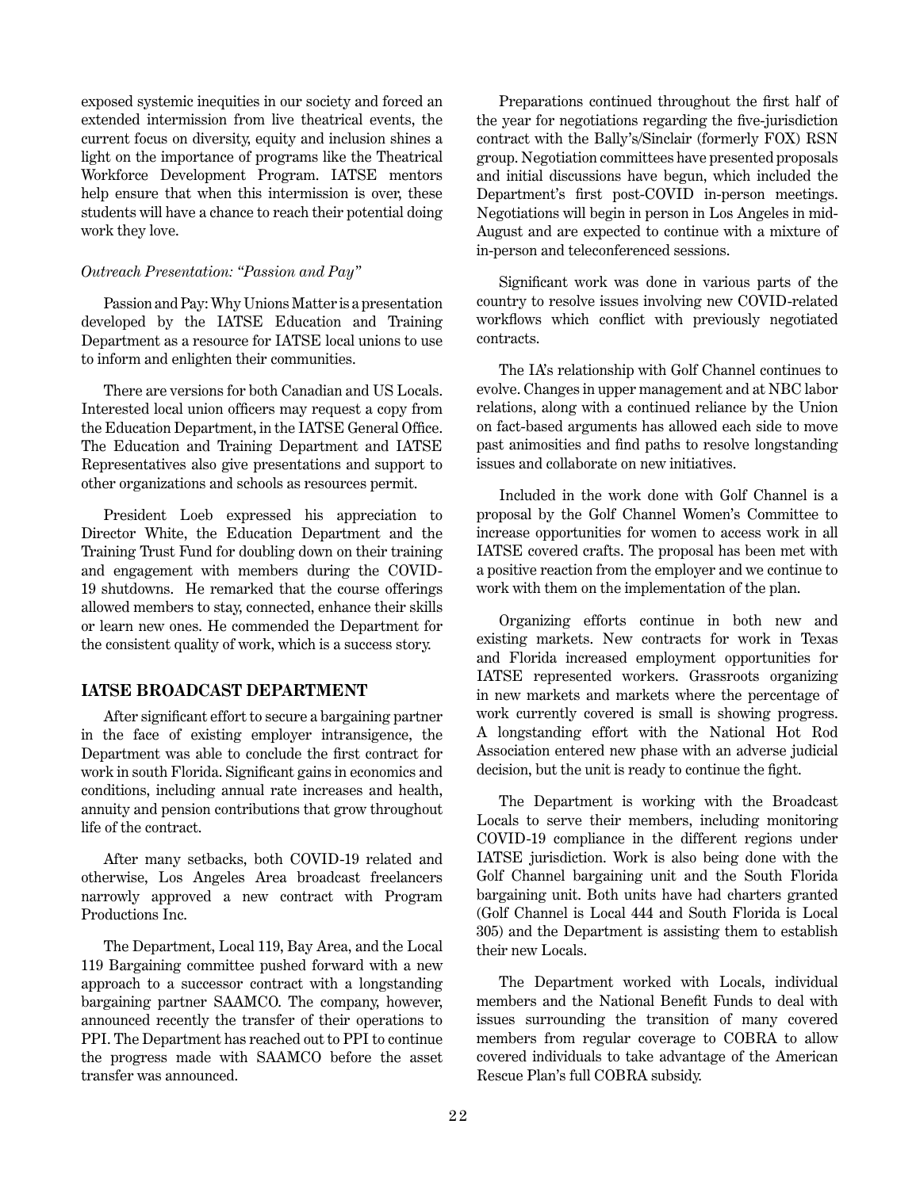exposed systemic inequities in our society and forced an extended intermission from live theatrical events, the current focus on diversity, equity and inclusion shines a light on the importance of programs like the Theatrical Workforce Development Program. IATSE mentors help ensure that when this intermission is over, these students will have a chance to reach their potential doing work they love.

*Outreach Presentation: "Passion and Pay"*

Passion and Pay: Why Unions Matter is a presentation developed by the IATSE Education and Training Department as a resource for IATSE local unions to use to inform and enlighten their communities.

There are versions for both Canadian and US Locals. Interested local union officers may request a copy from the Education Department, in the IATSE General Office. The Education and Training Department and IATSE Representatives also give presentations and support to other organizations and schools as resources permit.

President Loeb expressed his appreciation to Director White, the Education Department and the Training Trust Fund for doubling down on their training and engagement with members during the COVID-19 shutdowns. He remarked that the course offerings allowed members to stay, connected, enhance their skills or learn new ones. He commended the Department for the consistent quality of work, which is a success story.

## IATSE BROADCAST DEPARTMENT

After significant effort to secure a bargaining partner in the face of existing employer intransigence, the Department was able to conclude the first contract for work in south Florida. Significant gains in economics and conditions, including annual rate increases and health, annuity and pension contributions that grow throughout life of the contract.

After many setbacks, both COVID-19 related and otherwise, Los Angeles Area broadcast freelancers narrowly approved a new contract with Program Productions Inc.

The Department, Local 119, Bay Area, and the Local 119 Bargaining committee pushed forward with a new approach to a successor contract with a longstanding bargaining partner SAAMCO. The company, however, announced recently the transfer of their operations to PPI. The Department has reached out to PPI to continue the progress made with SAAMCO before the asset transfer was announced.

Preparations continued throughout the first half of the year for negotiations regarding the five-jurisdiction contract with the Bally's/Sinclair (formerly FOX) RSN group. Negotiation committees have presented proposals and initial discussions have begun, which included the Department's first post-COVID in-person meetings. Negotiations will begin in person in Los Angeles in mid-August and are expected to continue with a mixture of in-person and teleconferenced sessions.

Significant work was done in various parts of the country to resolve issues involving new COVID-related workflows which conflict with previously negotiated contracts.

The IA's relationship with Golf Channel continues to evolve. Changes in upper management and at NBC labor relations, along with a continued reliance by the Union on fact-based arguments has allowed each side to move past animosities and find paths to resolve longstanding issues and collaborate on new initiatives.

Included in the work done with Golf Channel is a proposal by the Golf Channel Women's Committee to increase opportunities for women to access work in all IATSE covered crafts. The proposal has been met with a positive reaction from the employer and we continue to work with them on the implementation of the plan.

Organizing efforts continue in both new and existing markets. New contracts for work in Texas and Florida increased employment opportunities for IATSE represented workers. Grassroots organizing in new markets and markets where the percentage of work currently covered is small is showing progress. A longstanding effort with the National Hot Rod Association entered new phase with an adverse judicial decision, but the unit is ready to continue the fight.

The Department is working with the Broadcast Locals to serve their members, including monitoring COVID-19 compliance in the different regions under IATSE jurisdiction. Work is also being done with the Golf Channel bargaining unit and the South Florida bargaining unit. Both units have had charters granted (Golf Channel is Local 444 and South Florida is Local 305) and the Department is assisting them to establish their new Locals.

The Department worked with Locals, individual members and the National Benefit Funds to deal with issues surrounding the transition of many covered members from regular coverage to COBRA to allow covered individuals to take advantage of the American Rescue Plan's full COBRA subsidy.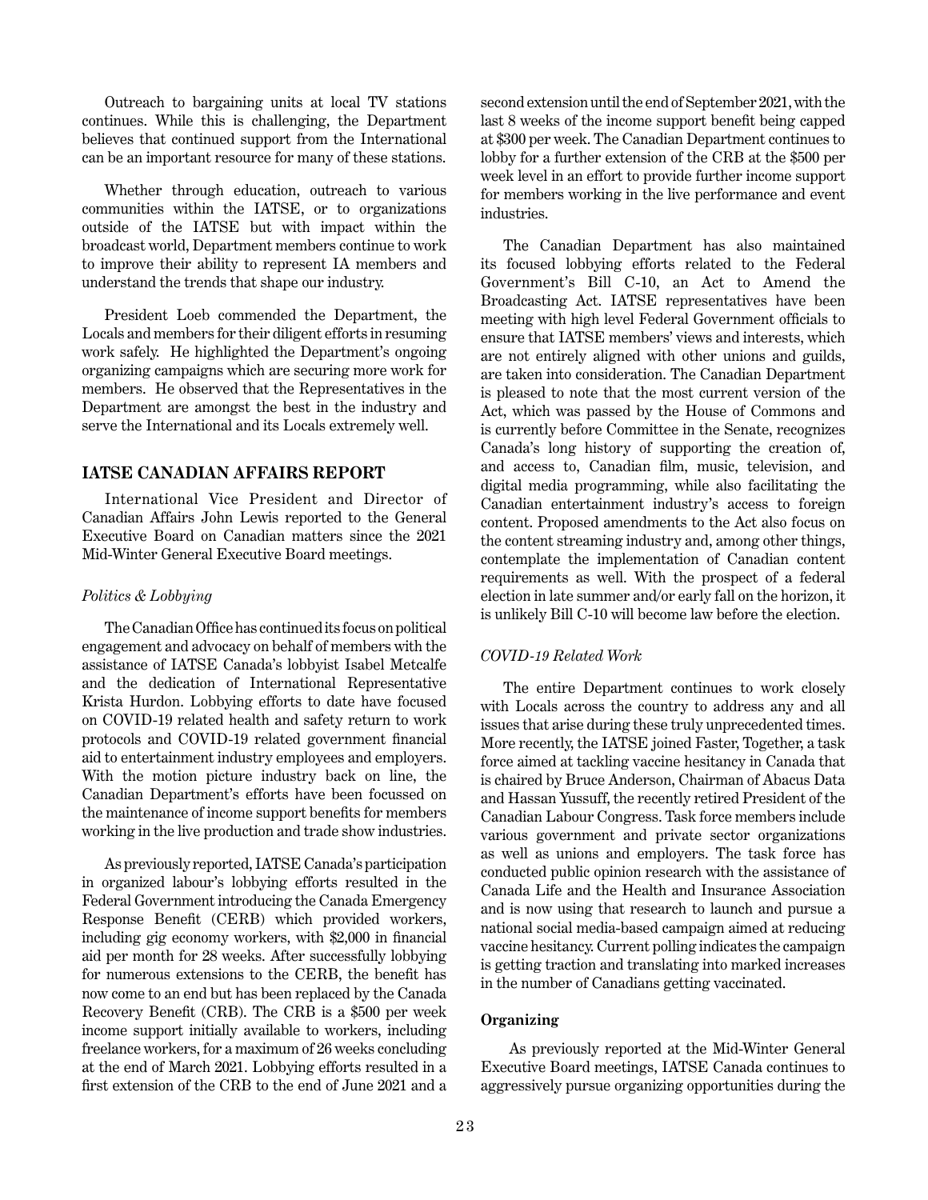Outreach to bargaining units at local TV stations continues. While this is challenging, the Department believes that continued support from the International can be an important resource for many of these stations.

Whether through education, outreach to various communities within the IATSE, or to organizations outside of the IATSE but with impact within the broadcast world, Department members continue to work to improve their ability to represent IA members and understand the trends that shape our industry.

President Loeb commended the Department, the Locals and members for their diligent efforts in resuming work safely. He highlighted the Department's ongoing organizing campaigns which are securing more work for members. He observed that the Representatives in the Department are amongst the best in the industry and serve the International and its Locals extremely well.

## IATSE CANADIAN AFFAIRS REPORT

International Vice President and Director of Canadian Affairs John Lewis reported to the General Executive Board on Canadian matters since the 2021 Mid-Winter General Executive Board meetings.

*Politics & Lobbying*

The Canadian Office has continued its focus on political engagement and advocacy on behalf of members with the assistance of IATSE Canada's lobbyist Isabel Metcalfe and the dedication of International Representative Krista Hurdon. Lobbying efforts to date have focused on COVID-19 related health and safety return to work protocols and COVID-19 related government financial aid to entertainment industry employees and employers. With the motion picture industry back on line, the Canadian Department's efforts have been focussed on the maintenance of income support benefits for members working in the live production and trade show industries.

As previously reported, IATSE Canada's participation in organized labour's lobbying efforts resulted in the Federal Government introducing the Canada Emergency Response Benefit (CERB) which provided workers, including gig economy workers, with $2,000 in financial aid per month for 28 weeks. After successfully lobbying for numerous extensions to the CERB, the benefit has now come to an end but has been replaced by the Canada Recovery Benefit (CRB). The CRB is a $500 per week income support initially available to workers, including freelance workers, for a maximum of 26 weeks concluding at the end of March 2021. Lobbying efforts resulted in a first extension of the CRB to the end of June 2021 and a second extension until the end of September 2021, with the last 8 weeks of the income support benefit being capped at $300 per week. The Canadian Department continues to lobby for a further extension of the CRB at the $500 per week level in an effort to provide further income support for members working in the live performance and event industries.

The Canadian Department has also maintained its focused lobbying efforts related to the Federal Government's Bill C-10, an Act to Amend the Broadcasting Act. IATSE representatives have been meeting with high level Federal Government officials to ensure that IATSE members' views and interests, which are not entirely aligned with other unions and guilds, are taken into consideration. The Canadian Department is pleased to note that the most current version of the Act, which was passed by the House of Commons and is currently before Committee in the Senate, recognizes Canada's long history of supporting the creation of, and access to, Canadian film, music, television, and digital media programming, while also facilitating the Canadian entertainment industry's access to foreign content. Proposed amendments to the Act also focus on the content streaming industry and, among other things, contemplate the implementation of Canadian content requirements as well. With the prospect of a federal election in late summer and/or early fall on the horizon, it is unlikely Bill C-10 will become law before the election.

*COVID-19 Related Work*

The entire Department continues to work closely with Locals across the country to address any and all issues that arise during these truly unprecedented times. More recently, the IATSE joined Faster, Together, a task force aimed at tackling vaccine hesitancy in Canada that is chaired by Bruce Anderson, Chairman of Abacus Data and Hassan Yussuff, the recently retired President of the Canadian Labour Congress. Task force members include various government and private sector organizations as well as unions and employers. The task force has conducted public opinion research with the assistance of Canada Life and the Health and Insurance Association and is now using that research to launch and pursue a national social media-based campaign aimed at reducing vaccine hesitancy. Current polling indicates the campaign is getting traction and translating into marked increases in the number of Canadians getting vaccinated.

**Organizing**

As previously reported at the Mid-Winter General Executive Board meetings, IATSE Canada continues to aggressively pursue organizing opportunities during the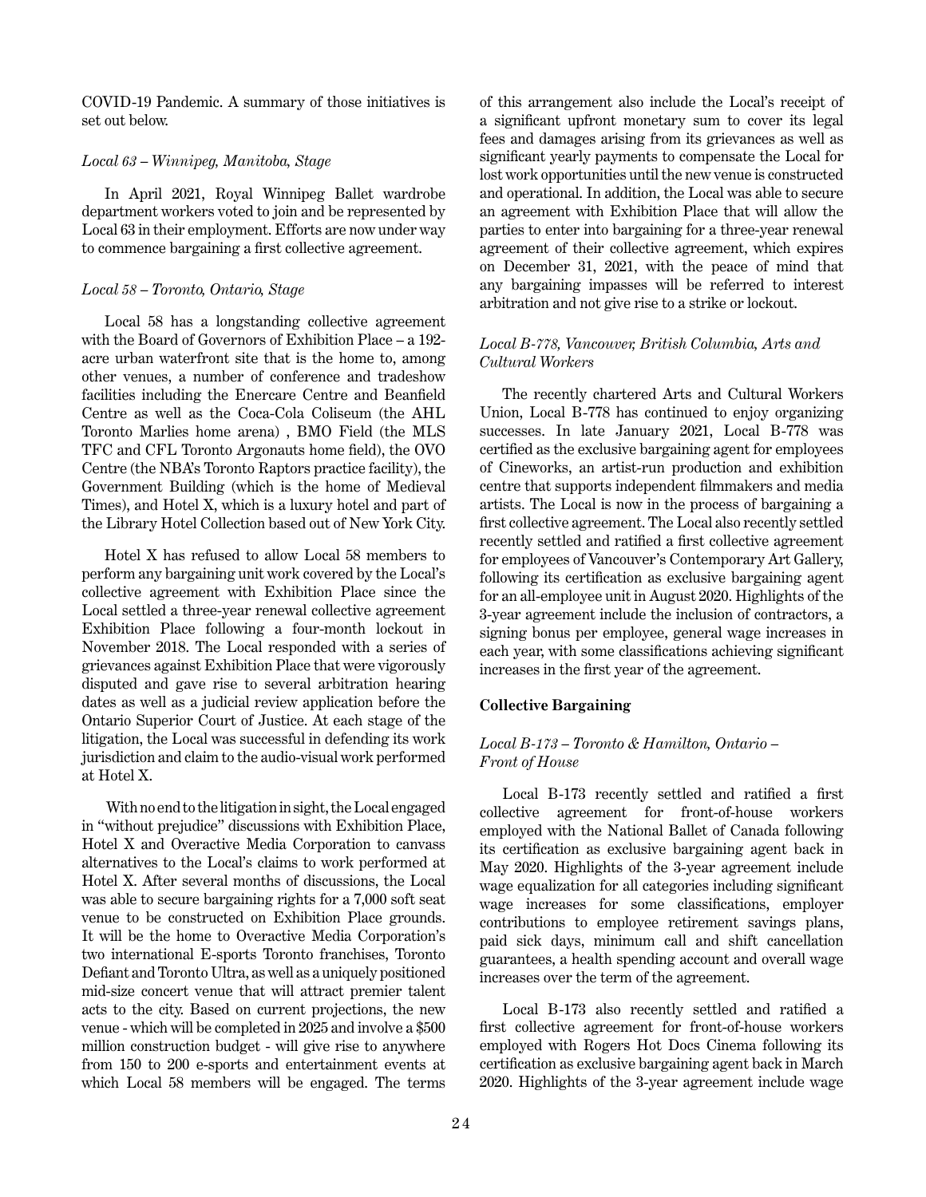COVID-19 Pandemic. A summary of those initiatives is set out below.

*Local 63 – Winnipeg, Manitoba, Stage*

In April 2021, Royal Winnipeg Ballet wardrobe department workers voted to join and be represented by Local 63 in their employment. Efforts are now under way to commence bargaining a first collective agreement.

*Local 58 – Toronto, Ontario, Stage*

Local 58 has a longstanding collective agreement with the Board of Governors of Exhibition Place – a 192-acre urban waterfront site that is the home to, among other venues, a number of conference and tradeshow facilities including the Enercare Centre and Beanfield Centre as well as the Coca-Cola Coliseum (the AHL Toronto Marlies home arena) , BMO Field (the MLS TFC and CFL Toronto Argonauts home field), the OVO Centre (the NBA's Toronto Raptors practice facility), the Government Building (which is the home of Medieval Times), and Hotel X, which is a luxury hotel and part of the Library Hotel Collection based out of New York City.

Hotel X has refused to allow Local 58 members to perform any bargaining unit work covered by the Local's collective agreement with Exhibition Place since the Local settled a three-year renewal collective agreement Exhibition Place following a four-month lockout in November 2018. The Local responded with a series of grievances against Exhibition Place that were vigorously disputed and gave rise to several arbitration hearing dates as well as a judicial review application before the Ontario Superior Court of Justice. At each stage of the litigation, the Local was successful in defending its work jurisdiction and claim to the audio-visual work performed at Hotel X.

With no end to the litigation in sight, the Local engaged in "without prejudice" discussions with Exhibition Place, Hotel X and Overactive Media Corporation to canvass alternatives to the Local's claims to work performed at Hotel X. After several months of discussions, the Local was able to secure bargaining rights for a 7,000 soft seat venue to be constructed on Exhibition Place grounds. It will be the home to Overactive Media Corporation's two international E-sports Toronto franchises, Toronto Defiant and Toronto Ultra, as well as a uniquely positioned mid-size concert venue that will attract premier talent acts to the city. Based on current projections, the new venue - which will be completed in 2025 and involve a $500 million construction budget - will give rise to anywhere from 150 to 200 e-sports and entertainment events at which Local 58 members will be engaged. The terms of this arrangement also include the Local's receipt of a significant upfront monetary sum to cover its legal fees and damages arising from its grievances as well as significant yearly payments to compensate the Local for lost work opportunities until the new venue is constructed and operational. In addition, the Local was able to secure an agreement with Exhibition Place that will allow the parties to enter into bargaining for a three-year renewal agreement of their collective agreement, which expires on December 31, 2021, with the peace of mind that any bargaining impasses will be referred to interest arbitration and not give rise to a strike or lockout.

*Local B-778, Vancouver, British Columbia, Arts and Cultural Workers*

The recently chartered Arts and Cultural Workers Union, Local B-778 has continued to enjoy organizing successes. In late January 2021, Local B-778 was certified as the exclusive bargaining agent for employees of Cineworks, an artist-run production and exhibition centre that supports independent filmmakers and media artists. The Local is now in the process of bargaining a first collective agreement. The Local also recently settled recently settled and ratified a first collective agreement for employees of Vancouver's Contemporary Art Gallery, following its certification as exclusive bargaining agent for an all-employee unit in August 2020. Highlights of the 3-year agreement include the inclusion of contractors, a signing bonus per employee, general wage increases in each year, with some classifications achieving significant increases in the first year of the agreement.

**Collective Bargaining**

*Local B-173 – Toronto & Hamilton, Ontario – Front of House*

Local B-173 recently settled and ratified a first collective agreement for front-of-house workers employed with the National Ballet of Canada following its certification as exclusive bargaining agent back in May 2020. Highlights of the 3-year agreement include wage equalization for all categories including significant wage increases for some classifications, employer contributions to employee retirement savings plans, paid sick days, minimum call and shift cancellation guarantees, a health spending account and overall wage increases over the term of the agreement.

Local B-173 also recently settled and ratified a first collective agreement for front-of-house workers employed with Rogers Hot Docs Cinema following its certification as exclusive bargaining agent back in March 2020. Highlights of the 3-year agreement include wage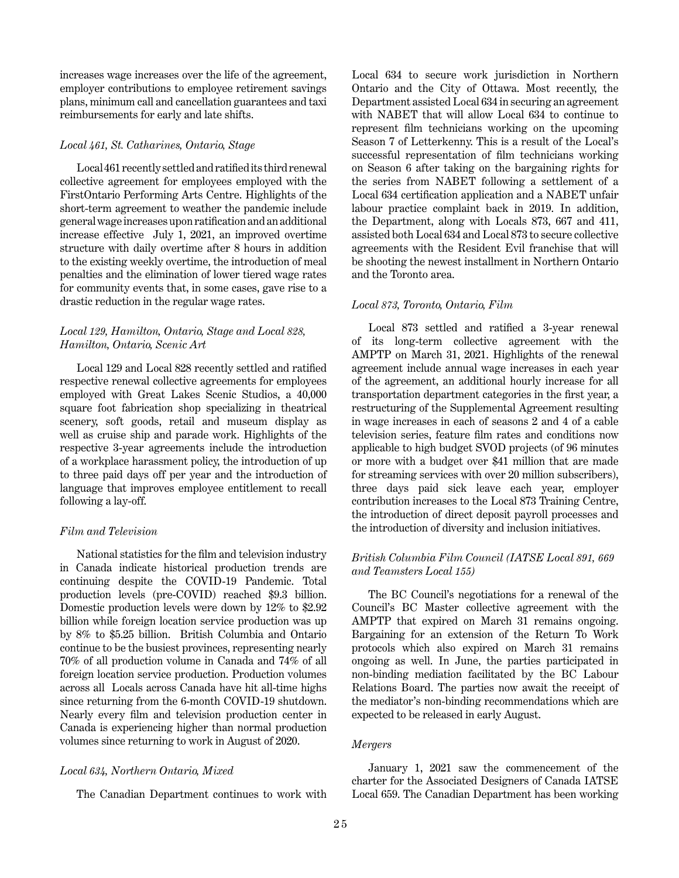increases wage increases over the life of the agreement, employer contributions to employee retirement savings plans, minimum call and cancellation guarantees and taxi reimbursements for early and late shifts.

*Local 461, St. Catharines, Ontario, Stage*

Local 461 recently settled and ratified its third renewal collective agreement for employees employed with the FirstOntario Performing Arts Centre. Highlights of the short-term agreement to weather the pandemic include general wage increases upon ratification and an additional increase effective July 1, 2021, an improved overtime structure with daily overtime after 8 hours in addition to the existing weekly overtime, the introduction of meal penalties and the elimination of lower tiered wage rates for community events that, in some cases, gave rise to a drastic reduction in the regular wage rates.

*Local 129, Hamilton, Ontario, Stage and Local 828, Hamilton, Ontario, Scenic Art*

Local 129 and Local 828 recently settled and ratified respective renewal collective agreements for employees employed with Great Lakes Scenic Studios, a 40,000 square foot fabrication shop specializing in theatrical scenery, soft goods, retail and museum display as well as cruise ship and parade work. Highlights of the respective 3-year agreements include the introduction of a workplace harassment policy, the introduction of up to three paid days off per year and the introduction of language that improves employee entitlement to recall following a lay-off.

*Film and Television*

National statistics for the film and television industry in Canada indicate historical production trends are continuing despite the COVID-19 Pandemic. Total production levels (pre-COVID) reached $9.3 billion. Domestic production levels were down by 12% to $2.92 billion while foreign location service production was up by 8% to $5.25 billion. British Columbia and Ontario continue to be the busiest provinces, representing nearly 70% of all production volume in Canada and 74% of all foreign location service production. Production volumes across all Locals across Canada have hit all-time highs since returning from the 6-month COVID-19 shutdown. Nearly every film and television production center in Canada is experiencing higher than normal production volumes since returning to work in August of 2020.

*Local 634, Northern Ontario, Mixed*

The Canadian Department continues to work with Local 634 to secure work jurisdiction in Northern Ontario and the City of Ottawa. Most recently, the Department assisted Local 634 in securing an agreement with NABET that will allow Local 634 to continue to represent film technicians working on the upcoming Season 7 of Letterkenny. This is a result of the Local's successful representation of film technicians working on Season 6 after taking on the bargaining rights for the series from NABET following a settlement of a Local 634 certification application and a NABET unfair labour practice complaint back in 2019. In addition, the Department, along with Locals 873, 667 and 411, assisted both Local 634 and Local 873 to secure collective agreements with the Resident Evil franchise that will be shooting the newest installment in Northern Ontario and the Toronto area.

*Local 873, Toronto, Ontario, Film*

Local 873 settled and ratified a 3-year renewal of its long-term collective agreement with the AMPTP on March 31, 2021. Highlights of the renewal agreement include annual wage increases in each year of the agreement, an additional hourly increase for all transportation department categories in the first year, a restructuring of the Supplemental Agreement resulting in wage increases in each of seasons 2 and 4 of a cable television series, feature film rates and conditions now applicable to high budget SVOD projects (of 96 minutes or more with a budget over $41 million that are made for streaming services with over 20 million subscribers), three days paid sick leave each year, employer contribution increases to the Local 873 Training Centre, the introduction of direct deposit payroll processes and the introduction of diversity and inclusion initiatives.

*British Columbia Film Council (IATSE Local 891, 669 and Teamsters Local 155)*

The BC Council's negotiations for a renewal of the Council's BC Master collective agreement with the AMPTP that expired on March 31 remains ongoing. Bargaining for an extension of the Return To Work protocols which also expired on March 31 remains ongoing as well. In June, the parties participated in non-binding mediation facilitated by the BC Labour Relations Board. The parties now await the receipt of the mediator's non-binding recommendations which are expected to be released in early August.

*Mergers*

January 1, 2021 saw the commencement of the charter for the Associated Designers of Canada IATSE Local 659. The Canadian Department has been working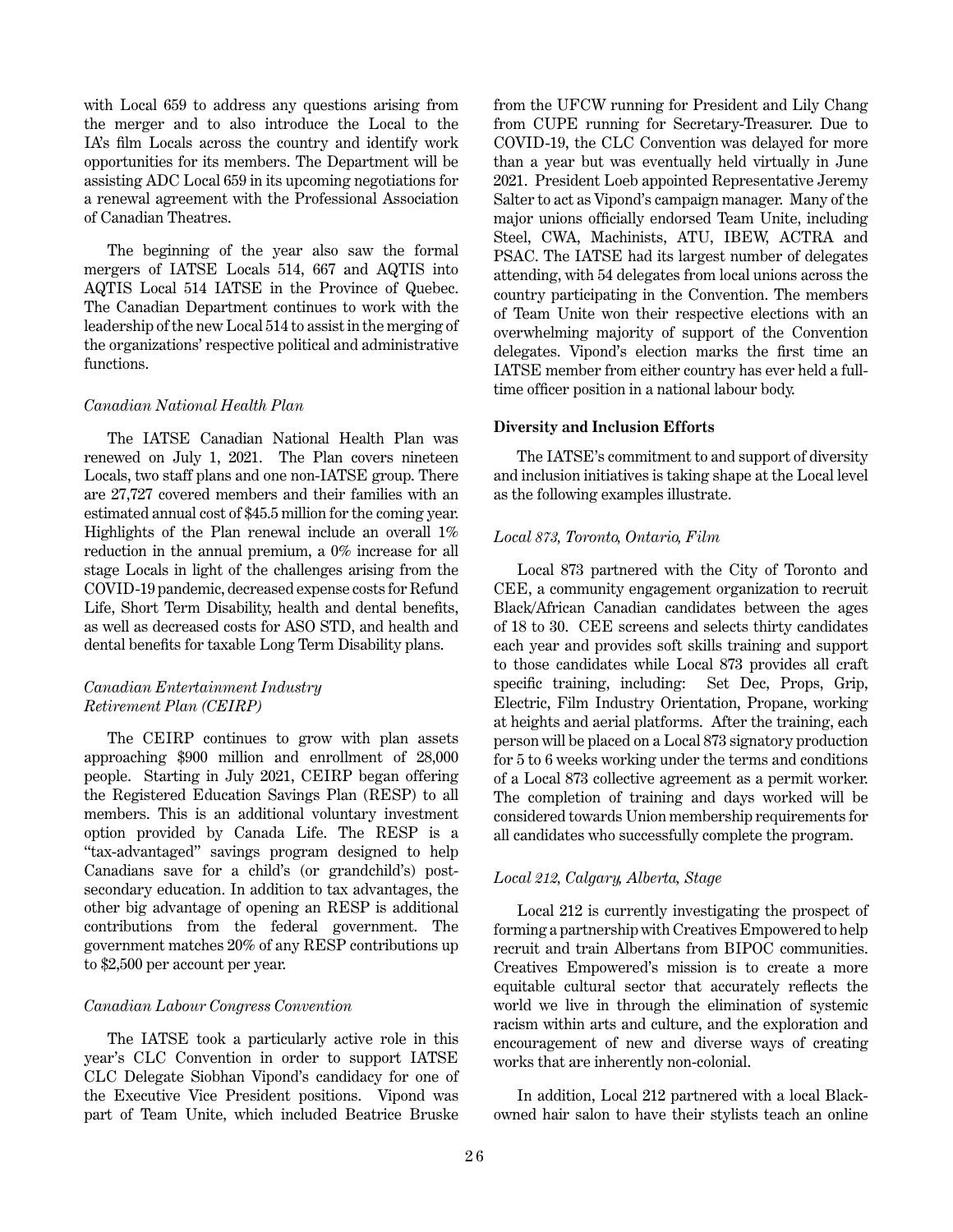with Local 659 to address any questions arising from the merger and to also introduce the Local to the IA's film Locals across the country and identify work opportunities for its members. The Department will be assisting ADC Local 659 in its upcoming negotiations for a renewal agreement with the Professional Association of Canadian Theatres.

The beginning of the year also saw the formal mergers of IATSE Locals 514, 667 and AQTIS into AQTIS Local 514 IATSE in the Province of Quebec. The Canadian Department continues to work with the leadership of the new Local 514 to assist in the merging of the organizations' respective political and administrative functions.

*Canadian National Health Plan*

The IATSE Canadian National Health Plan was renewed on July 1, 2021. The Plan covers nineteen Locals, two staff plans and one non-IATSE group. There are 27,727 covered members and their families with an estimated annual cost of $45.5 million for the coming year. Highlights of the Plan renewal include an overall 1% reduction in the annual premium, a 0% increase for all stage Locals in light of the challenges arising from the COVID-19 pandemic, decreased expense costs for Refund Life, Short Term Disability, health and dental benefits, as well as decreased costs for ASO STD, and health and dental benefits for taxable Long Term Disability plans.

*Canadian Entertainment Industry Retirement Plan (CEIRP)*

The CEIRP continues to grow with plan assets approaching $900 million and enrollment of 28,000 people. Starting in July 2021, CEIRP began offering the Registered Education Savings Plan (RESP) to all members. This is an additional voluntary investment option provided by Canada Life. The RESP is a "tax-advantaged" savings program designed to help Canadians save for a child's (or grandchild's) post-secondary education. In addition to tax advantages, the other big advantage of opening an RESP is additional contributions from the federal government. The government matches 20% of any RESP contributions up to $2,500 per account per year.

*Canadian Labour Congress Convention*

The IATSE took a particularly active role in this year's CLC Convention in order to support IATSE CLC Delegate Siobhan Vipond's candidacy for one of the Executive Vice President positions. Vipond was part of Team Unite, which included Beatrice Bruske from the UFCW running for President and Lily Chang from CUPE running for Secretary-Treasurer. Due to COVID-19, the CLC Convention was delayed for more than a year but was eventually held virtually in June 2021. President Loeb appointed Representative Jeremy Salter to act as Vipond's campaign manager. Many of the major unions officially endorsed Team Unite, including Steel, CWA, Machinists, ATU, IBEW, ACTRA and PSAC. The IATSE had its largest number of delegates attending, with 54 delegates from local unions across the country participating in the Convention. The members of Team Unite won their respective elections with an overwhelming majority of support of the Convention delegates. Vipond's election marks the first time an IATSE member from either country has ever held a full-time officer position in a national labour body.

**Diversity and Inclusion Efforts**

The IATSE's commitment to and support of diversity and inclusion initiatives is taking shape at the Local level as the following examples illustrate.

*Local 873, Toronto, Ontario, Film*

Local 873 partnered with the City of Toronto and CEE, a community engagement organization to recruit Black/African Canadian candidates between the ages of 18 to 30. CEE screens and selects thirty candidates each year and provides soft skills training and support to those candidates while Local 873 provides all craft specific training, including: Set Dec, Props, Grip, Electric, Film Industry Orientation, Propane, working at heights and aerial platforms. After the training, each person will be placed on a Local 873 signatory production for 5 to 6 weeks working under the terms and conditions of a Local 873 collective agreement as a permit worker. The completion of training and days worked will be considered towards Union membership requirements for all candidates who successfully complete the program.

*Local 212, Calgary, Alberta, Stage*

Local 212 is currently investigating the prospect of forming a partnership with Creatives Empowered to help recruit and train Albertans from BIPOC communities. Creatives Empowered's mission is to create a more equitable cultural sector that accurately reflects the world we live in through the elimination of systemic racism within arts and culture, and the exploration and encouragement of new and diverse ways of creating works that are inherently non-colonial.

In addition, Local 212 partnered with a local Black-owned hair salon to have their stylists teach an online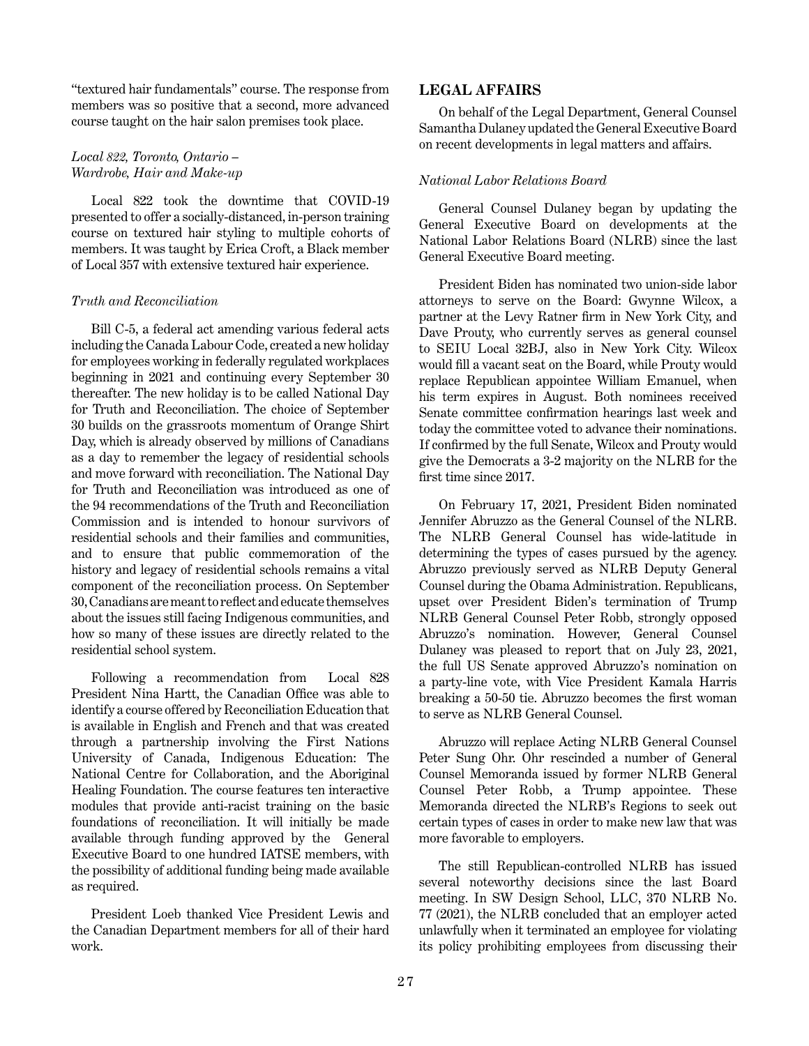"textured hair fundamentals" course. The response from members was so positive that a second, more advanced course taught on the hair salon premises took place.

*Local 822, Toronto, Ontario – Wardrobe, Hair and Make-up*

Local 822 took the downtime that COVID-19 presented to offer a socially-distanced, in-person training course on textured hair styling to multiple cohorts of members. It was taught by Erica Croft, a Black member of Local 357 with extensive textured hair experience.

*Truth and Reconciliation*

Bill C-5, a federal act amending various federal acts including the Canada Labour Code, created a new holiday for employees working in federally regulated workplaces beginning in 2021 and continuing every September 30 thereafter. The new holiday is to be called National Day for Truth and Reconciliation. The choice of September 30 builds on the grassroots momentum of Orange Shirt Day, which is already observed by millions of Canadians as a day to remember the legacy of residential schools and move forward with reconciliation. The National Day for Truth and Reconciliation was introduced as one of the 94 recommendations of the Truth and Reconciliation Commission and is intended to honour survivors of residential schools and their families and communities, and to ensure that public commemoration of the history and legacy of residential schools remains a vital component of the reconciliation process. On September 30, Canadians are meant to reflect and educate themselves about the issues still facing Indigenous communities, and how so many of these issues are directly related to the residential school system.

Following a recommendation from Local 828 President Nina Hartt, the Canadian Office was able to identify a course offered by Reconciliation Education that is available in English and French and that was created through a partnership involving the First Nations University of Canada, Indigenous Education: The National Centre for Collaboration, and the Aboriginal Healing Foundation. The course features ten interactive modules that provide anti-racist training on the basic foundations of reconciliation. It will initially be made available through funding approved by the General Executive Board to one hundred IATSE members, with the possibility of additional funding being made available as required.

President Loeb thanked Vice President Lewis and the Canadian Department members for all of their hard work.

## LEGAL AFFAIRS

On behalf of the Legal Department, General Counsel Samantha Dulaney updated the General Executive Board on recent developments in legal matters and affairs.

*National Labor Relations Board*

General Counsel Dulaney began by updating the General Executive Board on developments at the National Labor Relations Board (NLRB) since the last General Executive Board meeting.

President Biden has nominated two union-side labor attorneys to serve on the Board: Gwynne Wilcox, a partner at the Levy Ratner firm in New York City, and Dave Prouty, who currently serves as general counsel to SEIU Local 32BJ, also in New York City. Wilcox would fill a vacant seat on the Board, while Prouty would replace Republican appointee William Emanuel, when his term expires in August. Both nominees received Senate committee confirmation hearings last week and today the committee voted to advance their nominations. If confirmed by the full Senate, Wilcox and Prouty would give the Democrats a 3-2 majority on the NLRB for the first time since 2017.

On February 17, 2021, President Biden nominated Jennifer Abruzzo as the General Counsel of the NLRB. The NLRB General Counsel has wide-latitude in determining the types of cases pursued by the agency. Abruzzo previously served as NLRB Deputy General Counsel during the Obama Administration. Republicans, upset over President Biden's termination of Trump NLRB General Counsel Peter Robb, strongly opposed Abruzzo's nomination. However, General Counsel Dulaney was pleased to report that on July 23, 2021, the full US Senate approved Abruzzo's nomination on a party-line vote, with Vice President Kamala Harris breaking a 50-50 tie. Abruzzo becomes the first woman to serve as NLRB General Counsel.

Abruzzo will replace Acting NLRB General Counsel Peter Sung Ohr. Ohr rescinded a number of General Counsel Memoranda issued by former NLRB General Counsel Peter Robb, a Trump appointee. These Memoranda directed the NLRB's Regions to seek out certain types of cases in order to make new law that was more favorable to employers.

The still Republican-controlled NLRB has issued several noteworthy decisions since the last Board meeting. In SW Design School, LLC, 370 NLRB No. 77 (2021), the NLRB concluded that an employer acted unlawfully when it terminated an employee for violating its policy prohibiting employees from discussing their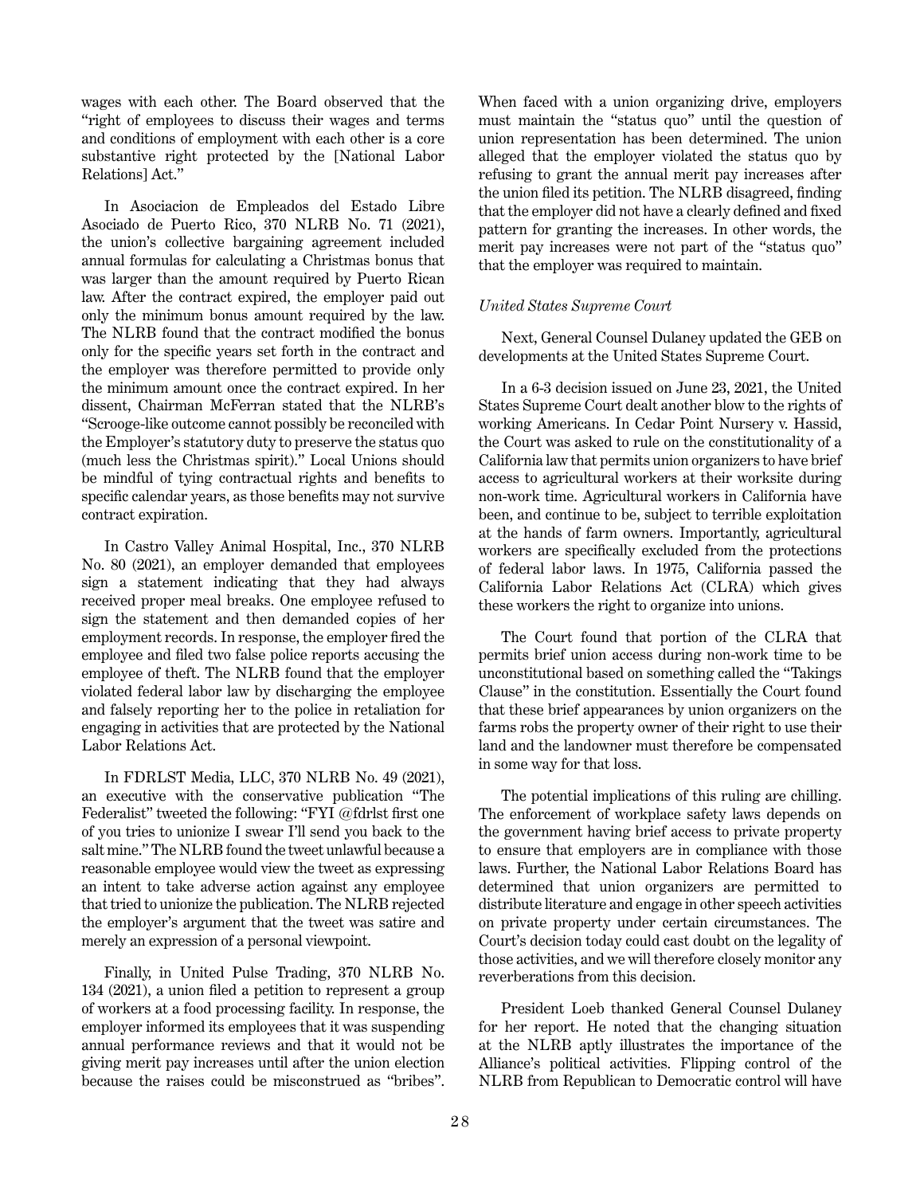wages with each other. The Board observed that the "right of employees to discuss their wages and terms and conditions of employment with each other is a core substantive right protected by the [National Labor Relations] Act."

In Asociacion de Empleados del Estado Libre Asociado de Puerto Rico, 370 NLRB No. 71 (2021), the union's collective bargaining agreement included annual formulas for calculating a Christmas bonus that was larger than the amount required by Puerto Rican law. After the contract expired, the employer paid out only the minimum bonus amount required by the law. The NLRB found that the contract modified the bonus only for the specific years set forth in the contract and the employer was therefore permitted to provide only the minimum amount once the contract expired. In her dissent, Chairman McFerran stated that the NLRB's "Scrooge-like outcome cannot possibly be reconciled with the Employer's statutory duty to preserve the status quo (much less the Christmas spirit)." Local Unions should be mindful of tying contractual rights and benefits to specific calendar years, as those benefits may not survive contract expiration.

In Castro Valley Animal Hospital, Inc., 370 NLRB No. 80 (2021), an employer demanded that employees sign a statement indicating that they had always received proper meal breaks. One employee refused to sign the statement and then demanded copies of her employment records. In response, the employer fired the employee and filed two false police reports accusing the employee of theft. The NLRB found that the employer violated federal labor law by discharging the employee and falsely reporting her to the police in retaliation for engaging in activities that are protected by the National Labor Relations Act.

In FDRLST Media, LLC, 370 NLRB No. 49 (2021), an executive with the conservative publication "The Federalist" tweeted the following: "FYI @fdrlst first one of you tries to unionize I swear I'll send you back to the salt mine." The NLRB found the tweet unlawful because a reasonable employee would view the tweet as expressing an intent to take adverse action against any employee that tried to unionize the publication. The NLRB rejected the employer's argument that the tweet was satire and merely an expression of a personal viewpoint.

Finally, in United Pulse Trading, 370 NLRB No. 134 (2021), a union filed a petition to represent a group of workers at a food processing facility. In response, the employer informed its employees that it was suspending annual performance reviews and that it would not be giving merit pay increases until after the union election because the raises could be misconstrued as "bribes". When faced with a union organizing drive, employers must maintain the "status quo" until the question of union representation has been determined. The union alleged that the employer violated the status quo by refusing to grant the annual merit pay increases after the union filed its petition. The NLRB disagreed, finding that the employer did not have a clearly defined and fixed pattern for granting the increases. In other words, the merit pay increases were not part of the "status quo" that the employer was required to maintain.

*United States Supreme Court*

Next, General Counsel Dulaney updated the GEB on developments at the United States Supreme Court.

In a 6-3 decision issued on June 23, 2021, the United States Supreme Court dealt another blow to the rights of working Americans. In Cedar Point Nursery v. Hassid, the Court was asked to rule on the constitutionality of a California law that permits union organizers to have brief access to agricultural workers at their worksite during non-work time. Agricultural workers in California have been, and continue to be, subject to terrible exploitation at the hands of farm owners. Importantly, agricultural workers are specifically excluded from the protections of federal labor laws. In 1975, California passed the California Labor Relations Act (CLRA) which gives these workers the right to organize into unions.

The Court found that portion of the CLRA that permits brief union access during non-work time to be unconstitutional based on something called the "Takings Clause" in the constitution. Essentially the Court found that these brief appearances by union organizers on the farms robs the property owner of their right to use their land and the landowner must therefore be compensated in some way for that loss.

The potential implications of this ruling are chilling. The enforcement of workplace safety laws depends on the government having brief access to private property to ensure that employers are in compliance with those laws. Further, the National Labor Relations Board has determined that union organizers are permitted to distribute literature and engage in other speech activities on private property under certain circumstances. The Court's decision today could cast doubt on the legality of those activities, and we will therefore closely monitor any reverberations from this decision.

President Loeb thanked General Counsel Dulaney for her report. He noted that the changing situation at the NLRB aptly illustrates the importance of the Alliance's political activities. Flipping control of the NLRB from Republican to Democratic control will have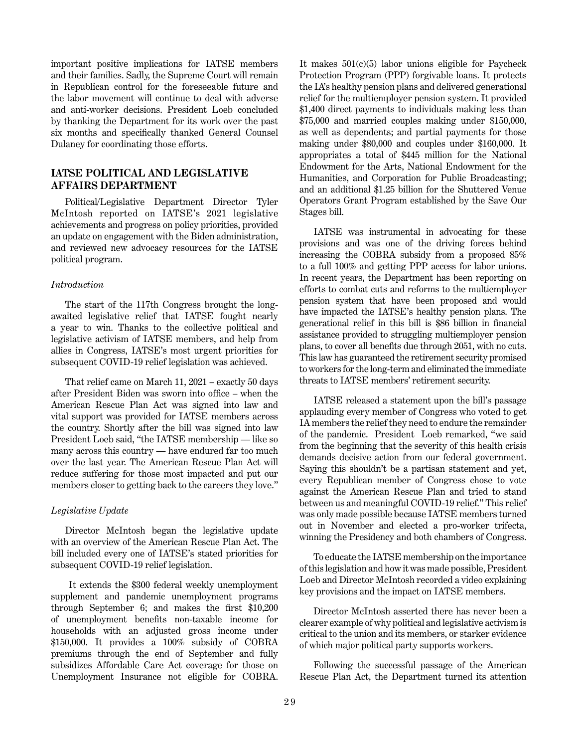important positive implications for IATSE members and their families. Sadly, the Supreme Court will remain in Republican control for the foreseeable future and the labor movement will continue to deal with adverse and anti-worker decisions. President Loeb concluded by thanking the Department for its work over the past six months and specifically thanked General Counsel Dulaney for coordinating those efforts.

## IATSE POLITICAL AND LEGISLATIVE AFFAIRS DEPARTMENT

Political/Legislative Department Director Tyler McIntosh reported on IATSE's 2021 legislative achievements and progress on policy priorities, provided an update on engagement with the Biden administration, and reviewed new advocacy resources for the IATSE political program.

*Introduction*

The start of the 117th Congress brought the long-awaited legislative relief that IATSE fought nearly a year to win. Thanks to the collective political and legislative activism of IATSE members, and help from allies in Congress, IATSE's most urgent priorities for subsequent COVID-19 relief legislation was achieved.

That relief came on March 11, 2021 – exactly 50 days after President Biden was sworn into office – when the American Rescue Plan Act was signed into law and vital support was provided for IATSE members across the country. Shortly after the bill was signed into law President Loeb said, "the IATSE membership — like so many across this country — have endured far too much over the last year. The American Rescue Plan Act will reduce suffering for those most impacted and put our members closer to getting back to the careers they love."

*Legislative Update*

Director McIntosh began the legislative update with an overview of the American Rescue Plan Act. The bill included every one of IATSE's stated priorities for subsequent COVID-19 relief legislation.

It extends the $300 federal weekly unemployment supplement and pandemic unemployment programs through September 6; and makes the first $10,200 of unemployment benefits non-taxable income for households with an adjusted gross income under $150,000. It provides a 100% subsidy of COBRA premiums through the end of September and fully subsidizes Affordable Care Act coverage for those on Unemployment Insurance not eligible for COBRA. It makes 501(c)(5) labor unions eligible for Paycheck Protection Program (PPP) forgivable loans. It protects the IA's healthy pension plans and delivered generational relief for the multiemployer pension system. It provided $1,400 direct payments to individuals making less than $75,000 and married couples making under $150,000, as well as dependents; and partial payments for those making under $80,000 and couples under $160,000. It appropriates a total of $445 million for the National Endowment for the Arts, National Endowment for the Humanities, and Corporation for Public Broadcasting; and an additional $1.25 billion for the Shuttered Venue Operators Grant Program established by the Save Our Stages bill.

IATSE was instrumental in advocating for these provisions and was one of the driving forces behind increasing the COBRA subsidy from a proposed 85% to a full 100% and getting PPP access for labor unions. In recent years, the Department has been reporting on efforts to combat cuts and reforms to the multiemployer pension system that have been proposed and would have impacted the IATSE's healthy pension plans. The generational relief in this bill is $86 billion in financial assistance provided to struggling multiemployer pension plans, to cover all benefits due through 2051, with no cuts. This law has guaranteed the retirement security promised to workers for the long-term and eliminated the immediate threats to IATSE members' retirement security.

IATSE released a statement upon the bill's passage applauding every member of Congress who voted to get IA members the relief they need to endure the remainder of the pandemic. President Loeb remarked, "we said from the beginning that the severity of this health crisis demands decisive action from our federal government. Saying this shouldn't be a partisan statement and yet, every Republican member of Congress chose to vote against the American Rescue Plan and tried to stand between us and meaningful COVID-19 relief." This relief was only made possible because IATSE members turned out in November and elected a pro-worker trifecta, winning the Presidency and both chambers of Congress.

To educate the IATSE membership on the importance of this legislation and how it was made possible, President Loeb and Director McIntosh recorded a video explaining key provisions and the impact on IATSE members.

Director McIntosh asserted there has never been a clearer example of why political and legislative activism is critical to the union and its members, or starker evidence of which major political party supports workers.

Following the successful passage of the American Rescue Plan Act, the Department turned its attention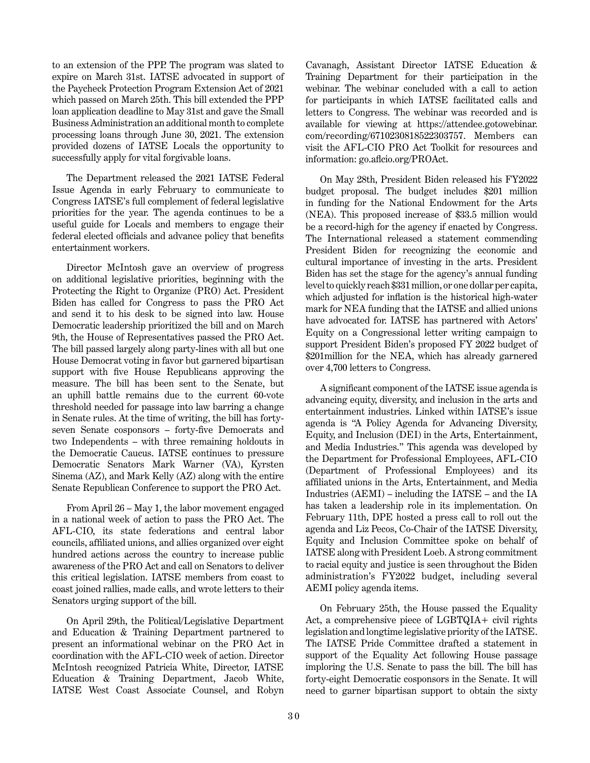to an extension of the PPP. The program was slated to expire on March 31st. IATSE advocated in support of the Paycheck Protection Program Extension Act of 2021 which passed on March 25th. This bill extended the PPP loan application deadline to May 31st and gave the Small Business Administration an additional month to complete processing loans through June 30, 2021. The extension provided dozens of IATSE Locals the opportunity to successfully apply for vital forgivable loans.

The Department released the 2021 IATSE Federal Issue Agenda in early February to communicate to Congress IATSE's full complement of federal legislative priorities for the year. The agenda continues to be a useful guide for Locals and members to engage their federal elected officials and advance policy that benefits entertainment workers.

Director McIntosh gave an overview of progress on additional legislative priorities, beginning with the Protecting the Right to Organize (PRO) Act. President Biden has called for Congress to pass the PRO Act and send it to his desk to be signed into law. House Democratic leadership prioritized the bill and on March 9th, the House of Representatives passed the PRO Act. The bill passed largely along party-lines with all but one House Democrat voting in favor but garnered bipartisan support with five House Republicans approving the measure. The bill has been sent to the Senate, but an uphill battle remains due to the current 60-vote threshold needed for passage into law barring a change in Senate rules. At the time of writing, the bill has forty-seven Senate cosponsors – forty-five Democrats and two Independents – with three remaining holdouts in the Democratic Caucus. IATSE continues to pressure Democratic Senators Mark Warner (VA), Kyrsten Sinema (AZ), and Mark Kelly (AZ) along with the entire Senate Republican Conference to support the PRO Act.

From April 26 – May 1, the labor movement engaged in a national week of action to pass the PRO Act. The AFL-CIO, its state federations and central labor councils, affiliated unions, and allies organized over eight hundred actions across the country to increase public awareness of the PRO Act and call on Senators to deliver this critical legislation. IATSE members from coast to coast joined rallies, made calls, and wrote letters to their Senators urging support of the bill.

On April 29th, the Political/Legislative Department and Education & Training Department partnered to present an informational webinar on the PRO Act in coordination with the AFL-CIO week of action. Director McIntosh recognized Patricia White, Director, IATSE Education & Training Department, Jacob White, IATSE West Coast Associate Counsel, and Robyn Cavanagh, Assistant Director IATSE Education & Training Department for their participation in the webinar. The webinar concluded with a call to action for participants in which IATSE facilitated calls and letters to Congress. The webinar was recorded and is available for viewing at https://attendee.gotowebinar.com/recording/6710230818522303757. Members can visit the AFL-CIO PRO Act Toolkit for resources and information: go.aflcio.org/PROAct.

On May 28th, President Biden released his FY2022 budget proposal. The budget includes $201 million in funding for the National Endowment for the Arts (NEA). This proposed increase of $33.5 million would be a record-high for the agency if enacted by Congress. The International released a statement commending President Biden for recognizing the economic and cultural importance of investing in the arts. President Biden has set the stage for the agency's annual funding level to quickly reach $331 million, or one dollar per capita, which adjusted for inflation is the historical high-water mark for NEA funding that the IATSE and allied unions have advocated for. IATSE has partnered with Actors' Equity on a Congressional letter writing campaign to support President Biden's proposed FY 2022 budget of $201million for the NEA, which has already garnered over 4,700 letters to Congress.

A significant component of the IATSE issue agenda is advancing equity, diversity, and inclusion in the arts and entertainment industries. Linked within IATSE's issue agenda is "A Policy Agenda for Advancing Diversity, Equity, and Inclusion (DEI) in the Arts, Entertainment, and Media Industries." This agenda was developed by the Department for Professional Employees, AFL-CIO (Department of Professional Employees) and its affiliated unions in the Arts, Entertainment, and Media Industries (AEMI) – including the IATSE – and the IA has taken a leadership role in its implementation. On February 11th, DPE hosted a press call to roll out the agenda and Liz Pecos, Co-Chair of the IATSE Diversity, Equity and Inclusion Committee spoke on behalf of IATSE along with President Loeb. A strong commitment to racial equity and justice is seen throughout the Biden administration's FY2022 budget, including several AEMI policy agenda items.

On February 25th, the House passed the Equality Act, a comprehensive piece of LGBTQIA+ civil rights legislation and longtime legislative priority of the IATSE. The IATSE Pride Committee drafted a statement in support of the Equality Act following House passage imploring the U.S. Senate to pass the bill. The bill has forty-eight Democratic cosponsors in the Senate. It will need to garner bipartisan support to obtain the sixty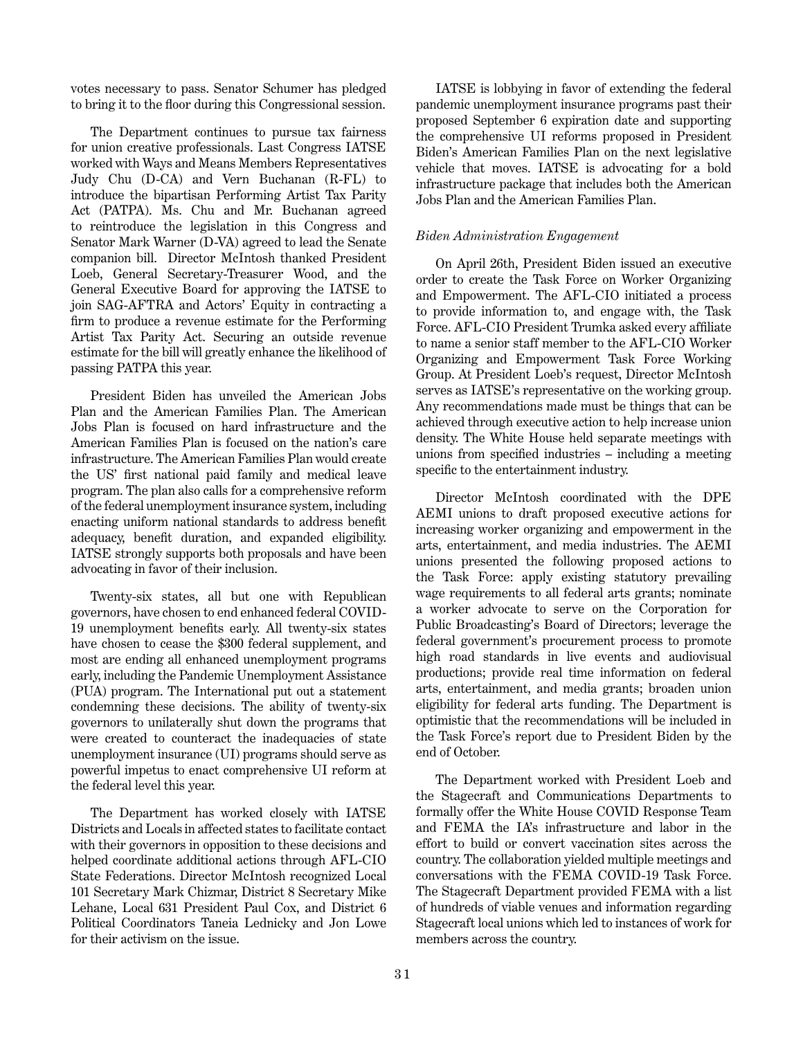votes necessary to pass. Senator Schumer has pledged to bring it to the floor during this Congressional session.

The Department continues to pursue tax fairness for union creative professionals. Last Congress IATSE worked with Ways and Means Members Representatives Judy Chu (D-CA) and Vern Buchanan (R-FL) to introduce the bipartisan Performing Artist Tax Parity Act (PATPA). Ms. Chu and Mr. Buchanan agreed to reintroduce the legislation in this Congress and Senator Mark Warner (D-VA) agreed to lead the Senate companion bill. Director McIntosh thanked President Loeb, General Secretary-Treasurer Wood, and the General Executive Board for approving the IATSE to join SAG-AFTRA and Actors' Equity in contracting a firm to produce a revenue estimate for the Performing Artist Tax Parity Act. Securing an outside revenue estimate for the bill will greatly enhance the likelihood of passing PATPA this year.

President Biden has unveiled the American Jobs Plan and the American Families Plan. The American Jobs Plan is focused on hard infrastructure and the American Families Plan is focused on the nation's care infrastructure. The American Families Plan would create the US' first national paid family and medical leave program. The plan also calls for a comprehensive reform of the federal unemployment insurance system, including enacting uniform national standards to address benefit adequacy, benefit duration, and expanded eligibility. IATSE strongly supports both proposals and have been advocating in favor of their inclusion.

Twenty-six states, all but one with Republican governors, have chosen to end enhanced federal COVID-19 unemployment benefits early. All twenty-six states have chosen to cease the $300 federal supplement, and most are ending all enhanced unemployment programs early, including the Pandemic Unemployment Assistance (PUA) program. The International put out a statement condemning these decisions. The ability of twenty-six governors to unilaterally shut down the programs that were created to counteract the inadequacies of state unemployment insurance (UI) programs should serve as powerful impetus to enact comprehensive UI reform at the federal level this year.

The Department has worked closely with IATSE Districts and Locals in affected states to facilitate contact with their governors in opposition to these decisions and helped coordinate additional actions through AFL-CIO State Federations. Director McIntosh recognized Local 101 Secretary Mark Chizmar, District 8 Secretary Mike Lehane, Local 631 President Paul Cox, and District 6 Political Coordinators Taneia Lednicky and Jon Lowe for their activism on the issue.

IATSE is lobbying in favor of extending the federal pandemic unemployment insurance programs past their proposed September 6 expiration date and supporting the comprehensive UI reforms proposed in President Biden's American Families Plan on the next legislative vehicle that moves. IATSE is advocating for a bold infrastructure package that includes both the American Jobs Plan and the American Families Plan.

*Biden Administration Engagement*

On April 26th, President Biden issued an executive order to create the Task Force on Worker Organizing and Empowerment. The AFL-CIO initiated a process to provide information to, and engage with, the Task Force. AFL-CIO President Trumka asked every affiliate to name a senior staff member to the AFL-CIO Worker Organizing and Empowerment Task Force Working Group. At President Loeb's request, Director McIntosh serves as IATSE's representative on the working group. Any recommendations made must be things that can be achieved through executive action to help increase union density. The White House held separate meetings with unions from specified industries – including a meeting specific to the entertainment industry.

Director McIntosh coordinated with the DPE AEMI unions to draft proposed executive actions for increasing worker organizing and empowerment in the arts, entertainment, and media industries. The AEMI unions presented the following proposed actions to the Task Force: apply existing statutory prevailing wage requirements to all federal arts grants; nominate a worker advocate to serve on the Corporation for Public Broadcasting's Board of Directors; leverage the federal government's procurement process to promote high road standards in live events and audiovisual productions; provide real time information on federal arts, entertainment, and media grants; broaden union eligibility for federal arts funding. The Department is optimistic that the recommendations will be included in the Task Force's report due to President Biden by the end of October.

The Department worked with President Loeb and the Stagecraft and Communications Departments to formally offer the White House COVID Response Team and FEMA the IA's infrastructure and labor in the effort to build or convert vaccination sites across the country. The collaboration yielded multiple meetings and conversations with the FEMA COVID-19 Task Force. The Stagecraft Department provided FEMA with a list of hundreds of viable venues and information regarding Stagecraft local unions which led to instances of work for members across the country.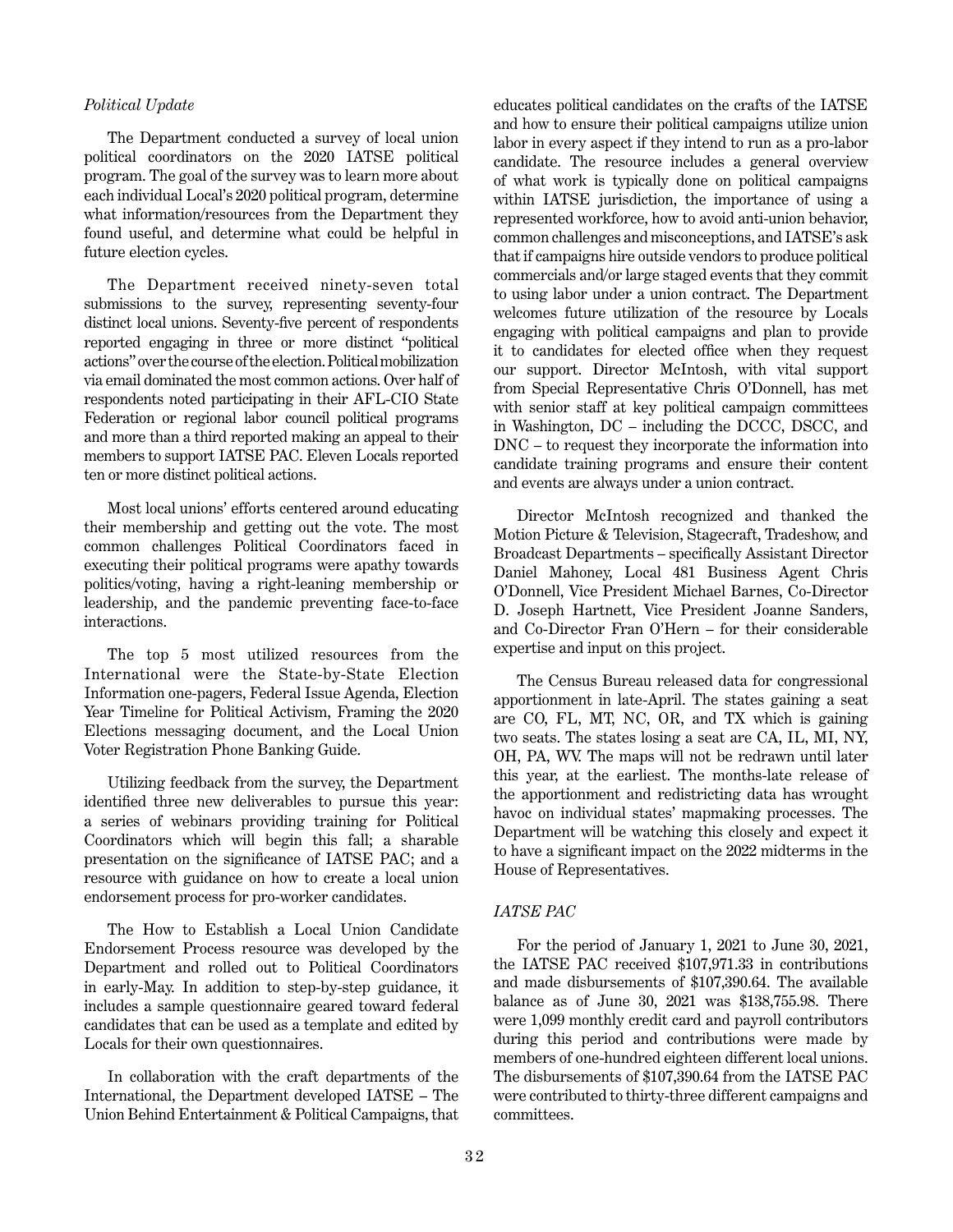*Political Update*

The Department conducted a survey of local union political coordinators on the 2020 IATSE political program. The goal of the survey was to learn more about each individual Local's 2020 political program, determine what information/resources from the Department they found useful, and determine what could be helpful in future election cycles.

The Department received ninety-seven total submissions to the survey, representing seventy-four distinct local unions. Seventy-five percent of respondents reported engaging in three or more distinct "political actions" over the course of the election. Political mobilization via email dominated the most common actions. Over half of respondents noted participating in their AFL-CIO State Federation or regional labor council political programs and more than a third reported making an appeal to their members to support IATSE PAC. Eleven Locals reported ten or more distinct political actions.

Most local unions' efforts centered around educating their membership and getting out the vote. The most common challenges Political Coordinators faced in executing their political programs were apathy towards politics/voting, having a right-leaning membership or leadership, and the pandemic preventing face-to-face interactions.

The top 5 most utilized resources from the International were the State-by-State Election Information one-pagers, Federal Issue Agenda, Election Year Timeline for Political Activism, Framing the 2020 Elections messaging document, and the Local Union Voter Registration Phone Banking Guide.

Utilizing feedback from the survey, the Department identified three new deliverables to pursue this year: a series of webinars providing training for Political Coordinators which will begin this fall; a sharable presentation on the significance of IATSE PAC; and a resource with guidance on how to create a local union endorsement process for pro-worker candidates.

The How to Establish a Local Union Candidate Endorsement Process resource was developed by the Department and rolled out to Political Coordinators in early-May. In addition to step-by-step guidance, it includes a sample questionnaire geared toward federal candidates that can be used as a template and edited by Locals for their own questionnaires.

In collaboration with the craft departments of the International, the Department developed IATSE – The Union Behind Entertainment & Political Campaigns, that educates political candidates on the crafts of the IATSE and how to ensure their political campaigns utilize union labor in every aspect if they intend to run as a pro-labor candidate. The resource includes a general overview of what work is typically done on political campaigns within IATSE jurisdiction, the importance of using a represented workforce, how to avoid anti-union behavior, common challenges and misconceptions, and IATSE's ask that if campaigns hire outside vendors to produce political commercials and/or large staged events that they commit to using labor under a union contract. The Department welcomes future utilization of the resource by Locals engaging with political campaigns and plan to provide it to candidates for elected office when they request our support. Director McIntosh, with vital support from Special Representative Chris O'Donnell, has met with senior staff at key political campaign committees in Washington, DC – including the DCCC, DSCC, and DNC – to request they incorporate the information into candidate training programs and ensure their content and events are always under a union contract.

Director McIntosh recognized and thanked the Motion Picture & Television, Stagecraft, Tradeshow, and Broadcast Departments – specifically Assistant Director Daniel Mahoney, Local 481 Business Agent Chris O'Donnell, Vice President Michael Barnes, Co-Director D. Joseph Hartnett, Vice President Joanne Sanders, and Co-Director Fran O'Hern – for their considerable expertise and input on this project.

The Census Bureau released data for congressional apportionment in late-April. The states gaining a seat are CO, FL, MT, NC, OR, and TX which is gaining two seats. The states losing a seat are CA, IL, MI, NY, OH, PA, WV. The maps will not be redrawn until later this year, at the earliest. The months-late release of the apportionment and redistricting data has wrought havoc on individual states' mapmaking processes. The Department will be watching this closely and expect it to have a significant impact on the 2022 midterms in the House of Representatives.

*IATSE PAC*

For the period of January 1, 2021 to June 30, 2021, the IATSE PAC received $107,971.33 in contributions and made disbursements of $107,390.64. The available balance as of June 30, 2021 was $138,755.98. There were 1,099 monthly credit card and payroll contributors during this period and contributions were made by members of one-hundred eighteen different local unions. The disbursements of $107,390.64 from the IATSE PAC were contributed to thirty-three different campaigns and committees.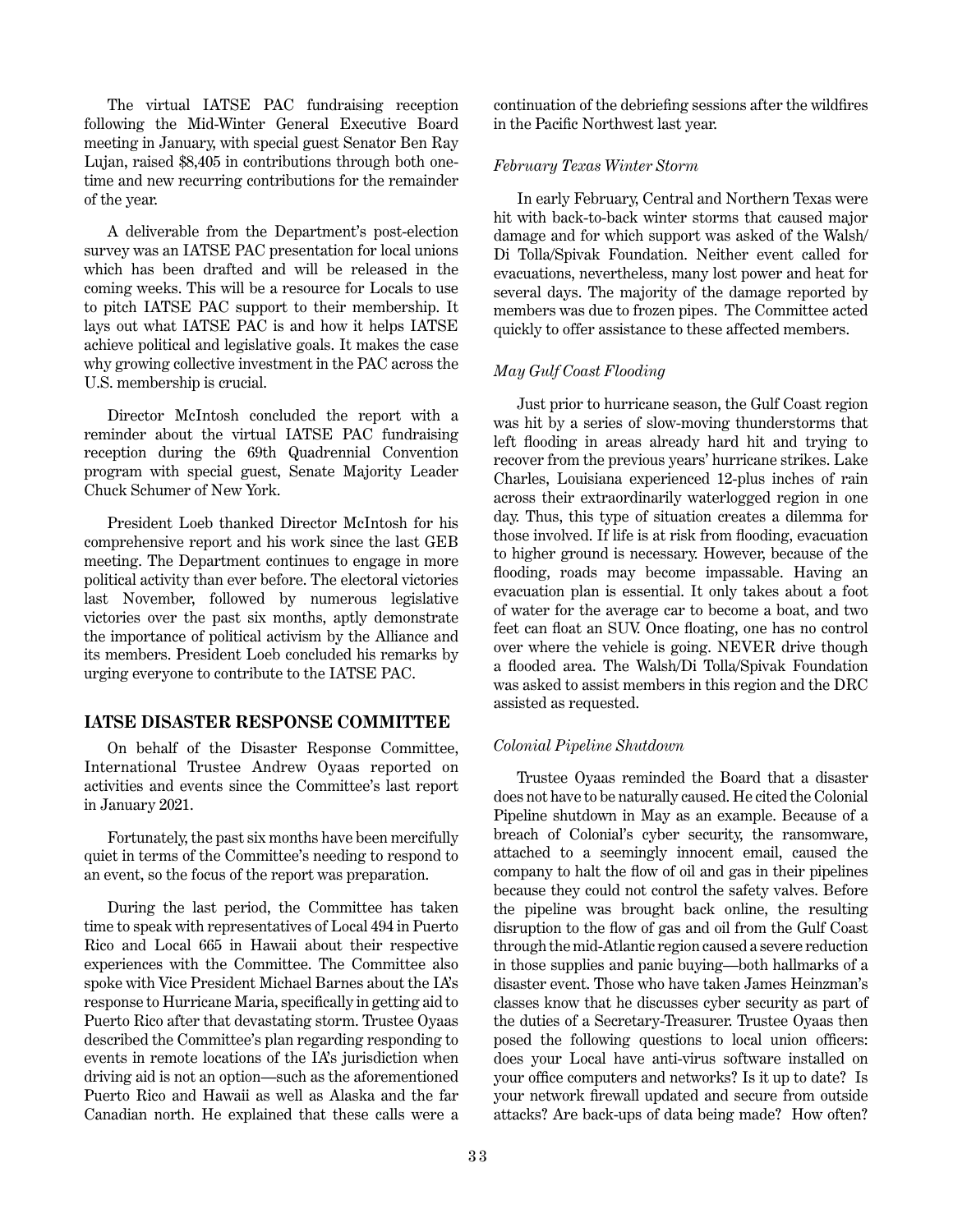The virtual IATSE PAC fundraising reception following the Mid-Winter General Executive Board meeting in January, with special guest Senator Ben Ray Lujan, raised $8,405 in contributions through both one-time and new recurring contributions for the remainder of the year.

A deliverable from the Department's post-election survey was an IATSE PAC presentation for local unions which has been drafted and will be released in the coming weeks. This will be a resource for Locals to use to pitch IATSE PAC support to their membership. It lays out what IATSE PAC is and how it helps IATSE achieve political and legislative goals. It makes the case why growing collective investment in the PAC across the U.S. membership is crucial.

Director McIntosh concluded the report with a reminder about the virtual IATSE PAC fundraising reception during the 69th Quadrennial Convention program with special guest, Senate Majority Leader Chuck Schumer of New York.

President Loeb thanked Director McIntosh for his comprehensive report and his work since the last GEB meeting. The Department continues to engage in more political activity than ever before. The electoral victories last November, followed by numerous legislative victories over the past six months, aptly demonstrate the importance of political activism by the Alliance and its members. President Loeb concluded his remarks by urging everyone to contribute to the IATSE PAC.

## IATSE DISASTER RESPONSE COMMITTEE

On behalf of the Disaster Response Committee, International Trustee Andrew Oyaas reported on activities and events since the Committee's last report in January 2021.

Fortunately, the past six months have been mercifully quiet in terms of the Committee's needing to respond to an event, so the focus of the report was preparation.

During the last period, the Committee has taken time to speak with representatives of Local 494 in Puerto Rico and Local 665 in Hawaii about their respective experiences with the Committee. The Committee also spoke with Vice President Michael Barnes about the IA's response to Hurricane Maria, specifically in getting aid to Puerto Rico after that devastating storm. Trustee Oyaas described the Committee's plan regarding responding to events in remote locations of the IA's jurisdiction when driving aid is not an option—such as the aforementioned Puerto Rico and Hawaii as well as Alaska and the far Canadian north. He explained that these calls were a continuation of the debriefing sessions after the wildfires in the Pacific Northwest last year.

*February Texas Winter Storm*

In early February, Central and Northern Texas were hit with back-to-back winter storms that caused major damage and for which support was asked of the Walsh/Di Tolla/Spivak Foundation. Neither event called for evacuations, nevertheless, many lost power and heat for several days. The majority of the damage reported by members was due to frozen pipes. The Committee acted quickly to offer assistance to these affected members.

*May Gulf Coast Flooding*

Just prior to hurricane season, the Gulf Coast region was hit by a series of slow-moving thunderstorms that left flooding in areas already hard hit and trying to recover from the previous years' hurricane strikes. Lake Charles, Louisiana experienced 12-plus inches of rain across their extraordinarily waterlogged region in one day. Thus, this type of situation creates a dilemma for those involved. If life is at risk from flooding, evacuation to higher ground is necessary. However, because of the flooding, roads may become impassable. Having an evacuation plan is essential. It only takes about a foot of water for the average car to become a boat, and two feet can float an SUV. Once floating, one has no control over where the vehicle is going. NEVER drive though a flooded area. The Walsh/Di Tolla/Spivak Foundation was asked to assist members in this region and the DRC assisted as requested.

*Colonial Pipeline Shutdown*

Trustee Oyaas reminded the Board that a disaster does not have to be naturally caused. He cited the Colonial Pipeline shutdown in May as an example. Because of a breach of Colonial's cyber security, the ransomware, attached to a seemingly innocent email, caused the company to halt the flow of oil and gas in their pipelines because they could not control the safety valves. Before the pipeline was brought back online, the resulting disruption to the flow of gas and oil from the Gulf Coast through the mid-Atlantic region caused a severe reduction in those supplies and panic buying—both hallmarks of a disaster event. Those who have taken James Heinzman's classes know that he discusses cyber security as part of the duties of a Secretary-Treasurer. Trustee Oyaas then posed the following questions to local union officers: does your Local have anti-virus software installed on your office computers and networks? Is it up to date? Is your network firewall updated and secure from outside attacks? Are back-ups of data being made? How often?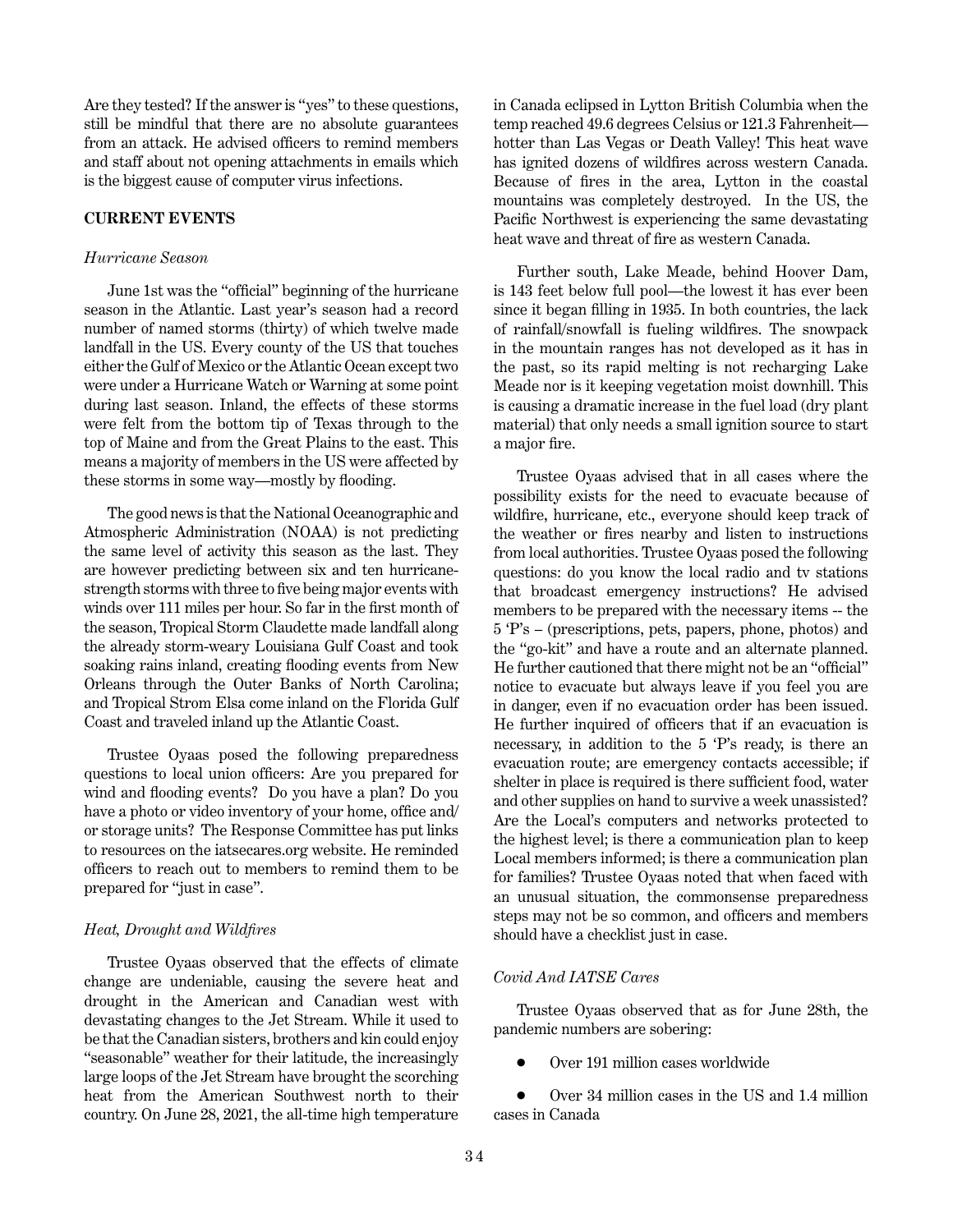Are they tested? If the answer is "yes" to these questions, still be mindful that there are no absolute guarantees from an attack. He advised officers to remind members and staff about not opening attachments in emails which is the biggest cause of computer virus infections.

**CURRENT EVENTS**

*Hurricane Season*

June 1st was the "official" beginning of the hurricane season in the Atlantic. Last year's season had a record number of named storms (thirty) of which twelve made landfall in the US. Every county of the US that touches either the Gulf of Mexico or the Atlantic Ocean except two were under a Hurricane Watch or Warning at some point during last season. Inland, the effects of these storms were felt from the bottom tip of Texas through to the top of Maine and from the Great Plains to the east. This means a majority of members in the US were affected by these storms in some way—mostly by flooding.

The good news is that the National Oceanographic and Atmospheric Administration (NOAA) is not predicting the same level of activity this season as the last. They are however predicting between six and ten hurricane-strength storms with three to five being major events with winds over 111 miles per hour. So far in the first month of the season, Tropical Storm Claudette made landfall along the already storm-weary Louisiana Gulf Coast and took soaking rains inland, creating flooding events from New Orleans through the Outer Banks of North Carolina; and Tropical Strom Elsa come inland on the Florida Gulf Coast and traveled inland up the Atlantic Coast.

Trustee Oyaas posed the following preparedness questions to local union officers: Are you prepared for wind and flooding events? Do you have a plan? Do you have a photo or video inventory of your home, office and/or storage units? The Response Committee has put links to resources on the iatsecares.org website. He reminded officers to reach out to members to remind them to be prepared for "just in case".

*Heat, Drought and Wildfires*

Trustee Oyaas observed that the effects of climate change are undeniable, causing the severe heat and drought in the American and Canadian west with devastating changes to the Jet Stream. While it used to be that the Canadian sisters, brothers and kin could enjoy "seasonable" weather for their latitude, the increasingly large loops of the Jet Stream have brought the scorching heat from the American Southwest north to their country. On June 28, 2021, the all-time high temperature in Canada eclipsed in Lytton British Columbia when the temp reached 49.6 degrees Celsius or 121.3 Fahrenheit—hotter than Las Vegas or Death Valley! This heat wave has ignited dozens of wildfires across western Canada. Because of fires in the area, Lytton in the coastal mountains was completely destroyed. In the US, the Pacific Northwest is experiencing the same devastating heat wave and threat of fire as western Canada.

Further south, Lake Meade, behind Hoover Dam, is 143 feet below full pool—the lowest it has ever been since it began filling in 1935. In both countries, the lack of rainfall/snowfall is fueling wildfires. The snowpack in the mountain ranges has not developed as it has in the past, so its rapid melting is not recharging Lake Meade nor is it keeping vegetation moist downhill. This is causing a dramatic increase in the fuel load (dry plant material) that only needs a small ignition source to start a major fire.

Trustee Oyaas advised that in all cases where the possibility exists for the need to evacuate because of wildfire, hurricane, etc., everyone should keep track of the weather or fires nearby and listen to instructions from local authorities. Trustee Oyaas posed the following questions: do you know the local radio and tv stations that broadcast emergency instructions? He advised members to be prepared with the necessary items -- the 5 'P's – (prescriptions, pets, papers, phone, photos) and the "go-kit" and have a route and an alternate planned. He further cautioned that there might not be an "official" notice to evacuate but always leave if you feel you are in danger, even if no evacuation order has been issued. He further inquired of officers that if an evacuation is necessary, in addition to the 5 'P's ready, is there an evacuation route; are emergency contacts accessible; if shelter in place is required is there sufficient food, water and other supplies on hand to survive a week unassisted? Are the Local's computers and networks protected to the highest level; is there a communication plan to keep Local members informed; is there a communication plan for families? Trustee Oyaas noted that when faced with an unusual situation, the commonsense preparedness steps may not be so common, and officers and members should have a checklist just in case.

*Covid And IATSE Cares*

Trustee Oyaas observed that as for June 28th, the pandemic numbers are sobering:

- Over 191 million cases worldwide
- Over 34 million cases in the US and 1.4 million cases in Canada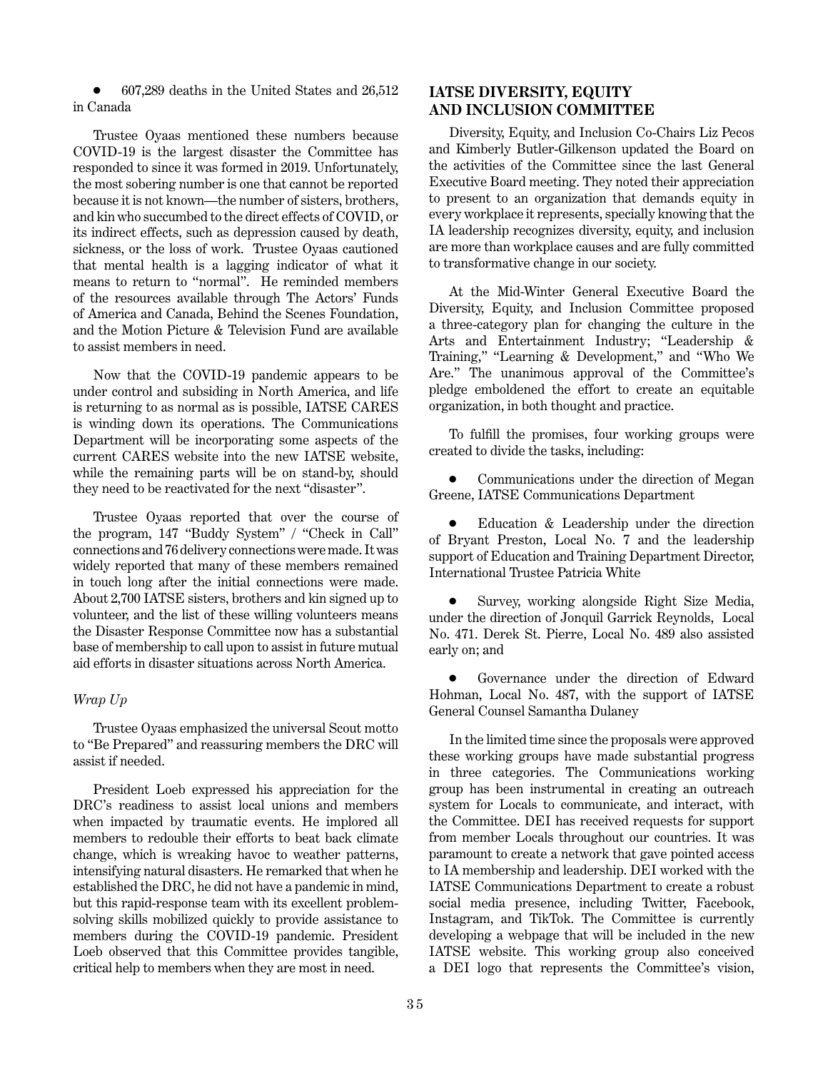- 607,289 deaths in the United States and 26,512 in Canada

Trustee Oyaas mentioned these numbers because COVID-19 is the largest disaster the Committee has responded to since it was formed in 2019. Unfortunately, the most sobering number is one that cannot be reported because it is not known—the number of sisters, brothers, and kin who succumbed to the direct effects of COVID, or its indirect effects, such as depression caused by death, sickness, or the loss of work. Trustee Oyaas cautioned that mental health is a lagging indicator of what it means to return to "normal". He reminded members of the resources available through The Actors' Funds of America and Canada, Behind the Scenes Foundation, and the Motion Picture & Television Fund are available to assist members in need.

Now that the COVID-19 pandemic appears to be under control and subsiding in North America, and life is returning to as normal as is possible, IATSE CARES is winding down its operations. The Communications Department will be incorporating some aspects of the current CARES website into the new IATSE website, while the remaining parts will be on stand-by, should they need to be reactivated for the next "disaster".

Trustee Oyaas reported that over the course of the program, 147 "Buddy System" / "Check in Call" connections and 76 delivery connections were made. It was widely reported that many of these members remained in touch long after the initial connections were made. About 2,700 IATSE sisters, brothers and kin signed up to volunteer, and the list of these willing volunteers means the Disaster Response Committee now has a substantial base of membership to call upon to assist in future mutual aid efforts in disaster situations across North America.

*Wrap Up*

Trustee Oyaas emphasized the universal Scout motto to "Be Prepared" and reassuring members the DRC will assist if needed.

President Loeb expressed his appreciation for the DRC's readiness to assist local unions and members when impacted by traumatic events. He implored all members to redouble their efforts to beat back climate change, which is wreaking havoc to weather patterns, intensifying natural disasters. He remarked that when he established the DRC, he did not have a pandemic in mind, but this rapid-response team with its excellent problem-solving skills mobilized quickly to provide assistance to members during the COVID-19 pandemic. President Loeb observed that this Committee provides tangible, critical help to members when they are most in need.

## IATSE DIVERSITY, EQUITY AND INCLUSION COMMITTEE

Diversity, Equity, and Inclusion Co-Chairs Liz Pecos and Kimberly Butler-Gilkenson updated the Board on the activities of the Committee since the last General Executive Board meeting. They noted their appreciation to present to an organization that demands equity in every workplace it represents, specially knowing that the IA leadership recognizes diversity, equity, and inclusion are more than workplace causes and are fully committed to transformative change in our society.

At the Mid-Winter General Executive Board the Diversity, Equity, and Inclusion Committee proposed a three-category plan for changing the culture in the Arts and Entertainment Industry; "Leadership & Training," "Learning & Development," and "Who We Are." The unanimous approval of the Committee's pledge emboldened the effort to create an equitable organization, in both thought and practice.

To fulfill the promises, four working groups were created to divide the tasks, including:

- Communications under the direction of Megan Greene, IATSE Communications Department
- Education & Leadership under the direction of Bryant Preston, Local No. 7 and the leadership support of Education and Training Department Director, International Trustee Patricia White
- Survey, working alongside Right Size Media, under the direction of Jonquil Garrick Reynolds, Local No. 471. Derek St. Pierre, Local No. 489 also assisted early on; and
- Governance under the direction of Edward Hohman, Local No. 487, with the support of IATSE General Counsel Samantha Dulaney

In the limited time since the proposals were approved these working groups have made substantial progress in three categories. The Communications working group has been instrumental in creating an outreach system for Locals to communicate, and interact, with the Committee. DEI has received requests for support from member Locals throughout our countries. It was paramount to create a network that gave pointed access to IA membership and leadership. DEI worked with the IATSE Communications Department to create a robust social media presence, including Twitter, Facebook, Instagram, and TikTok. The Committee is currently developing a webpage that will be included in the new IATSE website. This working group also conceived a DEI logo that represents the Committee's vision,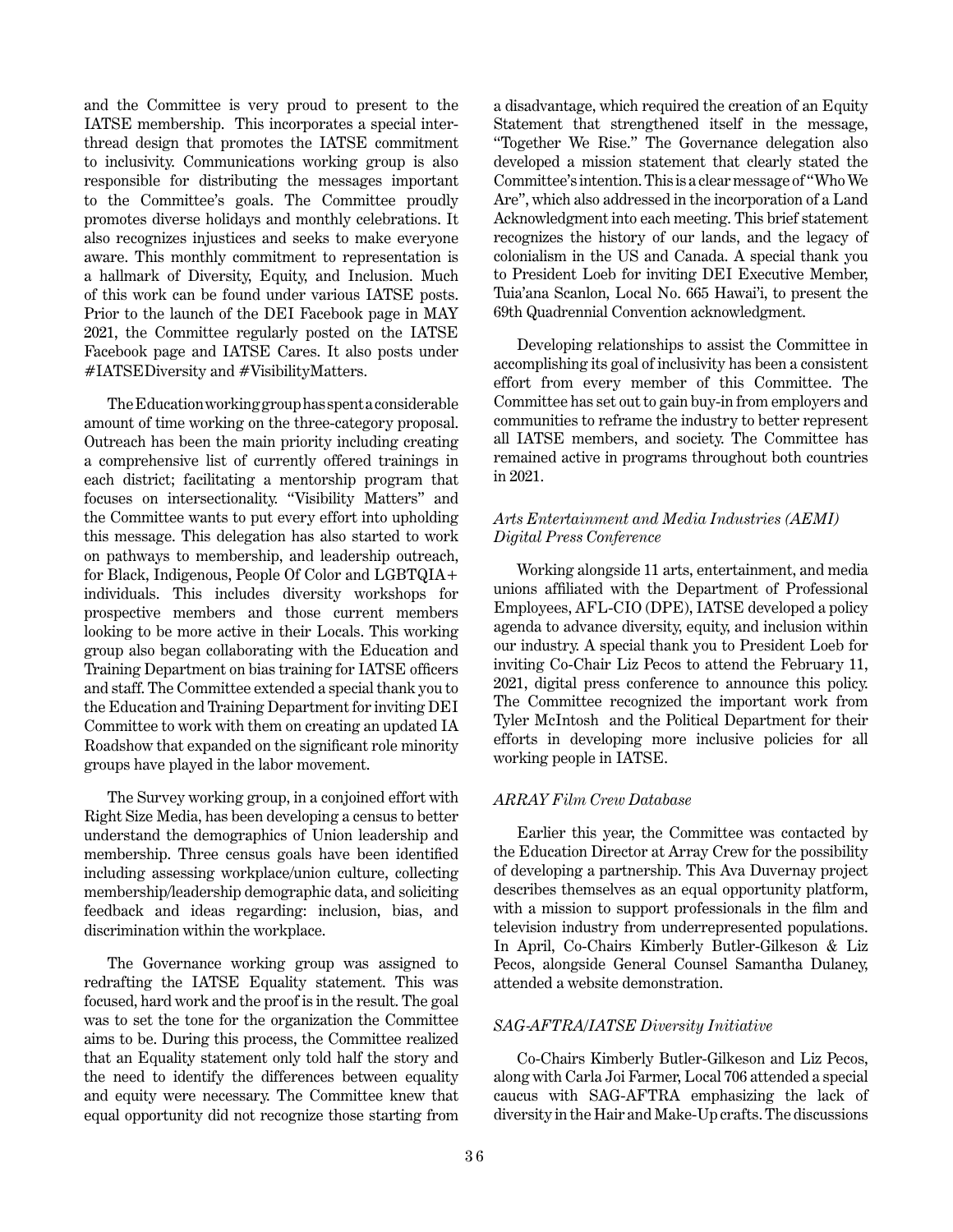and the Committee is very proud to present to the IATSE membership. This incorporates a special inter-thread design that promotes the IATSE commitment to inclusivity. Communications working group is also responsible for distributing the messages important to the Committee's goals. The Committee proudly promotes diverse holidays and monthly celebrations. It also recognizes injustices and seeks to make everyone aware. This monthly commitment to representation is a hallmark of Diversity, Equity, and Inclusion. Much of this work can be found under various IATSE posts. Prior to the launch of the DEI Facebook page in MAY 2021, the Committee regularly posted on the IATSE Facebook page and IATSE Cares. It also posts under #IATSEDiversity and #VisibilityMatters.

The Education working group has spent a considerable amount of time working on the three-category proposal. Outreach has been the main priority including creating a comprehensive list of currently offered trainings in each district; facilitating a mentorship program that focuses on intersectionality. "Visibility Matters" and the Committee wants to put every effort into upholding this message. This delegation has also started to work on pathways to membership, and leadership outreach, for Black, Indigenous, People Of Color and LGBTQIA+ individuals. This includes diversity workshops for prospective members and those current members looking to be more active in their Locals. This working group also began collaborating with the Education and Training Department on bias training for IATSE officers and staff. The Committee extended a special thank you to the Education and Training Department for inviting DEI Committee to work with them on creating an updated IA Roadshow that expanded on the significant role minority groups have played in the labor movement.

The Survey working group, in a conjoined effort with Right Size Media, has been developing a census to better understand the demographics of Union leadership and membership. Three census goals have been identified including assessing workplace/union culture, collecting membership/leadership demographic data, and soliciting feedback and ideas regarding: inclusion, bias, and discrimination within the workplace.

The Governance working group was assigned to redrafting the IATSE Equality statement. This was focused, hard work and the proof is in the result. The goal was to set the tone for the organization the Committee aims to be. During this process, the Committee realized that an Equality statement only told half the story and the need to identify the differences between equality and equity were necessary. The Committee knew that equal opportunity did not recognize those starting from a disadvantage, which required the creation of an Equity Statement that strengthened itself in the message, "Together We Rise." The Governance delegation also developed a mission statement that clearly stated the Committee's intention. This is a clear message of "Who We Are", which also addressed in the incorporation of a Land Acknowledgment into each meeting. This brief statement recognizes the history of our lands, and the legacy of colonialism in the US and Canada. A special thank you to President Loeb for inviting DEI Executive Member, Tuia'ana Scanlon, Local No. 665 Hawai'i, to present the 69th Quadrennial Convention acknowledgment.

Developing relationships to assist the Committee in accomplishing its goal of inclusivity has been a consistent effort from every member of this Committee. The Committee has set out to gain buy-in from employers and communities to reframe the industry to better represent all IATSE members, and society. The Committee has remained active in programs throughout both countries in 2021.

*Arts Entertainment and Media Industries (AEMI) Digital Press Conference*

Working alongside 11 arts, entertainment, and media unions affiliated with the Department of Professional Employees, AFL-CIO (DPE), IATSE developed a policy agenda to advance diversity, equity, and inclusion within our industry. A special thank you to President Loeb for inviting Co-Chair Liz Pecos to attend the February 11, 2021, digital press conference to announce this policy. The Committee recognized the important work from Tyler McIntosh and the Political Department for their efforts in developing more inclusive policies for all working people in IATSE.

*ARRAY Film Crew Database*

Earlier this year, the Committee was contacted by the Education Director at Array Crew for the possibility of developing a partnership. This Ava Duvernay project describes themselves as an equal opportunity platform, with a mission to support professionals in the film and television industry from underrepresented populations. In April, Co-Chairs Kimberly Butler-Gilkeson & Liz Pecos, alongside General Counsel Samantha Dulaney, attended a website demonstration.

*SAG-AFTRA/IATSE Diversity Initiative*

Co-Chairs Kimberly Butler-Gilkeson and Liz Pecos, along with Carla Joi Farmer, Local 706 attended a special caucus with SAG-AFTRA emphasizing the lack of diversity in the Hair and Make-Up crafts. The discussions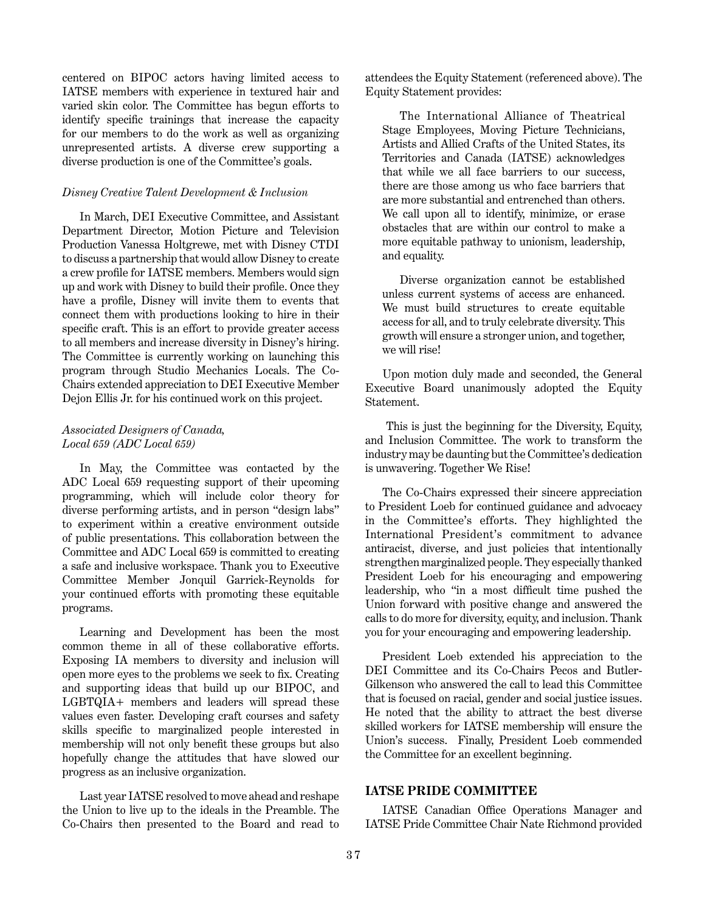centered on BIPOC actors having limited access to IATSE members with experience in textured hair and varied skin color. The Committee has begun efforts to identify specific trainings that increase the capacity for our members to do the work as well as organizing unrepresented artists. A diverse crew supporting a diverse production is one of the Committee's goals.

*Disney Creative Talent Development & Inclusion*

In March, DEI Executive Committee, and Assistant Department Director, Motion Picture and Television Production Vanessa Holtgrewe, met with Disney CTDI to discuss a partnership that would allow Disney to create a crew profile for IATSE members. Members would sign up and work with Disney to build their profile. Once they have a profile, Disney will invite them to events that connect them with productions looking to hire in their specific craft. This is an effort to provide greater access to all members and increase diversity in Disney's hiring. The Committee is currently working on launching this program through Studio Mechanics Locals. The Co-Chairs extended appreciation to DEI Executive Member Dejon Ellis Jr. for his continued work on this project.

*Associated Designers of Canada, Local 659 (ADC Local 659)*

In May, the Committee was contacted by the ADC Local 659 requesting support of their upcoming programming, which will include color theory for diverse performing artists, and in person "design labs" to experiment within a creative environment outside of public presentations. This collaboration between the Committee and ADC Local 659 is committed to creating a safe and inclusive workspace. Thank you to Executive Committee Member Jonquil Garrick-Reynolds for your continued efforts with promoting these equitable programs.

Learning and Development has been the most common theme in all of these collaborative efforts. Exposing IA members to diversity and inclusion will open more eyes to the problems we seek to fix. Creating and supporting ideas that build up our BIPOC, and LGBTQIA+ members and leaders will spread these values even faster. Developing craft courses and safety skills specific to marginalized people interested in membership will not only benefit these groups but also hopefully change the attitudes that have slowed our progress as an inclusive organization.

Last year IATSE resolved to move ahead and reshape the Union to live up to the ideals in the Preamble. The Co-Chairs then presented to the Board and read to attendees the Equity Statement (referenced above). The Equity Statement provides:

> The International Alliance of Theatrical Stage Employees, Moving Picture Technicians, Artists and Allied Crafts of the United States, its Territories and Canada (IATSE) acknowledges that while we all face barriers to our success, there are those among us who face barriers that are more substantial and entrenched than others. We call upon all to identify, minimize, or erase obstacles that are within our control to make a more equitable pathway to unionism, leadership, and equality.
>
> Diverse organization cannot be established unless current systems of access are enhanced. We must build structures to create equitable access for all, and to truly celebrate diversity. This growth will ensure a stronger union, and together, we will rise!

Upon motion duly made and seconded, the General Executive Board unanimously adopted the Equity Statement.

This is just the beginning for the Diversity, Equity, and Inclusion Committee. The work to transform the industry may be daunting but the Committee's dedication is unwavering. Together We Rise!

The Co-Chairs expressed their sincere appreciation to President Loeb for continued guidance and advocacy in the Committee's efforts. They highlighted the International President's commitment to advance antiracist, diverse, and just policies that intentionally strengthen marginalized people. They especially thanked President Loeb for his encouraging and empowering leadership, who "in a most difficult time pushed the Union forward with positive change and answered the calls to do more for diversity, equity, and inclusion. Thank you for your encouraging and empowering leadership.

President Loeb extended his appreciation to the DEI Committee and its Co-Chairs Pecos and Butler-Gilkenson who answered the call to lead this Committee that is focused on racial, gender and social justice issues. He noted that the ability to attract the best diverse skilled workers for IATSE membership will ensure the Union's success. Finally, President Loeb commended the Committee for an excellent beginning.

## IATSE PRIDE COMMITTEE

IATSE Canadian Office Operations Manager and IATSE Pride Committee Chair Nate Richmond provided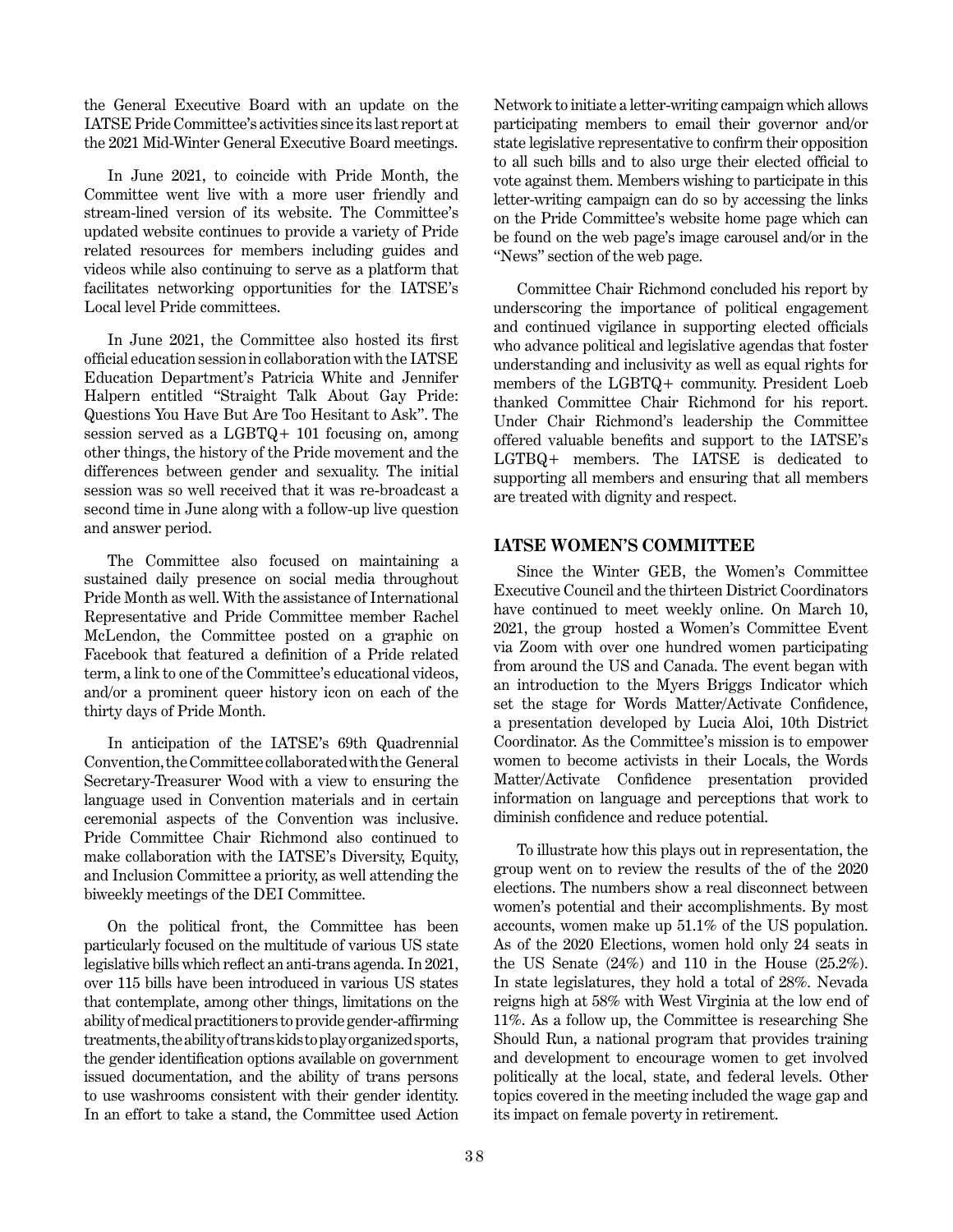the General Executive Board with an update on the IATSE Pride Committee's activities since its last report at the 2021 Mid-Winter General Executive Board meetings.

In June 2021, to coincide with Pride Month, the Committee went live with a more user friendly and stream-lined version of its website. The Committee's updated website continues to provide a variety of Pride related resources for members including guides and videos while also continuing to serve as a platform that facilitates networking opportunities for the IATSE's Local level Pride committees.

In June 2021, the Committee also hosted its first official education session in collaboration with the IATSE Education Department's Patricia White and Jennifer Halpern entitled "Straight Talk About Gay Pride: Questions You Have But Are Too Hesitant to Ask". The session served as a LGBTQ+ 101 focusing on, among other things, the history of the Pride movement and the differences between gender and sexuality. The initial session was so well received that it was re-broadcast a second time in June along with a follow-up live question and answer period.

The Committee also focused on maintaining a sustained daily presence on social media throughout Pride Month as well. With the assistance of International Representative and Pride Committee member Rachel McLendon, the Committee posted on a graphic on Facebook that featured a definition of a Pride related term, a link to one of the Committee's educational videos, and/or a prominent queer history icon on each of the thirty days of Pride Month.

In anticipation of the IATSE's 69th Quadrennial Convention, the Committee collaborated with the General Secretary-Treasurer Wood with a view to ensuring the language used in Convention materials and in certain ceremonial aspects of the Convention was inclusive. Pride Committee Chair Richmond also continued to make collaboration with the IATSE's Diversity, Equity, and Inclusion Committee a priority, as well attending the biweekly meetings of the DEI Committee.

On the political front, the Committee has been particularly focused on the multitude of various US state legislative bills which reflect an anti-trans agenda. In 2021, over 115 bills have been introduced in various US states that contemplate, among other things, limitations on the ability of medical practitioners to provide gender-affirming treatments, the ability of trans kids to play organized sports, the gender identification options available on government issued documentation, and the ability of trans persons to use washrooms consistent with their gender identity. In an effort to take a stand, the Committee used Action Network to initiate a letter-writing campaign which allows participating members to email their governor and/or state legislative representative to confirm their opposition to all such bills and to also urge their elected official to vote against them. Members wishing to participate in this letter-writing campaign can do so by accessing the links on the Pride Committee's website home page which can be found on the web page's image carousel and/or in the "News" section of the web page.

Committee Chair Richmond concluded his report by underscoring the importance of political engagement and continued vigilance in supporting elected officials who advance political and legislative agendas that foster understanding and inclusivity as well as equal rights for members of the LGBTQ+ community. President Loeb thanked Committee Chair Richmond for his report. Under Chair Richmond's leadership the Committee offered valuable benefits and support to the IATSE's LGTBQ+ members. The IATSE is dedicated to supporting all members and ensuring that all members are treated with dignity and respect.

## IATSE WOMEN'S COMMITTEE

Since the Winter GEB, the Women's Committee Executive Council and the thirteen District Coordinators have continued to meet weekly online. On March 10, 2021, the group hosted a Women's Committee Event via Zoom with over one hundred women participating from around the US and Canada. The event began with an introduction to the Myers Briggs Indicator which set the stage for Words Matter/Activate Confidence, a presentation developed by Lucia Aloi, 10th District Coordinator. As the Committee's mission is to empower women to become activists in their Locals, the Words Matter/Activate Confidence presentation provided information on language and perceptions that work to diminish confidence and reduce potential.

To illustrate how this plays out in representation, the group went on to review the results of the of the 2020 elections. The numbers show a real disconnect between women's potential and their accomplishments. By most accounts, women make up 51.1% of the US population. As of the 2020 Elections, women hold only 24 seats in the US Senate (24%) and 110 in the House (25.2%). In state legislatures, they hold a total of 28%. Nevada reigns high at 58% with West Virginia at the low end of 11%. As a follow up, the Committee is researching She Should Run, a national program that provides training and development to encourage women to get involved politically at the local, state, and federal levels. Other topics covered in the meeting included the wage gap and its impact on female poverty in retirement.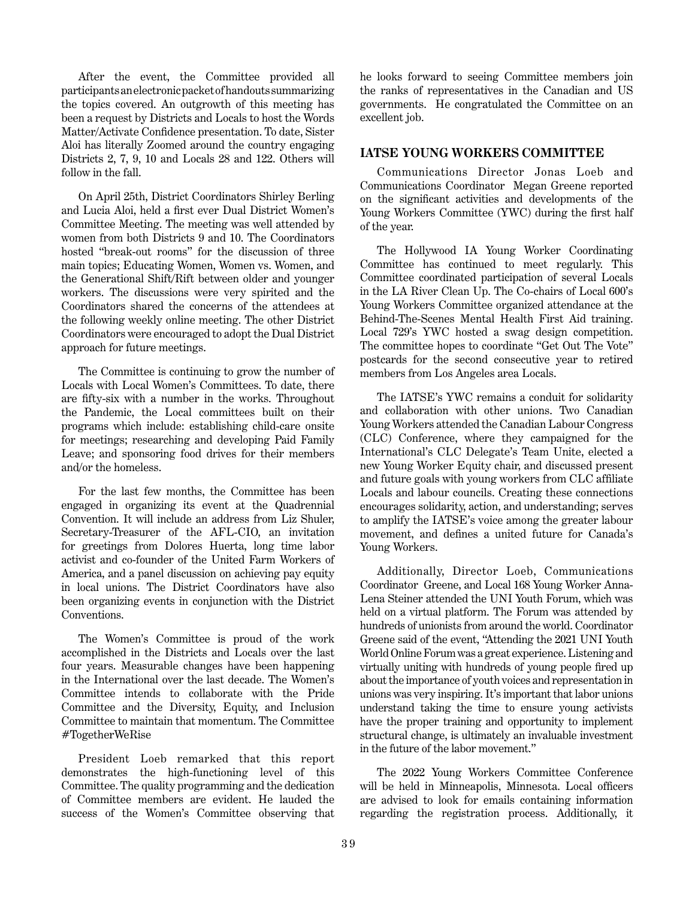After the event, the Committee provided all participants an electronic packet of handouts summarizing the topics covered. An outgrowth of this meeting has been a request by Districts and Locals to host the Words Matter/Activate Confidence presentation. To date, Sister Aloi has literally Zoomed around the country engaging Districts 2, 7, 9, 10 and Locals 28 and 122. Others will follow in the fall.

On April 25th, District Coordinators Shirley Berling and Lucia Aloi, held a first ever Dual District Women's Committee Meeting. The meeting was well attended by women from both Districts 9 and 10. The Coordinators hosted "break-out rooms" for the discussion of three main topics; Educating Women, Women vs. Women, and the Generational Shift/Rift between older and younger workers. The discussions were very spirited and the Coordinators shared the concerns of the attendees at the following weekly online meeting. The other District Coordinators were encouraged to adopt the Dual District approach for future meetings.

The Committee is continuing to grow the number of Locals with Local Women's Committees. To date, there are fifty-six with a number in the works. Throughout the Pandemic, the Local committees built on their programs which include: establishing child-care onsite for meetings; researching and developing Paid Family Leave; and sponsoring food drives for their members and/or the homeless.

For the last few months, the Committee has been engaged in organizing its event at the Quadrennial Convention. It will include an address from Liz Shuler, Secretary-Treasurer of the AFL-CIO, an invitation for greetings from Dolores Huerta, long time labor activist and co-founder of the United Farm Workers of America, and a panel discussion on achieving pay equity in local unions. The District Coordinators have also been organizing events in conjunction with the District Conventions.

The Women's Committee is proud of the work accomplished in the Districts and Locals over the last four years. Measurable changes have been happening in the International over the last decade. The Women's Committee intends to collaborate with the Pride Committee and the Diversity, Equity, and Inclusion Committee to maintain that momentum. The Committee #TogetherWeRise

President Loeb remarked that this report demonstrates the high-functioning level of this Committee. The quality programming and the dedication of Committee members are evident. He lauded the success of the Women's Committee observing that he looks forward to seeing Committee members join the ranks of representatives in the Canadian and US governments. He congratulated the Committee on an excellent job.

## IATSE YOUNG WORKERS COMMITTEE

Communications Director Jonas Loeb and Communications Coordinator Megan Greene reported on the significant activities and developments of the Young Workers Committee (YWC) during the first half of the year.

The Hollywood IA Young Worker Coordinating Committee has continued to meet regularly. This Committee coordinated participation of several Locals in the LA River Clean Up. The Co-chairs of Local 600's Young Workers Committee organized attendance at the Behind-The-Scenes Mental Health First Aid training. Local 729's YWC hosted a swag design competition. The committee hopes to coordinate "Get Out The Vote" postcards for the second consecutive year to retired members from Los Angeles area Locals.

The IATSE's YWC remains a conduit for solidarity and collaboration with other unions. Two Canadian Young Workers attended the Canadian Labour Congress (CLC) Conference, where they campaigned for the International's CLC Delegate's Team Unite, elected a new Young Worker Equity chair, and discussed present and future goals with young workers from CLC affiliate Locals and labour councils. Creating these connections encourages solidarity, action, and understanding; serves to amplify the IATSE's voice among the greater labour movement, and defines a united future for Canada's Young Workers.

Additionally, Director Loeb, Communications Coordinator Greene, and Local 168 Young Worker Anna-Lena Steiner attended the UNI Youth Forum, which was held on a virtual platform. The Forum was attended by hundreds of unionists from around the world. Coordinator Greene said of the event, "Attending the 2021 UNI Youth World Online Forum was a great experience. Listening and virtually uniting with hundreds of young people fired up about the importance of youth voices and representation in unions was very inspiring. It's important that labor unions understand taking the time to ensure young activists have the proper training and opportunity to implement structural change, is ultimately an invaluable investment in the future of the labor movement."

The 2022 Young Workers Committee Conference will be held in Minneapolis, Minnesota. Local officers are advised to look for emails containing information regarding the registration process. Additionally, it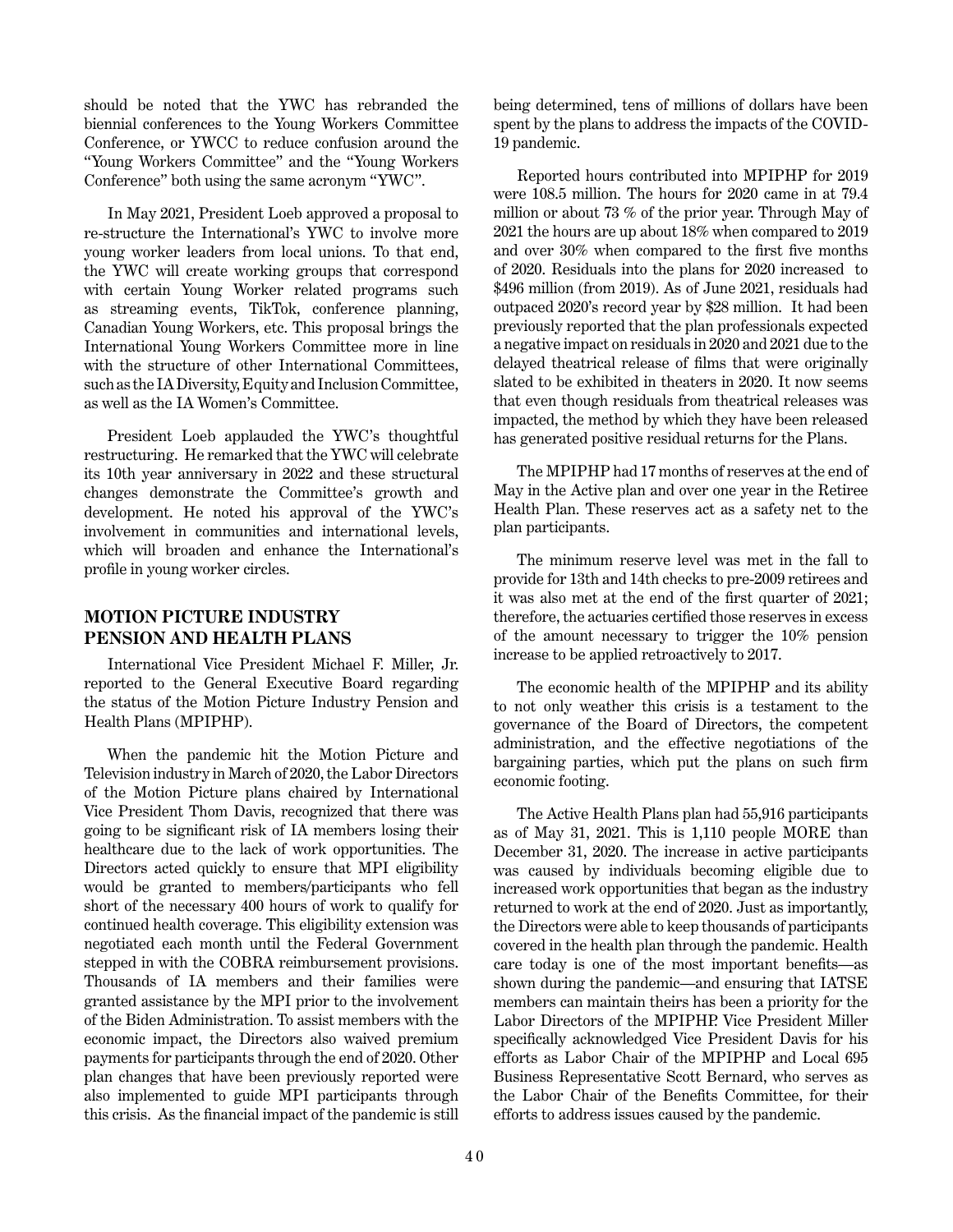should be noted that the YWC has rebranded the biennial conferences to the Young Workers Committee Conference, or YWCC to reduce confusion around the "Young Workers Committee" and the "Young Workers Conference" both using the same acronym "YWC".

In May 2021, President Loeb approved a proposal to re-structure the International's YWC to involve more young worker leaders from local unions. To that end, the YWC will create working groups that correspond with certain Young Worker related programs such as streaming events, TikTok, conference planning, Canadian Young Workers, etc. This proposal brings the International Young Workers Committee more in line with the structure of other International Committees, such as the IA Diversity, Equity and Inclusion Committee, as well as the IA Women's Committee.

President Loeb applauded the YWC's thoughtful restructuring. He remarked that the YWC will celebrate its 10th year anniversary in 2022 and these structural changes demonstrate the Committee's growth and development. He noted his approval of the YWC's involvement in communities and international levels, which will broaden and enhance the International's profile in young worker circles.

## MOTION PICTURE INDUSTRY PENSION AND HEALTH PLANS

International Vice President Michael F. Miller, Jr. reported to the General Executive Board regarding the status of the Motion Picture Industry Pension and Health Plans (MPIPHP).

When the pandemic hit the Motion Picture and Television industry in March of 2020, the Labor Directors of the Motion Picture plans chaired by International Vice President Thom Davis, recognized that there was going to be significant risk of IA members losing their healthcare due to the lack of work opportunities. The Directors acted quickly to ensure that MPI eligibility would be granted to members/participants who fell short of the necessary 400 hours of work to qualify for continued health coverage. This eligibility extension was negotiated each month until the Federal Government stepped in with the COBRA reimbursement provisions. Thousands of IA members and their families were granted assistance by the MPI prior to the involvement of the Biden Administration. To assist members with the economic impact, the Directors also waived premium payments for participants through the end of 2020. Other plan changes that have been previously reported were also implemented to guide MPI participants through this crisis. As the financial impact of the pandemic is still being determined, tens of millions of dollars have been spent by the plans to address the impacts of the COVID-19 pandemic.

Reported hours contributed into MPIPHP for 2019 were 108.5 million. The hours for 2020 came in at 79.4 million or about 73 % of the prior year. Through May of 2021 the hours are up about 18% when compared to 2019 and over 30% when compared to the first five months of 2020. Residuals into the plans for 2020 increased to $496 million (from 2019). As of June 2021, residuals had outpaced 2020's record year by $28 million. It had been previously reported that the plan professionals expected a negative impact on residuals in 2020 and 2021 due to the delayed theatrical release of films that were originally slated to be exhibited in theaters in 2020. It now seems that even though residuals from theatrical releases was impacted, the method by which they have been released has generated positive residual returns for the Plans.

The MPIPHP had 17 months of reserves at the end of May in the Active plan and over one year in the Retiree Health Plan. These reserves act as a safety net to the plan participants.

The minimum reserve level was met in the fall to provide for 13th and 14th checks to pre-2009 retirees and it was also met at the end of the first quarter of 2021; therefore, the actuaries certified those reserves in excess of the amount necessary to trigger the 10% pension increase to be applied retroactively to 2017.

The economic health of the MPIPHP and its ability to not only weather this crisis is a testament to the governance of the Board of Directors, the competent administration, and the effective negotiations of the bargaining parties, which put the plans on such firm economic footing.

The Active Health Plans plan had 55,916 participants as of May 31, 2021. This is 1,110 people MORE than December 31, 2020. The increase in active participants was caused by individuals becoming eligible due to increased work opportunities that began as the industry returned to work at the end of 2020. Just as importantly, the Directors were able to keep thousands of participants covered in the health plan through the pandemic. Health care today is one of the most important benefits—as shown during the pandemic—and ensuring that IATSE members can maintain theirs has been a priority for the Labor Directors of the MPIPHP. Vice President Miller specifically acknowledged Vice President Davis for his efforts as Labor Chair of the MPIPHP and Local 695 Business Representative Scott Bernard, who serves as the Labor Chair of the Benefits Committee, for their efforts to address issues caused by the pandemic.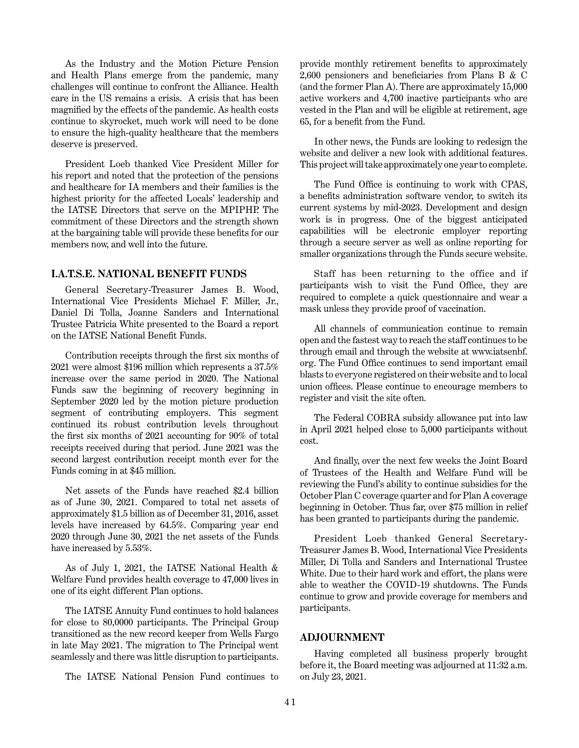As the Industry and the Motion Picture Pension and Health Plans emerge from the pandemic, many challenges will continue to confront the Alliance. Health care in the US remains a crisis. A crisis that has been magnified by the effects of the pandemic. As health costs continue to skyrocket, much work will need to be done to ensure the high-quality healthcare that the members deserve is preserved.

President Loeb thanked Vice President Miller for his report and noted that the protection of the pensions and healthcare for IA members and their families is the highest priority for the affected Locals' leadership and the IATSE Directors that serve on the MPIPHP. The commitment of these Directors and the strength shown at the bargaining table will provide these benefits for our members now, and well into the future.

## I.A.T.S.E. NATIONAL BENEFIT FUNDS

General Secretary-Treasurer James B. Wood, International Vice Presidents Michael F. Miller, Jr., Daniel Di Tolla, Joanne Sanders and International Trustee Patricia White presented to the Board a report on the IATSE National Benefit Funds.

Contribution receipts through the first six months of 2021 were almost $196 million which represents a 37.5% increase over the same period in 2020. The National Funds saw the beginning of recovery beginning in September 2020 led by the motion picture production segment of contributing employers. This segment continued its robust contribution levels throughout the first six months of 2021 accounting for 90% of total receipts received during that period. June 2021 was the second largest contribution receipt month ever for the Funds coming in at $45 million.

Net assets of the Funds have reached $2.4 billion as of June 30, 2021. Compared to total net assets of approximately $1.5 billion as of December 31, 2016, asset levels have increased by 64.5%. Comparing year end 2020 through June 30, 2021 the net assets of the Funds have increased by 5.53%.

As of July 1, 2021, the IATSE National Health & Welfare Fund provides health coverage to 47,000 lives in one of its eight different Plan options.

The IATSE Annuity Fund continues to hold balances for close to 80,0000 participants. The Principal Group transitioned as the new record keeper from Wells Fargo in late May 2021. The migration to The Principal went seamlessly and there was little disruption to participants.

The IATSE National Pension Fund continues to provide monthly retirement benefits to approximately 2,600 pensioners and beneficiaries from Plans B & C (and the former Plan A). There are approximately 15,000 active workers and 4,700 inactive participants who are vested in the Plan and will be eligible at retirement, age 65, for a benefit from the Fund.

In other news, the Funds are looking to redesign the website and deliver a new look with additional features. This project will take approximately one year to complete.

The Fund Office is continuing to work with CPAS, a benefits administration software vendor, to switch its current systems by mid-2023. Development and design work is in progress. One of the biggest anticipated capabilities will be electronic employer reporting through a secure server as well as online reporting for smaller organizations through the Funds secure website.

Staff has been returning to the office and if participants wish to visit the Fund Office, they are required to complete a quick questionnaire and wear a mask unless they provide proof of vaccination.

All channels of communication continue to remain open and the fastest way to reach the staff continues to be through email and through the website at www.iatsenbf.org. The Fund Office continues to send important email blasts to everyone registered on their website and to local union offices. Please continue to encourage members to register and visit the site often.

The Federal COBRA subsidy allowance put into law in April 2021 helped close to 5,000 participants without cost.

And finally, over the next few weeks the Joint Board of Trustees of the Health and Welfare Fund will be reviewing the Fund's ability to continue subsidies for the October Plan C coverage quarter and for Plan A coverage beginning in October. Thus far, over $75 million in relief has been granted to participants during the pandemic.

President Loeb thanked General Secretary-Treasurer James B. Wood, International Vice Presidents Miller, Di Tolla and Sanders and International Trustee White. Due to their hard work and effort, the plans were able to weather the COVID-19 shutdowns. The Funds continue to grow and provide coverage for members and participants.

## ADJOURNMENT

Having completed all business properly brought before it, the Board meeting was adjourned at 11:32 a.m. on July 23, 2021.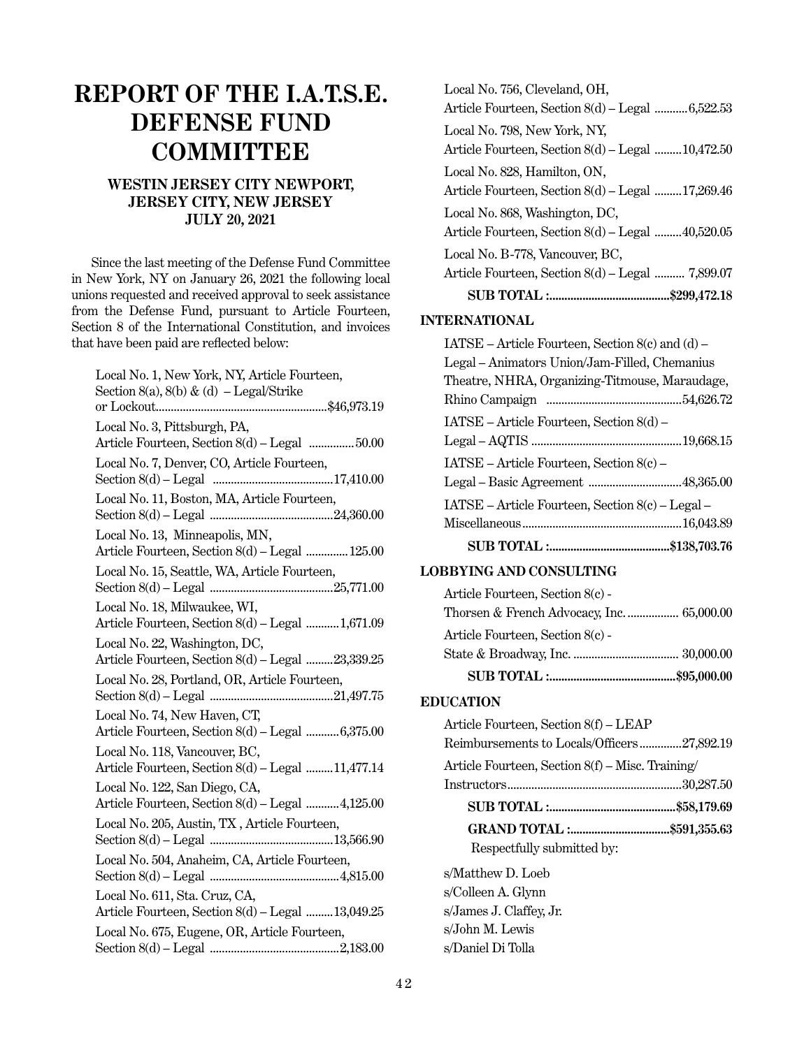# REPORT OF THE I.A.T.S.E. DEFENSE FUND COMMITTEE

### WESTIN JERSEY CITY NEWPORT, JERSEY CITY, NEW JERSEY JULY 20, 2021

Since the last meeting of the Defense Fund Committee in New York, NY on January 26, 2021 the following local unions requested and received approval to seek assistance from the Defense Fund, pursuant to Article Fourteen, Section 8 of the International Constitution, and invoices that have been paid are reflected below:

| | |
|---|---|
| Local No. 1, New York, NY, Article Fourteen, Section 8(a), 8(b) & (d) – Legal/Strike or Lockout | $46,973.19 |
| Local No. 3, Pittsburgh, PA, Article Fourteen, Section 8(d) – Legal | 50.00 |
| Local No. 7, Denver, CO, Article Fourteen, Section 8(d) – Legal | 17,410.00 |
| Local No. 11, Boston, MA, Article Fourteen, Section 8(d) – Legal | 24,360.00 |
| Local No. 13, Minneapolis, MN, Article Fourteen, Section 8(d) – Legal | 125.00 |
| Local No. 15, Seattle, WA, Article Fourteen, Section 8(d) – Legal | 25,771.00 |
| Local No. 18, Milwaukee, WI, Article Fourteen, Section 8(d) – Legal | 1,671.09 |
| Local No. 22, Washington, DC, Article Fourteen, Section 8(d) – Legal | 23,339.25 |
| Local No. 28, Portland, OR, Article Fourteen, Section 8(d) – Legal | 21,497.75 |
| Local No. 74, New Haven, CT, Article Fourteen, Section 8(d) – Legal | 6,375.00 |
| Local No. 118, Vancouver, BC, Article Fourteen, Section 8(d) – Legal | 11,477.14 |
| Local No. 122, San Diego, CA, Article Fourteen, Section 8(d) – Legal | 4,125.00 |
| Local No. 205, Austin, TX , Article Fourteen, Section 8(d) – Legal | 13,566.90 |
| Local No. 504, Anaheim, CA, Article Fourteen, Section 8(d) – Legal | 4,815.00 |
| Local No. 611, Sta. Cruz, CA, Article Fourteen, Section 8(d) – Legal | 13,049.25 |
| Local No. 675, Eugene, OR, Article Fourteen, Section 8(d) – Legal | 2,183.00 |
| Local No. 756, Cleveland, OH, Article Fourteen, Section 8(d) – Legal | 6,522.53 |
| Local No. 798, New York, NY, Article Fourteen, Section 8(d) – Legal | 10,472.50 |
| Local No. 828, Hamilton, ON, Article Fourteen, Section 8(d) – Legal | 17,269.46 |
| Local No. 868, Washington, DC, Article Fourteen, Section 8(d) – Legal | 40,520.05 |
| Local No. B-778, Vancouver, BC, Article Fourteen, Section 8(d) – Legal | 7,899.07 |
| **SUB TOTAL :** | **$299,472.18** |

**INTERNATIONAL**

| | |
|---|---|
| IATSE – Article Fourteen, Section 8(c) and (d) – Legal – Animators Union/Jam-Filled, Chemanius Theatre, NHRA, Organizing-Titmouse, Maraudage, Rhino Campaign | 54,626.72 |
| IATSE – Article Fourteen, Section 8(d) – Legal – AQTIS | 19,668.15 |
| IATSE – Article Fourteen, Section 8(c) – Legal – Basic Agreement | 48,365.00 |
| IATSE – Article Fourteen, Section 8(c) – Legal – Miscellaneous | 16,043.89 |
| **SUB TOTAL :** | **$138,703.76** |

**LOBBYING AND CONSULTING**

| | |
|---|---|
| Article Fourteen, Section 8(c) - Thorsen & French Advocacy, Inc. | 65,000.00 |
| Article Fourteen, Section 8(c) - State & Broadway, Inc. | 30,000.00 |
| **SUB TOTAL :** | **$95,000.00** |

**EDUCATION**

| | |
|---|---|
| Article Fourteen, Section 8(f) – LEAP Reimbursements to Locals/Officers | 27,892.19 |
| Article Fourteen, Section 8(f) – Misc. Training/ Instructors | 30,287.50 |
| **SUB TOTAL :** | **$58,179.69** |
| **GRAND TOTAL :** | **$591,355.63** |

Respectfully submitted by:

s/Matthew D. Loeb
s/Colleen A. Glynn
s/James J. Claffey, Jr.
s/John M. Lewis
s/Daniel Di Tolla